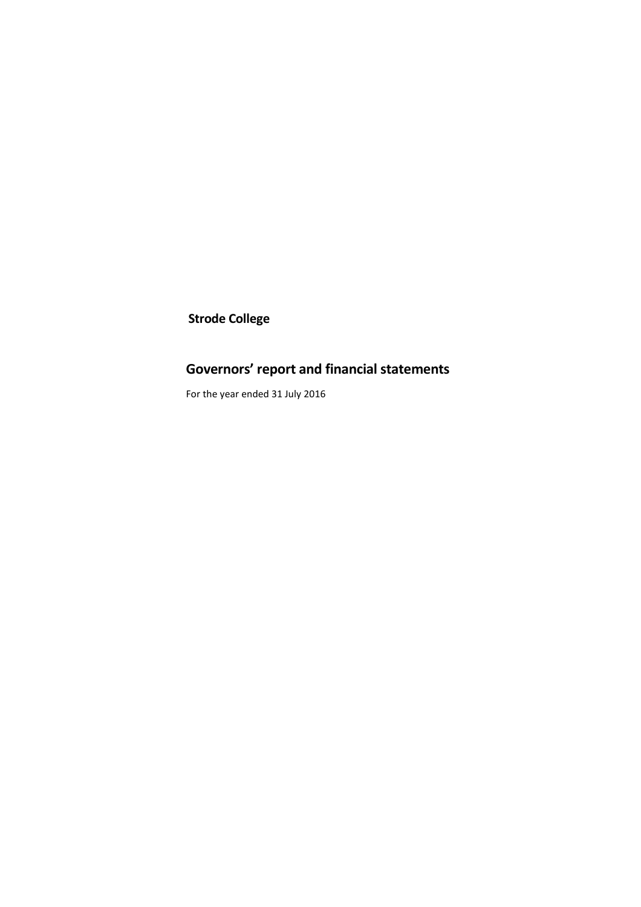**Strode College**

# Governors' report and financial statements

For the year ended 31 July 2016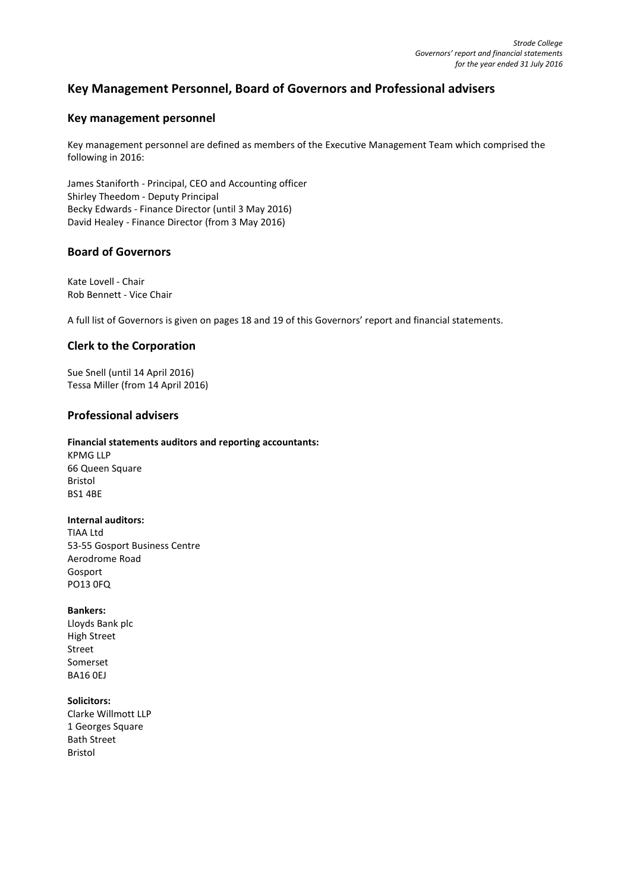# Key Management Personnel, Board of Governors and Professional advisers

## Key management personnel

Key management personnel are defined as members of the Executive Management Team which comprised the following in 2016:

James Staniforth - Principal, CEO and Accounting officer
Shirley Theedom - Deputy Principal
Becky Edwards - Finance Director (until 3 May 2016)
David Healey - Finance Director (from 3 May 2016)

## Board of Governors

Kate Lovell - Chair
Rob Bennett - Vice Chair

A full list of Governors is given on pages 18 and 19 of this Governors' report and financial statements.

## Clerk to the Corporation

Sue Snell (until 14 April 2016)
Tessa Miller (from 14 April 2016)

## Professional advisers

**Financial statements auditors and reporting accountants:**
KPMG LLP
66 Queen Square
Bristol
BS1 4BE

**Internal auditors:**
TIAA Ltd
53-55 Gosport Business Centre
Aerodrome Road
Gosport
PO13 0FQ

**Bankers:**
Lloyds Bank plc
High Street
Street
Somerset
BA16 0EJ

**Solicitors:**
Clarke Willmott LLP
1 Georges Square
Bath Street
Bristol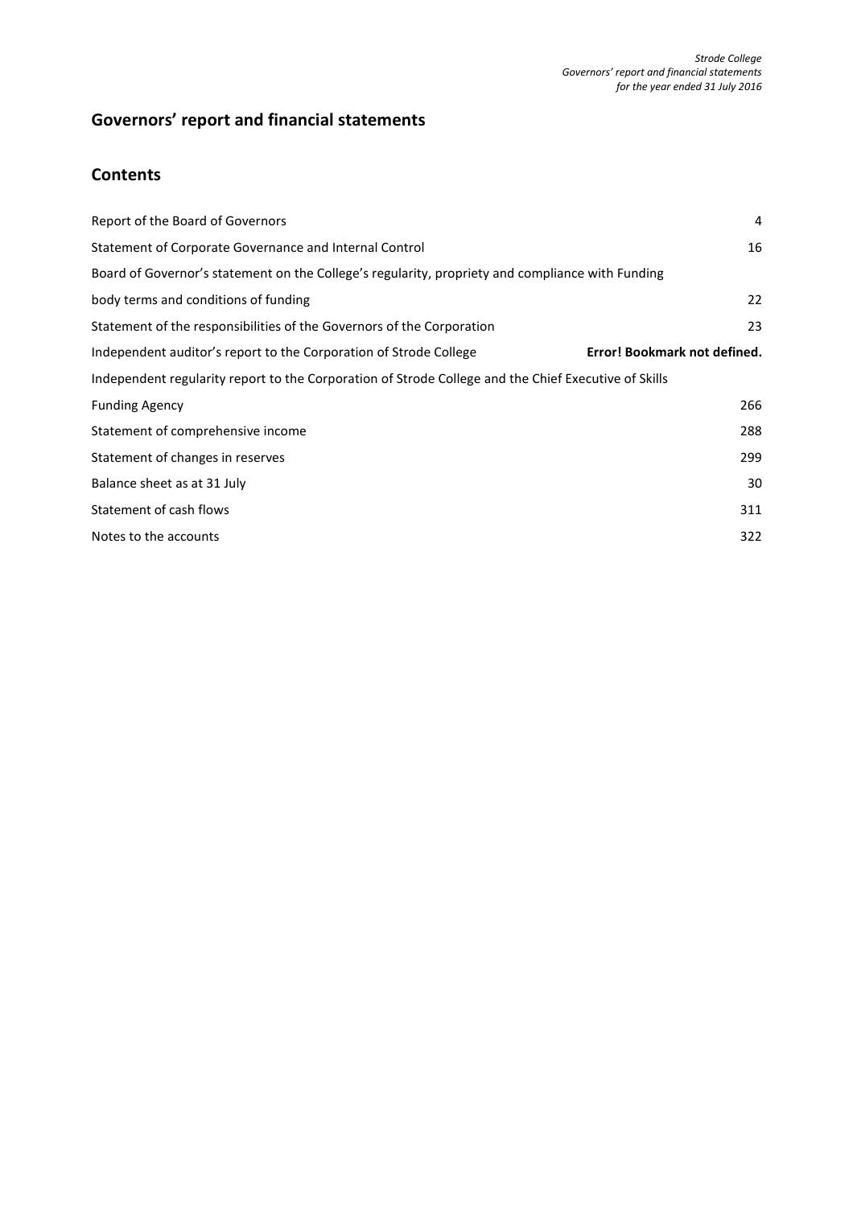# Governors' report and financial statements

## Contents

| | |
|---|---|
| Report of the Board of Governors | 4 |
| Statement of Corporate Governance and Internal Control | 16 |
| Board of Governor's statement on the College's regularity, propriety and compliance with Funding body terms and conditions of funding | 22 |
| Statement of the responsibilities of the Governors of the Corporation | 23 |
| Independent auditor's report to the Corporation of Strode College | **Error! Bookmark not defined.** |
| Independent regularity report to the Corporation of Strode College and the Chief Executive of Skills Funding Agency | 266 |
| Statement of comprehensive income | 288 |
| Statement of changes in reserves | 299 |
| Balance sheet as at 31 July | 30 |
| Statement of cash flows | 311 |
| Notes to the accounts | 322 |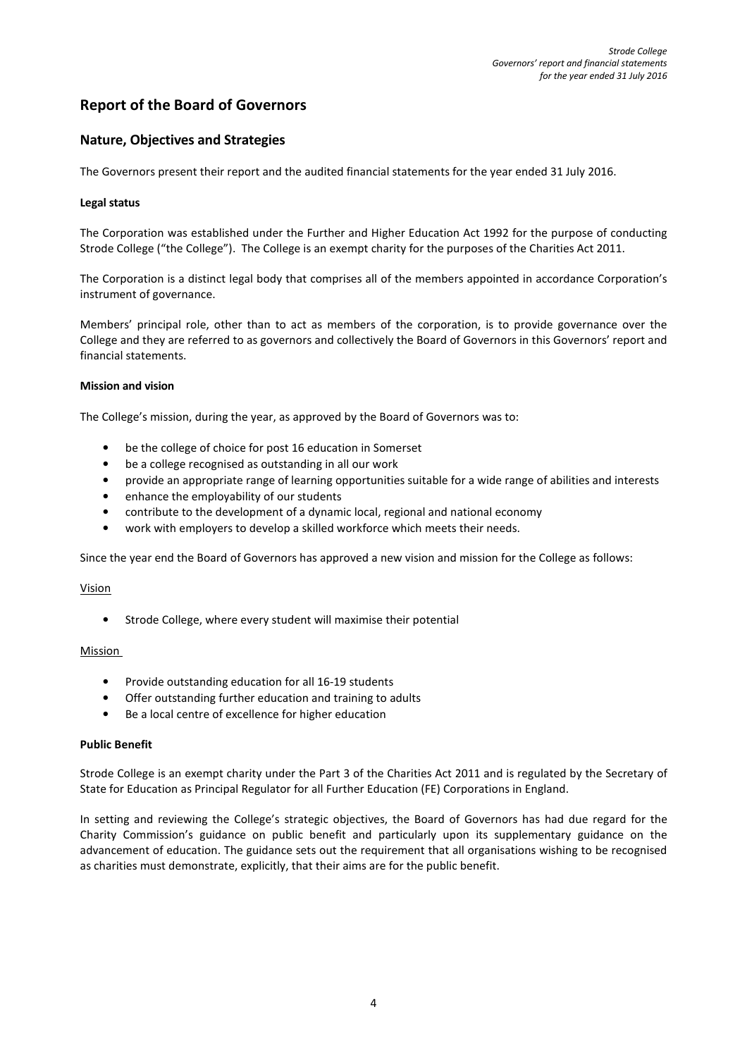# Report of the Board of Governors

## Nature, Objectives and Strategies

The Governors present their report and the audited financial statements for the year ended 31 July 2016.

**Legal status**

The Corporation was established under the Further and Higher Education Act 1992 for the purpose of conducting Strode College ("the College"). The College is an exempt charity for the purposes of the Charities Act 2011.

The Corporation is a distinct legal body that comprises all of the members appointed in accordance Corporation's instrument of governance.

Members' principal role, other than to act as members of the corporation, is to provide governance over the College and they are referred to as governors and collectively the Board of Governors in this Governors' report and financial statements.

**Mission and vision**

The College's mission, during the year, as approved by the Board of Governors was to:

- be the college of choice for post 16 education in Somerset
- be a college recognised as outstanding in all our work
- provide an appropriate range of learning opportunities suitable for a wide range of abilities and interests
- enhance the employability of our students
- contribute to the development of a dynamic local, regional and national economy
- work with employers to develop a skilled workforce which meets their needs.

Since the year end the Board of Governors has approved a new vision and mission for the College as follows:

Vision

- Strode College, where every student will maximise their potential

Mission

- Provide outstanding education for all 16-19 students
- Offer outstanding further education and training to adults
- Be a local centre of excellence for higher education

**Public Benefit**

Strode College is an exempt charity under the Part 3 of the Charities Act 2011 and is regulated by the Secretary of State for Education as Principal Regulator for all Further Education (FE) Corporations in England.

In setting and reviewing the College's strategic objectives, the Board of Governors has had due regard for the Charity Commission's guidance on public benefit and particularly upon its supplementary guidance on the advancement of education. The guidance sets out the requirement that all organisations wishing to be recognised as charities must demonstrate, explicitly, that their aims are for the public benefit.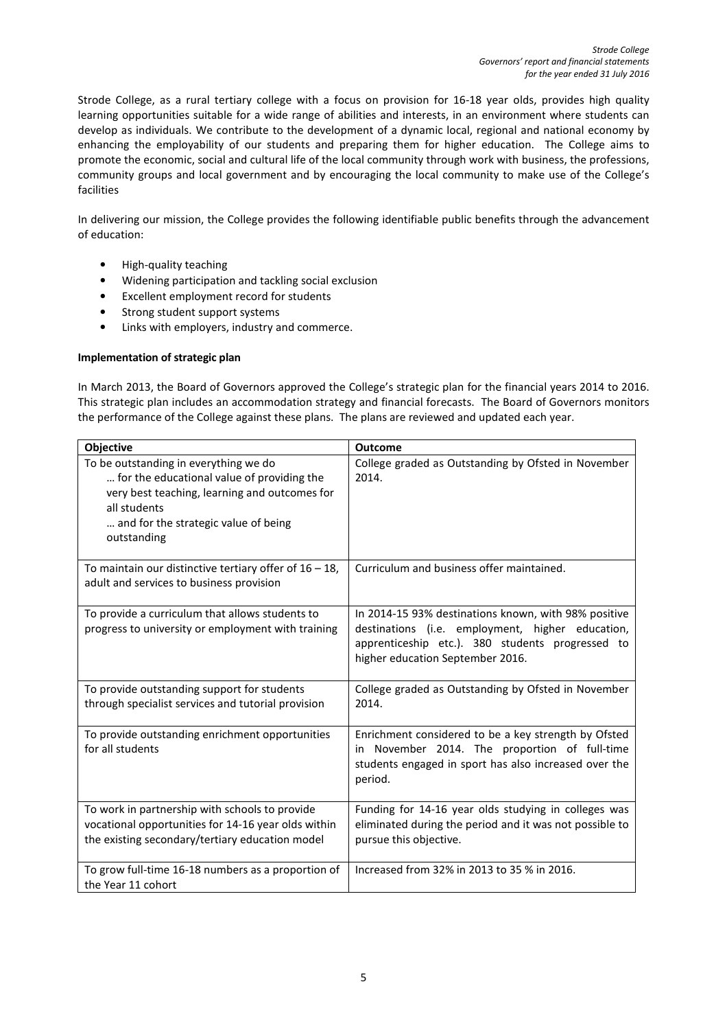Strode College, as a rural tertiary college with a focus on provision for 16-18 year olds, provides high quality learning opportunities suitable for a wide range of abilities and interests, in an environment where students can develop as individuals. We contribute to the development of a dynamic local, regional and national economy by enhancing the employability of our students and preparing them for higher education. The College aims to promote the economic, social and cultural life of the local community through work with business, the professions, community groups and local government and by encouraging the local community to make use of the College's facilities

In delivering our mission, the College provides the following identifiable public benefits through the advancement of education:

- High-quality teaching
- Widening participation and tackling social exclusion
- Excellent employment record for students
- Strong student support systems
- Links with employers, industry and commerce.

**Implementation of strategic plan**

In March 2013, the Board of Governors approved the College's strategic plan for the financial years 2014 to 2016. This strategic plan includes an accommodation strategy and financial forecasts. The Board of Governors monitors the performance of the College against these plans. The plans are reviewed and updated each year.

| Objective | Outcome |
|---|---|
| To be outstanding in everything we do … for the educational value of providing the very best teaching, learning and outcomes for all students … and for the strategic value of being outstanding | College graded as Outstanding by Ofsted in November 2014. |
| To maintain our distinctive tertiary offer of 16 – 18, adult and services to business provision | Curriculum and business offer maintained. |
| To provide a curriculum that allows students to progress to university or employment with training | In 2014-15 93% destinations known, with 98% positive destinations (i.e. employment, higher education, apprenticeship etc.). 380 students progressed to higher education September 2016. |
| To provide outstanding support for students through specialist services and tutorial provision | College graded as Outstanding by Ofsted in November 2014. |
| To provide outstanding enrichment opportunities for all students | Enrichment considered to be a key strength by Ofsted in November 2014. The proportion of full-time students engaged in sport has also increased over the period. |
| To work in partnership with schools to provide vocational opportunities for 14-16 year olds within the existing secondary/tertiary education model | Funding for 14-16 year olds studying in colleges was eliminated during the period and it was not possible to pursue this objective. |
| To grow full-time 16-18 numbers as a proportion of the Year 11 cohort | Increased from 32% in 2013 to 35 % in 2016. |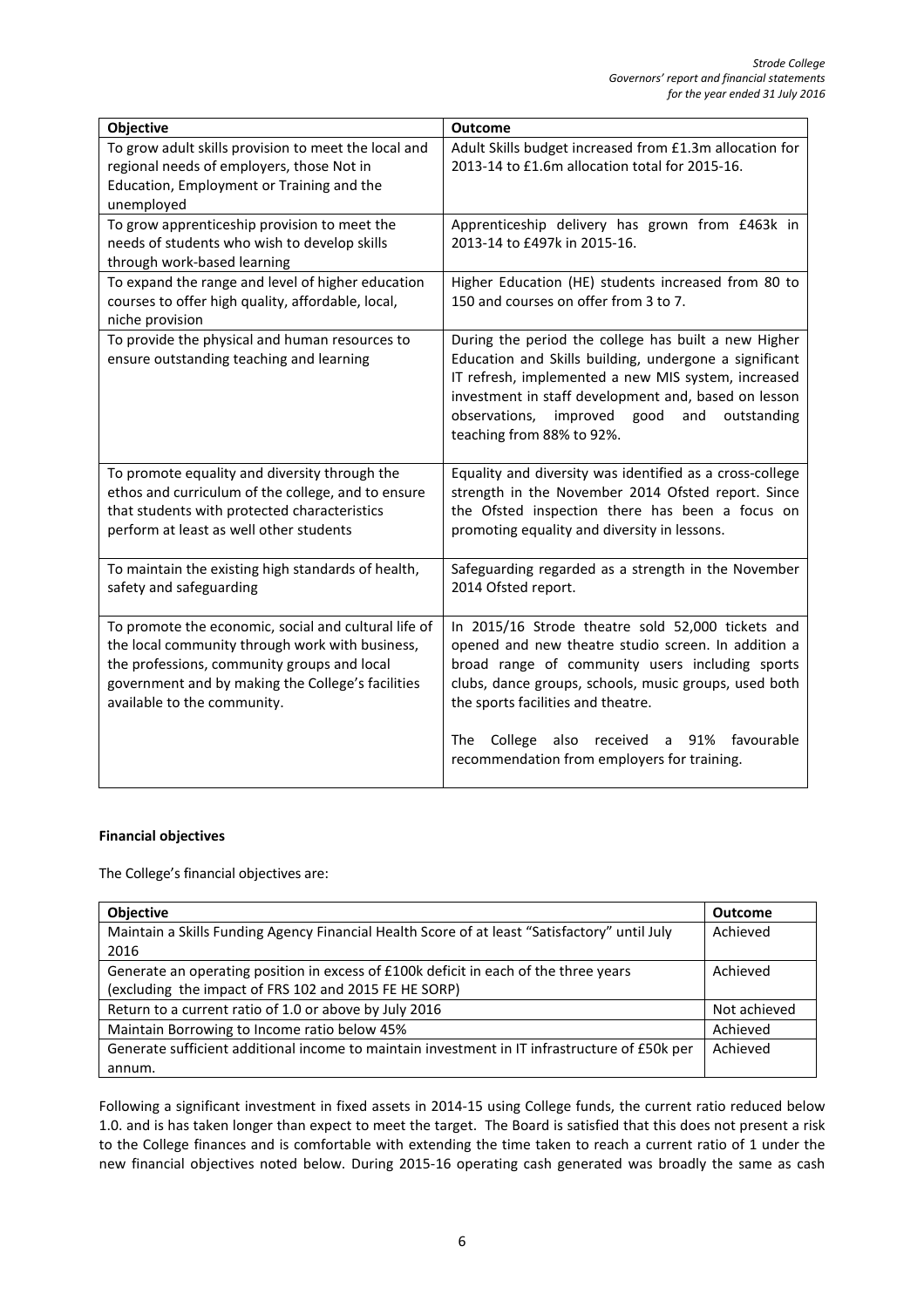| Objective | Outcome |
| --- | --- |
| To grow adult skills provision to meet the local and regional needs of employers, those Not in Education, Employment or Training and the unemployed | Adult Skills budget increased from £1.3m allocation for 2013-14 to £1.6m allocation total for 2015-16. |
| To grow apprenticeship provision to meet the needs of students who wish to develop skills through work-based learning | Apprenticeship delivery has grown from £463k in 2013-14 to £497k in 2015-16. |
| To expand the range and level of higher education courses to offer high quality, affordable, local, niche provision | Higher Education (HE) students increased from 80 to 150 and courses on offer from 3 to 7. |
| To provide the physical and human resources to ensure outstanding teaching and learning | During the period the college has built a new Higher Education and Skills building, undergone a significant IT refresh, implemented a new MIS system, increased investment in staff development and, based on lesson observations, improved good and outstanding teaching from 88% to 92%. |
| To promote equality and diversity through the ethos and curriculum of the college, and to ensure that students with protected characteristics perform at least as well other students | Equality and diversity was identified as a cross-college strength in the November 2014 Ofsted report. Since the Ofsted inspection there has been a focus on promoting equality and diversity in lessons. |
| To maintain the existing high standards of health, safety and safeguarding | Safeguarding regarded as a strength in the November 2014 Ofsted report. |
| To promote the economic, social and cultural life of the local community through work with business, the professions, community groups and local government and by making the College's facilities available to the community. | In 2015/16 Strode theatre sold 52,000 tickets and opened and new theatre studio screen. In addition a broad range of community users including sports clubs, dance groups, schools, music groups, used both the sports facilities and theatre.<br><br>The College also received a 91% favourable recommendation from employers for training. |

**Financial objectives**

The College's financial objectives are:

| Objective | Outcome |
| --- | --- |
| Maintain a Skills Funding Agency Financial Health Score of at least "Satisfactory" until July 2016 | Achieved |
| Generate an operating position in excess of £100k deficit in each of the three years (excluding the impact of FRS 102 and 2015 FE HE SORP) | Achieved |
| Return to a current ratio of 1.0 or above by July 2016 | Not achieved |
| Maintain Borrowing to Income ratio below 45% | Achieved |
| Generate sufficient additional income to maintain investment in IT infrastructure of £50k per annum. | Achieved |

Following a significant investment in fixed assets in 2014-15 using College funds, the current ratio reduced below 1.0. and is has taken longer than expect to meet the target. The Board is satisfied that this does not present a risk to the College finances and is comfortable with extending the time taken to reach a current ratio of 1 under the new financial objectives noted below. During 2015-16 operating cash generated was broadly the same as cash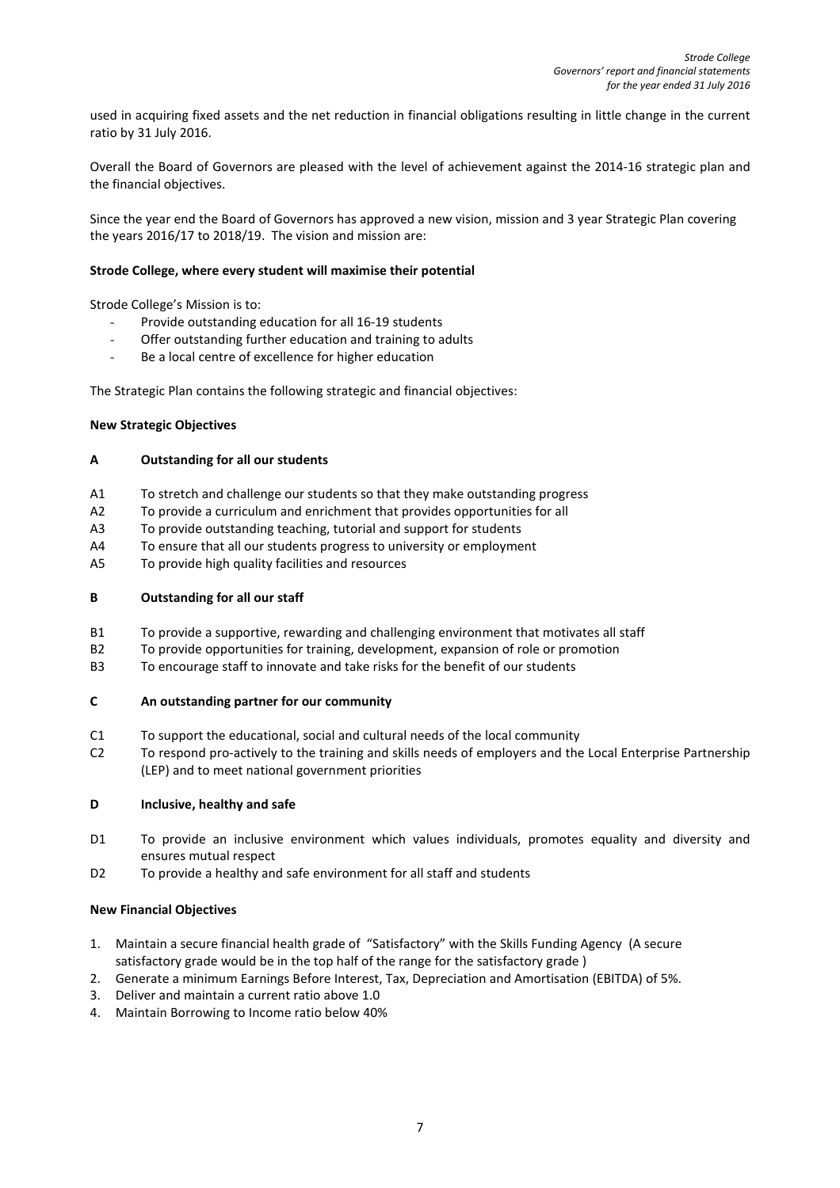used in acquiring fixed assets and the net reduction in financial obligations resulting in little change in the current ratio by 31 July 2016.

Overall the Board of Governors are pleased with the level of achievement against the 2014-16 strategic plan and the financial objectives.

Since the year end the Board of Governors has approved a new vision, mission and 3 year Strategic Plan covering the years 2016/17 to 2018/19. The vision and mission are:

**Strode College, where every student will maximise their potential**

Strode College's Mission is to:

- Provide outstanding education for all 16-19 students
- Offer outstanding further education and training to adults
- Be a local centre of excellence for higher education

The Strategic Plan contains the following strategic and financial objectives:

**New Strategic Objectives**

**A Outstanding for all our students**

- A1 To stretch and challenge our students so that they make outstanding progress
- A2 To provide a curriculum and enrichment that provides opportunities for all
- A3 To provide outstanding teaching, tutorial and support for students
- A4 To ensure that all our students progress to university or employment
- A5 To provide high quality facilities and resources

**B Outstanding for all our staff**

- B1 To provide a supportive, rewarding and challenging environment that motivates all staff
- B2 To provide opportunities for training, development, expansion of role or promotion
- B3 To encourage staff to innovate and take risks for the benefit of our students

**C An outstanding partner for our community**

- C1 To support the educational, social and cultural needs of the local community
- C2 To respond pro-actively to the training and skills needs of employers and the Local Enterprise Partnership (LEP) and to meet national government priorities

**D Inclusive, healthy and safe**

- D1 To provide an inclusive environment which values individuals, promotes equality and diversity and ensures mutual respect
- D2 To provide a healthy and safe environment for all staff and students

**New Financial Objectives**

1. Maintain a secure financial health grade of "Satisfactory" with the Skills Funding Agency (A secure satisfactory grade would be in the top half of the range for the satisfactory grade )
2. Generate a minimum Earnings Before Interest, Tax, Depreciation and Amortisation (EBITDA) of 5%.
3. Deliver and maintain a current ratio above 1.0
4. Maintain Borrowing to Income ratio below 40%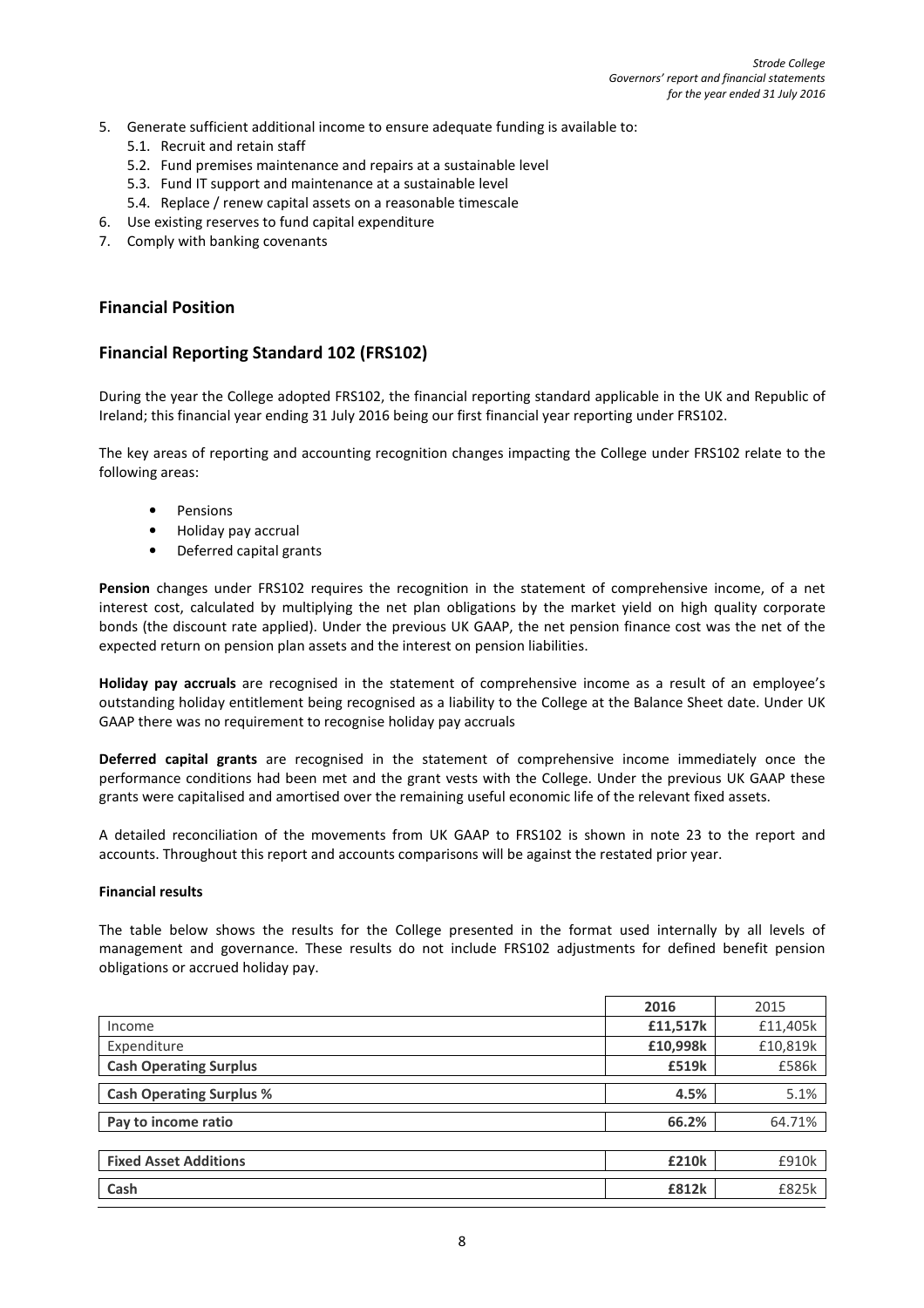5. Generate sufficient additional income to ensure adequate funding is available to:
    5.1. Recruit and retain staff
    5.2. Fund premises maintenance and repairs at a sustainable level
    5.3. Fund IT support and maintenance at a sustainable level
    5.4. Replace / renew capital assets on a reasonable timescale
6. Use existing reserves to fund capital expenditure
7. Comply with banking covenants

## Financial Position

## Financial Reporting Standard 102 (FRS102)

During the year the College adopted FRS102, the financial reporting standard applicable in the UK and Republic of Ireland; this financial year ending 31 July 2016 being our first financial year reporting under FRS102.

The key areas of reporting and accounting recognition changes impacting the College under FRS102 relate to the following areas:

- Pensions
- Holiday pay accrual
- Deferred capital grants

**Pension** changes under FRS102 requires the recognition in the statement of comprehensive income, of a net interest cost, calculated by multiplying the net plan obligations by the market yield on high quality corporate bonds (the discount rate applied). Under the previous UK GAAP, the net pension finance cost was the net of the expected return on pension plan assets and the interest on pension liabilities.

**Holiday pay accruals** are recognised in the statement of comprehensive income as a result of an employee's outstanding holiday entitlement being recognised as a liability to the College at the Balance Sheet date. Under UK GAAP there was no requirement to recognise holiday pay accruals

**Deferred capital grants** are recognised in the statement of comprehensive income immediately once the performance conditions had been met and the grant vests with the College. Under the previous UK GAAP these grants were capitalised and amortised over the remaining useful economic life of the relevant fixed assets.

A detailed reconciliation of the movements from UK GAAP to FRS102 is shown in note 23 to the report and accounts. Throughout this report and accounts comparisons will be against the restated prior year.

**Financial results**

The table below shows the results for the College presented in the format used internally by all levels of management and governance. These results do not include FRS102 adjustments for defined benefit pension obligations or accrued holiday pay.

| | **2016** | 2015 |
|---|---|---|
| Income | **£11,517k** | £11,405k |
| Expenditure | **£10,998k** | £10,819k |
| **Cash Operating Surplus** | **£519k** | £586k |
| **Cash Operating Surplus %** | **4.5%** | 5.1% |
| **Pay to income ratio** | **66.2%** | 64.71% |
| **Fixed Asset Additions** | **£210k** | £910k |
| **Cash** | **£812k** | £825k |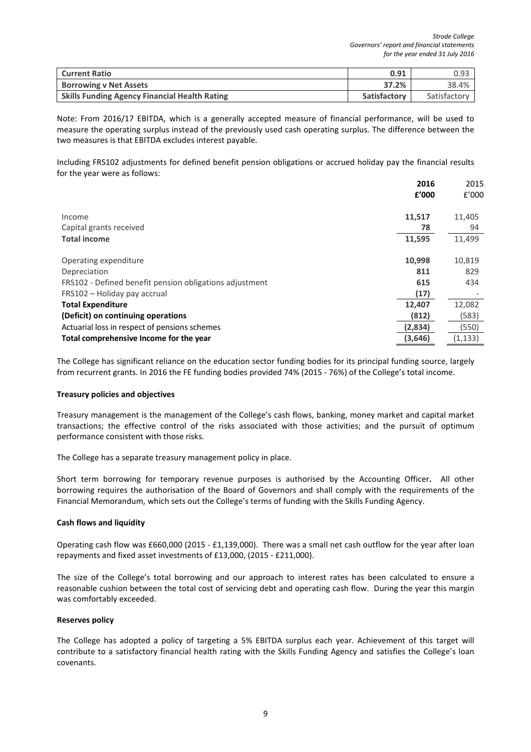| Current Ratio | **0.91** | 0.93 |
|---|---|---|
| **Borrowing v Net Assets** | **37.2%** | 38.4% |
| **Skills Funding Agency Financial Health Rating** | **Satisfactory** | Satisfactory |

Note: From 2016/17 EBITDA, which is a generally accepted measure of financial performance, will be used to measure the operating surplus instead of the previously used cash operating surplus. The difference between the two measures is that EBITDA excludes interest payable.

Including FRS102 adjustments for defined benefit pension obligations or accrued holiday pay the financial results for the year were as follows:

| | **2016** | 2015 |
|---|---|---|
| | **£'000** | £'000 |
| Income | **11,517** | 11,405 |
| Capital grants received | **78** | 94 |
| **Total income** | **11,595** | 11,499 |
| Operating expenditure | **10,998** | 10,819 |
| Depreciation | **811** | 829 |
| FRS102 - Defined benefit pension obligations adjustment | **615** | 434 |
| FRS102 – Holiday pay accrual | **(17)** | - |
| **Total Expenditure** | **12,407** | 12,082 |
| **(Deficit) on continuing operations** | **(812)** | (583) |
| Actuarial loss in respect of pensions schemes | **(2,834)** | (550) |
| **Total comprehensive Income for the year** | **(3,646)** | (1,133) |

The College has significant reliance on the education sector funding bodies for its principal funding source, largely from recurrent grants. In 2016 the FE funding bodies provided 74% (2015 - 76%) of the College's total income.

**Treasury policies and objectives**

Treasury management is the management of the College's cash flows, banking, money market and capital market transactions; the effective control of the risks associated with those activities; and the pursuit of optimum performance consistent with those risks.

The College has a separate treasury management policy in place.

Short term borrowing for temporary revenue purposes is authorised by the Accounting Officer**.** All other borrowing requires the authorisation of the Board of Governors and shall comply with the requirements of the Financial Memorandum, which sets out the College's terms of funding with the Skills Funding Agency.

**Cash flows and liquidity**

Operating cash flow was £660,000 (2015 - £1,139,000). There was a small net cash outflow for the year after loan repayments and fixed asset investments of £13,000, (2015 - £211,000).

The size of the College's total borrowing and our approach to interest rates has been calculated to ensure a reasonable cushion between the total cost of servicing debt and operating cash flow. During the year this margin was comfortably exceeded.

**Reserves policy**

The College has adopted a policy of targeting a 5% EBITDA surplus each year. Achievement of this target will contribute to a satisfactory financial health rating with the Skills Funding Agency and satisfies the College's loan covenants.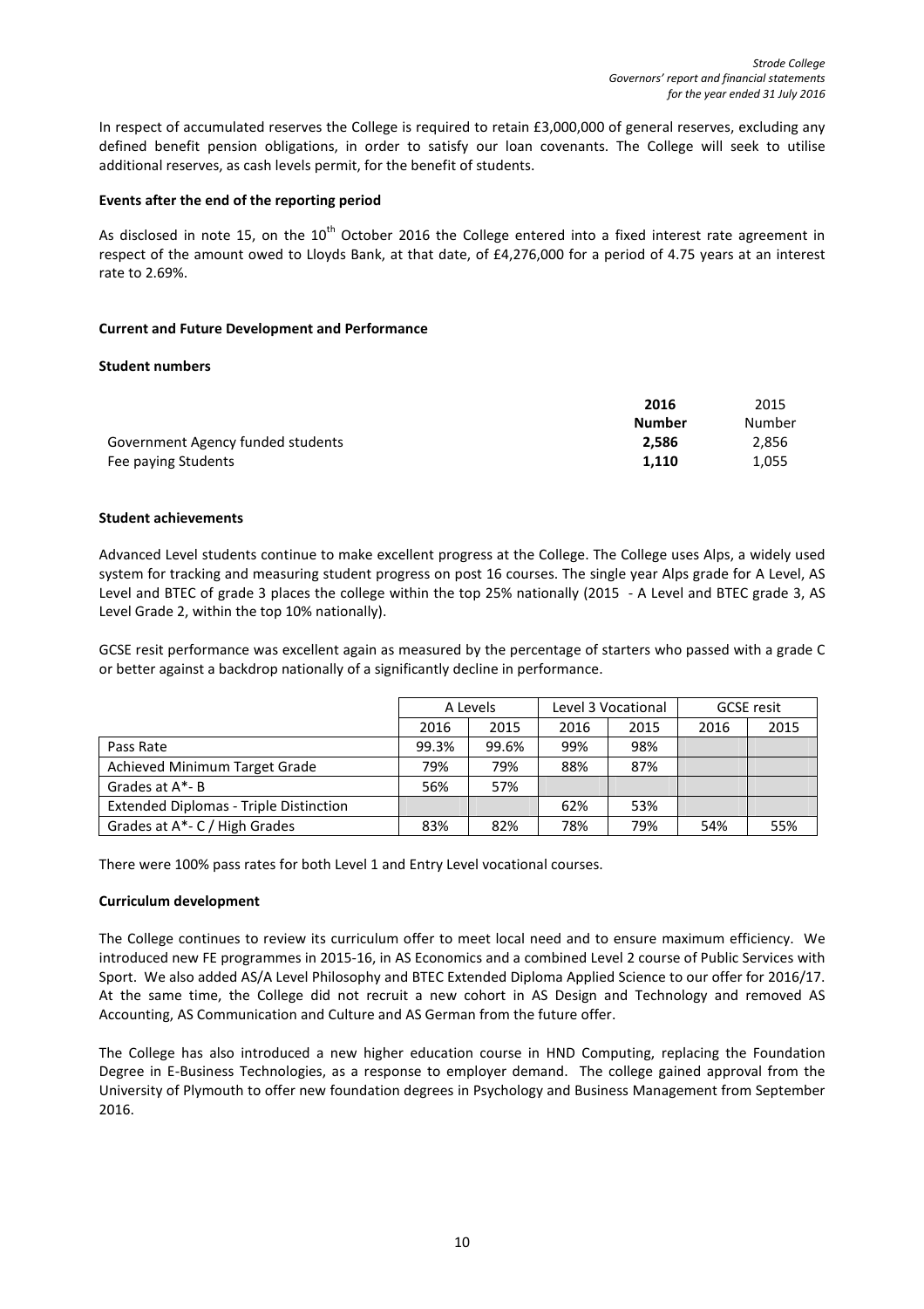In respect of accumulated reserves the College is required to retain £3,000,000 of general reserves, excluding any defined benefit pension obligations, in order to satisfy our loan covenants. The College will seek to utilise additional reserves, as cash levels permit, for the benefit of students.

**Events after the end of the reporting period**

As disclosed in note 15, on the 10th October 2016 the College entered into a fixed interest rate agreement in respect of the amount owed to Lloyds Bank, at that date, of £4,276,000 for a period of 4.75 years at an interest rate to 2.69%.

**Current and Future Development and Performance**

**Student numbers**

| | **2016** | 2015 |
|---|---|---|
| | **Number** | Number |
| Government Agency funded students | **2,586** | 2,856 |
| Fee paying Students | **1,110** | 1,055 |

**Student achievements**

Advanced Level students continue to make excellent progress at the College. The College uses Alps, a widely used system for tracking and measuring student progress on post 16 courses. The single year Alps grade for A Level, AS Level and BTEC of grade 3 places the college within the top 25% nationally (2015 - A Level and BTEC grade 3, AS Level Grade 2, within the top 10% nationally).

GCSE resit performance was excellent again as measured by the percentage of starters who passed with a grade C or better against a backdrop nationally of a significantly decline in performance.

| | A Levels | | Level 3 Vocational | | GCSE resit | |
|---|---|---|---|---|---|---|
| | 2016 | 2015 | 2016 | 2015 | 2016 | 2015 |
| Pass Rate | 99.3% | 99.6% | 99% | 98% | | |
| Achieved Minimum Target Grade | 79% | 79% | 88% | 87% | | |
| Grades at A*- B | 56% | 57% | | | | |
| Extended Diplomas - Triple Distinction | | | 62% | 53% | | |
| Grades at A*- C / High Grades | 83% | 82% | 78% | 79% | 54% | 55% |

There were 100% pass rates for both Level 1 and Entry Level vocational courses.

**Curriculum development**

The College continues to review its curriculum offer to meet local need and to ensure maximum efficiency. We introduced new FE programmes in 2015-16, in AS Economics and a combined Level 2 course of Public Services with Sport. We also added AS/A Level Philosophy and BTEC Extended Diploma Applied Science to our offer for 2016/17. At the same time, the College did not recruit a new cohort in AS Design and Technology and removed AS Accounting, AS Communication and Culture and AS German from the future offer.

The College has also introduced a new higher education course in HND Computing, replacing the Foundation Degree in E-Business Technologies, as a response to employer demand. The college gained approval from the University of Plymouth to offer new foundation degrees in Psychology and Business Management from September 2016.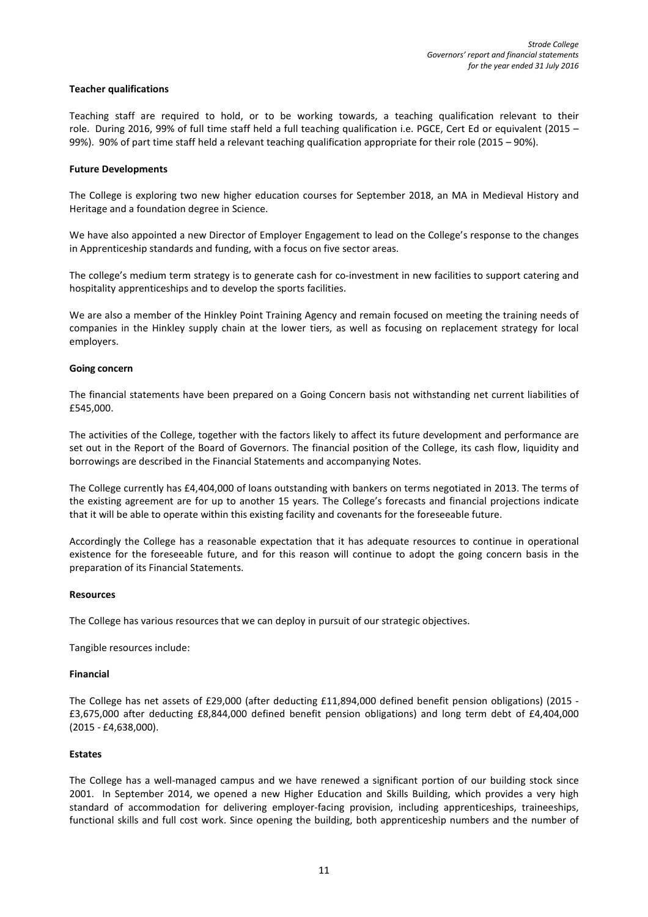**Teacher qualifications**

Teaching staff are required to hold, or to be working towards, a teaching qualification relevant to their role. During 2016, 99% of full time staff held a full teaching qualification i.e. PGCE, Cert Ed or equivalent (2015 – 99%). 90% of part time staff held a relevant teaching qualification appropriate for their role (2015 – 90%).

**Future Developments**

The College is exploring two new higher education courses for September 2018, an MA in Medieval History and Heritage and a foundation degree in Science.

We have also appointed a new Director of Employer Engagement to lead on the College's response to the changes in Apprenticeship standards and funding, with a focus on five sector areas.

The college's medium term strategy is to generate cash for co-investment in new facilities to support catering and hospitality apprenticeships and to develop the sports facilities.

We are also a member of the Hinkley Point Training Agency and remain focused on meeting the training needs of companies in the Hinkley supply chain at the lower tiers, as well as focusing on replacement strategy for local employers.

**Going concern**

The financial statements have been prepared on a Going Concern basis not withstanding net current liabilities of £545,000.

The activities of the College, together with the factors likely to affect its future development and performance are set out in the Report of the Board of Governors. The financial position of the College, its cash flow, liquidity and borrowings are described in the Financial Statements and accompanying Notes.

The College currently has £4,404,000 of loans outstanding with bankers on terms negotiated in 2013. The terms of the existing agreement are for up to another 15 years. The College's forecasts and financial projections indicate that it will be able to operate within this existing facility and covenants for the foreseeable future.

Accordingly the College has a reasonable expectation that it has adequate resources to continue in operational existence for the foreseeable future, and for this reason will continue to adopt the going concern basis in the preparation of its Financial Statements.

**Resources**

The College has various resources that we can deploy in pursuit of our strategic objectives.

Tangible resources include:

**Financial**

The College has net assets of £29,000 (after deducting £11,894,000 defined benefit pension obligations) (2015 - £3,675,000 after deducting £8,844,000 defined benefit pension obligations) and long term debt of £4,404,000 (2015 - £4,638,000).

**Estates**

The College has a well-managed campus and we have renewed a significant portion of our building stock since 2001. In September 2014, we opened a new Higher Education and Skills Building, which provides a very high standard of accommodation for delivering employer-facing provision, including apprenticeships, traineeships, functional skills and full cost work. Since opening the building, both apprenticeship numbers and the number of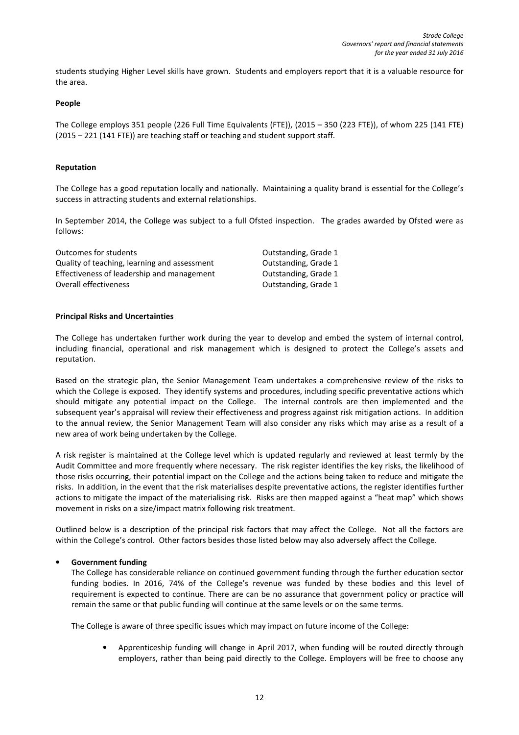students studying Higher Level skills have grown. Students and employers report that it is a valuable resource for the area.

**People**

The College employs 351 people (226 Full Time Equivalents (FTE)), (2015 – 350 (223 FTE)), of whom 225 (141 FTE) (2015 – 221 (141 FTE)) are teaching staff or teaching and student support staff.

**Reputation**

The College has a good reputation locally and nationally. Maintaining a quality brand is essential for the College's success in attracting students and external relationships.

In September 2014, the College was subject to a full Ofsted inspection. The grades awarded by Ofsted were as follows:

| | |
|---|---|
| Outcomes for students | Outstanding, Grade 1 |
| Quality of teaching, learning and assessment | Outstanding, Grade 1 |
| Effectiveness of leadership and management | Outstanding, Grade 1 |
| Overall effectiveness | Outstanding, Grade 1 |

**Principal Risks and Uncertainties**

The College has undertaken further work during the year to develop and embed the system of internal control, including financial, operational and risk management which is designed to protect the College's assets and reputation.

Based on the strategic plan, the Senior Management Team undertakes a comprehensive review of the risks to which the College is exposed. They identify systems and procedures, including specific preventative actions which should mitigate any potential impact on the College. The internal controls are then implemented and the subsequent year's appraisal will review their effectiveness and progress against risk mitigation actions. In addition to the annual review, the Senior Management Team will also consider any risks which may arise as a result of a new area of work being undertaken by the College.

A risk register is maintained at the College level which is updated regularly and reviewed at least termly by the Audit Committee and more frequently where necessary. The risk register identifies the key risks, the likelihood of those risks occurring, their potential impact on the College and the actions being taken to reduce and mitigate the risks. In addition, in the event that the risk materialises despite preventative actions, the register identifies further actions to mitigate the impact of the materialising risk. Risks are then mapped against a "heat map" which shows movement in risks on a size/impact matrix following risk treatment.

Outlined below is a description of the principal risk factors that may affect the College. Not all the factors are within the College's control. Other factors besides those listed below may also adversely affect the College.

- **Government funding**

  The College has considerable reliance on continued government funding through the further education sector funding bodies. In 2016, 74% of the College's revenue was funded by these bodies and this level of requirement is expected to continue. There are can be no assurance that government policy or practice will remain the same or that public funding will continue at the same levels or on the same terms.

  The College is aware of three specific issues which may impact on future income of the College:

  - Apprenticeship funding will change in April 2017, when funding will be routed directly through employers, rather than being paid directly to the College. Employers will be free to choose any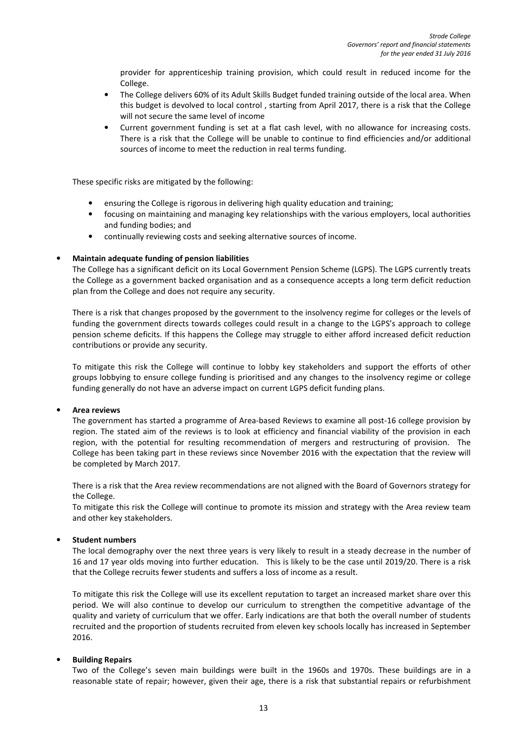provider for apprenticeship training provision, which could result in reduced income for the College.

- The College delivers 60% of its Adult Skills Budget funded training outside of the local area. When this budget is devolved to local control , starting from April 2017, there is a risk that the College will not secure the same level of income
- Current government funding is set at a flat cash level, with no allowance for increasing costs. There is a risk that the College will be unable to continue to find efficiencies and/or additional sources of income to meet the reduction in real terms funding.

These specific risks are mitigated by the following:

- ensuring the College is rigorous in delivering high quality education and training;
- focusing on maintaining and managing key relationships with the various employers, local authorities and funding bodies; and
- continually reviewing costs and seeking alternative sources of income.

- **Maintain adequate funding of pension liabilities**

  The College has a significant deficit on its Local Government Pension Scheme (LGPS). The LGPS currently treats the College as a government backed organisation and as a consequence accepts a long term deficit reduction plan from the College and does not require any security.

  There is a risk that changes proposed by the government to the insolvency regime for colleges or the levels of funding the government directs towards colleges could result in a change to the LGPS's approach to college pension scheme deficits. If this happens the College may struggle to either afford increased deficit reduction contributions or provide any security.

  To mitigate this risk the College will continue to lobby key stakeholders and support the efforts of other groups lobbying to ensure college funding is prioritised and any changes to the insolvency regime or college funding generally do not have an adverse impact on current LGPS deficit funding plans.

- **Area reviews**

  The government has started a programme of Area-based Reviews to examine all post-16 college provision by region. The stated aim of the reviews is to look at efficiency and financial viability of the provision in each region, with the potential for resulting recommendation of mergers and restructuring of provision. The College has been taking part in these reviews since November 2016 with the expectation that the review will be completed by March 2017.

  There is a risk that the Area review recommendations are not aligned with the Board of Governors strategy for the College.
  To mitigate this risk the College will continue to promote its mission and strategy with the Area review team and other key stakeholders.

- **Student numbers**

  The local demography over the next three years is very likely to result in a steady decrease in the number of 16 and 17 year olds moving into further education. This is likely to be the case until 2019/20. There is a risk that the College recruits fewer students and suffers a loss of income as a result.

  To mitigate this risk the College will use its excellent reputation to target an increased market share over this period. We will also continue to develop our curriculum to strengthen the competitive advantage of the quality and variety of curriculum that we offer. Early indications are that both the overall number of students recruited and the proportion of students recruited from eleven key schools locally has increased in September 2016.

- **Building Repairs**

  Two of the College's seven main buildings were built in the 1960s and 1970s. These buildings are in a reasonable state of repair; however, given their age, there is a risk that substantial repairs or refurbishment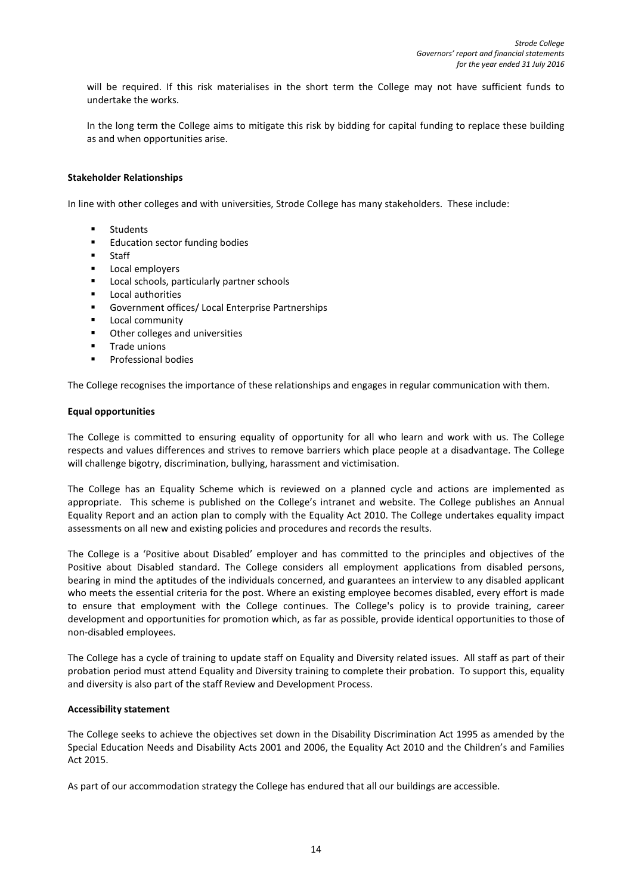will be required. If this risk materialises in the short term the College may not have sufficient funds to undertake the works.

In the long term the College aims to mitigate this risk by bidding for capital funding to replace these building as and when opportunities arise.

**Stakeholder Relationships**

In line with other colleges and with universities, Strode College has many stakeholders. These include:

- Students
- Education sector funding bodies
- Staff
- Local employers
- Local schools, particularly partner schools
- Local authorities
- Government offices/ Local Enterprise Partnerships
- Local community
- Other colleges and universities
- Trade unions
- Professional bodies

The College recognises the importance of these relationships and engages in regular communication with them.

**Equal opportunities**

The College is committed to ensuring equality of opportunity for all who learn and work with us. The College respects and values differences and strives to remove barriers which place people at a disadvantage. The College will challenge bigotry, discrimination, bullying, harassment and victimisation.

The College has an Equality Scheme which is reviewed on a planned cycle and actions are implemented as appropriate. This scheme is published on the College's intranet and website. The College publishes an Annual Equality Report and an action plan to comply with the Equality Act 2010. The College undertakes equality impact assessments on all new and existing policies and procedures and records the results.

The College is a 'Positive about Disabled' employer and has committed to the principles and objectives of the Positive about Disabled standard. The College considers all employment applications from disabled persons, bearing in mind the aptitudes of the individuals concerned, and guarantees an interview to any disabled applicant who meets the essential criteria for the post. Where an existing employee becomes disabled, every effort is made to ensure that employment with the College continues. The College's policy is to provide training, career development and opportunities for promotion which, as far as possible, provide identical opportunities to those of non-disabled employees.

The College has a cycle of training to update staff on Equality and Diversity related issues. All staff as part of their probation period must attend Equality and Diversity training to complete their probation. To support this, equality and diversity is also part of the staff Review and Development Process.

**Accessibility statement**

The College seeks to achieve the objectives set down in the Disability Discrimination Act 1995 as amended by the Special Education Needs and Disability Acts 2001 and 2006, the Equality Act 2010 and the Children's and Families Act 2015.

As part of our accommodation strategy the College has endured that all our buildings are accessible.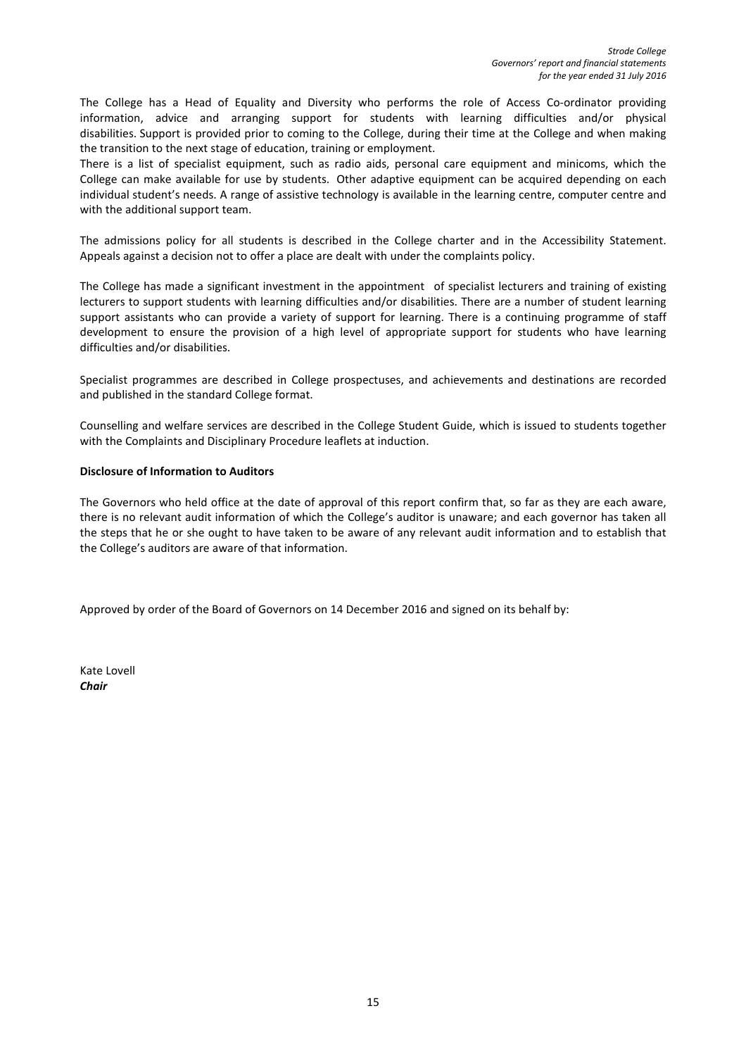The College has a Head of Equality and Diversity who performs the role of Access Co-ordinator providing information, advice and arranging support for students with learning difficulties and/or physical disabilities. Support is provided prior to coming to the College, during their time at the College and when making the transition to the next stage of education, training or employment.

There is a list of specialist equipment, such as radio aids, personal care equipment and minicoms, which the College can make available for use by students. Other adaptive equipment can be acquired depending on each individual student's needs. A range of assistive technology is available in the learning centre, computer centre and with the additional support team.

The admissions policy for all students is described in the College charter and in the Accessibility Statement. Appeals against a decision not to offer a place are dealt with under the complaints policy.

The College has made a significant investment in the appointment of specialist lecturers and training of existing lecturers to support students with learning difficulties and/or disabilities. There are a number of student learning support assistants who can provide a variety of support for learning. There is a continuing programme of staff development to ensure the provision of a high level of appropriate support for students who have learning difficulties and/or disabilities.

Specialist programmes are described in College prospectuses, and achievements and destinations are recorded and published in the standard College format.

Counselling and welfare services are described in the College Student Guide, which is issued to students together with the Complaints and Disciplinary Procedure leaflets at induction.

**Disclosure of Information to Auditors**

The Governors who held office at the date of approval of this report confirm that, so far as they are each aware, there is no relevant audit information of which the College's auditor is unaware; and each governor has taken all the steps that he or she ought to have taken to be aware of any relevant audit information and to establish that the College's auditors are aware of that information.

Approved by order of the Board of Governors on 14 December 2016 and signed on its behalf by:

Kate Lovell
***Chair***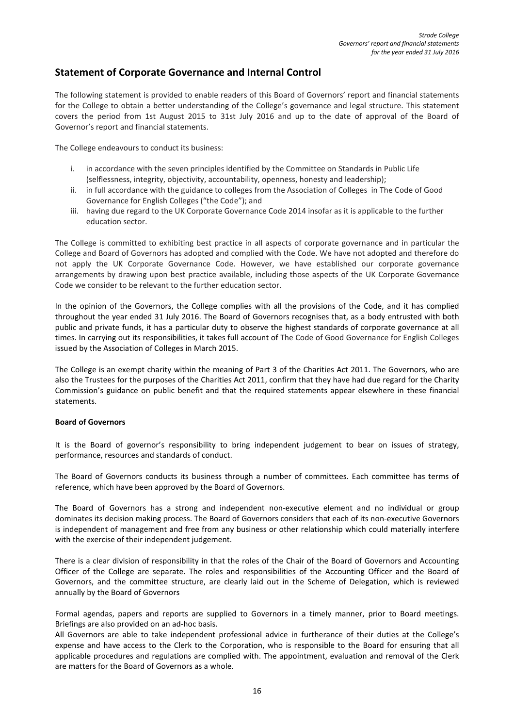## Statement of Corporate Governance and Internal Control

The following statement is provided to enable readers of this Board of Governors' report and financial statements for the College to obtain a better understanding of the College's governance and legal structure. This statement covers the period from 1st August 2015 to 31st July 2016 and up to the date of approval of the Board of Governor's report and financial statements.

The College endeavours to conduct its business:

i. in accordance with the seven principles identified by the Committee on Standards in Public Life (selflessness, integrity, objectivity, accountability, openness, honesty and leadership);
ii. in full accordance with the guidance to colleges from the Association of Colleges in The Code of Good Governance for English Colleges ("the Code"); and
iii. having due regard to the UK Corporate Governance Code 2014 insofar as it is applicable to the further education sector.

The College is committed to exhibiting best practice in all aspects of corporate governance and in particular the College and Board of Governors has adopted and complied with the Code. We have not adopted and therefore do not apply the UK Corporate Governance Code. However, we have established our corporate governance arrangements by drawing upon best practice available, including those aspects of the UK Corporate Governance Code we consider to be relevant to the further education sector.

In the opinion of the Governors, the College complies with all the provisions of the Code, and it has complied throughout the year ended 31 July 2016. The Board of Governors recognises that, as a body entrusted with both public and private funds, it has a particular duty to observe the highest standards of corporate governance at all times. In carrying out its responsibilities, it takes full account of The Code of Good Governance for English Colleges issued by the Association of Colleges in March 2015.

The College is an exempt charity within the meaning of Part 3 of the Charities Act 2011. The Governors, who are also the Trustees for the purposes of the Charities Act 2011, confirm that they have had due regard for the Charity Commission's guidance on public benefit and that the required statements appear elsewhere in these financial statements.

**Board of Governors**

It is the Board of governor's responsibility to bring independent judgement to bear on issues of strategy, performance, resources and standards of conduct.

The Board of Governors conducts its business through a number of committees. Each committee has terms of reference, which have been approved by the Board of Governors.

The Board of Governors has a strong and independent non-executive element and no individual or group dominates its decision making process. The Board of Governors considers that each of its non-executive Governors is independent of management and free from any business or other relationship which could materially interfere with the exercise of their independent judgement.

There is a clear division of responsibility in that the roles of the Chair of the Board of Governors and Accounting Officer of the College are separate. The roles and responsibilities of the Accounting Officer and the Board of Governors, and the committee structure, are clearly laid out in the Scheme of Delegation, which is reviewed annually by the Board of Governors

Formal agendas, papers and reports are supplied to Governors in a timely manner, prior to Board meetings. Briefings are also provided on an ad-hoc basis.
All Governors are able to take independent professional advice in furtherance of their duties at the College's expense and have access to the Clerk to the Corporation, who is responsible to the Board for ensuring that all applicable procedures and regulations are complied with. The appointment, evaluation and removal of the Clerk are matters for the Board of Governors as a whole.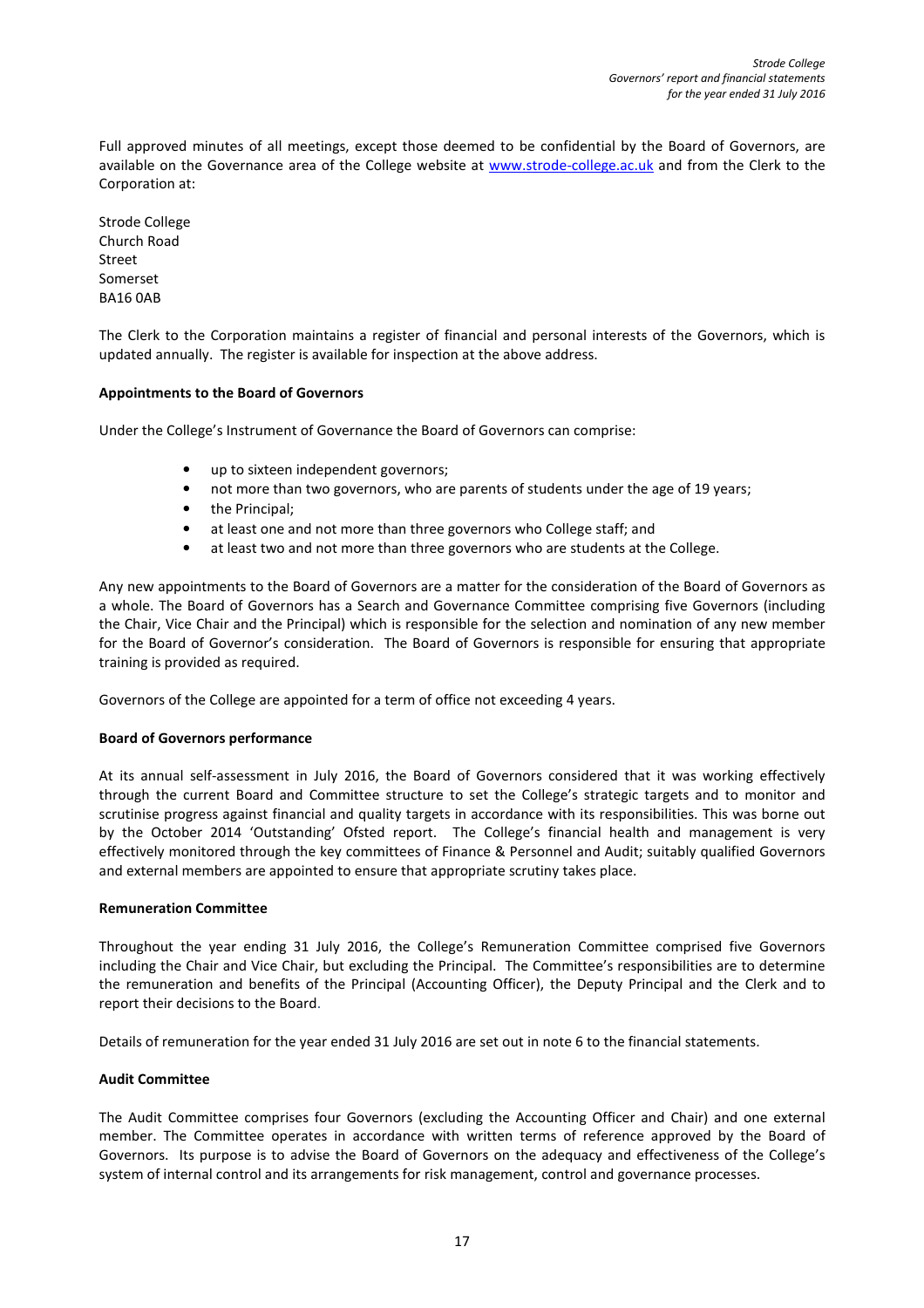Full approved minutes of all meetings, except those deemed to be confidential by the Board of Governors, are available on the Governance area of the College website at www.strode-college.ac.uk and from the Clerk to the Corporation at:

Strode College
Church Road
Street
Somerset
BA16 0AB

The Clerk to the Corporation maintains a register of financial and personal interests of the Governors, which is updated annually. The register is available for inspection at the above address.

**Appointments to the Board of Governors**

Under the College's Instrument of Governance the Board of Governors can comprise:

- up to sixteen independent governors;
- not more than two governors, who are parents of students under the age of 19 years;
- the Principal;
- at least one and not more than three governors who College staff; and
- at least two and not more than three governors who are students at the College.

Any new appointments to the Board of Governors are a matter for the consideration of the Board of Governors as a whole. The Board of Governors has a Search and Governance Committee comprising five Governors (including the Chair, Vice Chair and the Principal) which is responsible for the selection and nomination of any new member for the Board of Governor's consideration. The Board of Governors is responsible for ensuring that appropriate training is provided as required.

Governors of the College are appointed for a term of office not exceeding 4 years.

**Board of Governors performance**

At its annual self-assessment in July 2016, the Board of Governors considered that it was working effectively through the current Board and Committee structure to set the College's strategic targets and to monitor and scrutinise progress against financial and quality targets in accordance with its responsibilities. This was borne out by the October 2014 'Outstanding' Ofsted report. The College's financial health and management is very effectively monitored through the key committees of Finance & Personnel and Audit; suitably qualified Governors and external members are appointed to ensure that appropriate scrutiny takes place.

**Remuneration Committee**

Throughout the year ending 31 July 2016, the College's Remuneration Committee comprised five Governors including the Chair and Vice Chair, but excluding the Principal. The Committee's responsibilities are to determine the remuneration and benefits of the Principal (Accounting Officer), the Deputy Principal and the Clerk and to report their decisions to the Board.

Details of remuneration for the year ended 31 July 2016 are set out in note 6 to the financial statements.

**Audit Committee**

The Audit Committee comprises four Governors (excluding the Accounting Officer and Chair) and one external member. The Committee operates in accordance with written terms of reference approved by the Board of Governors. Its purpose is to advise the Board of Governors on the adequacy and effectiveness of the College's system of internal control and its arrangements for risk management, control and governance processes.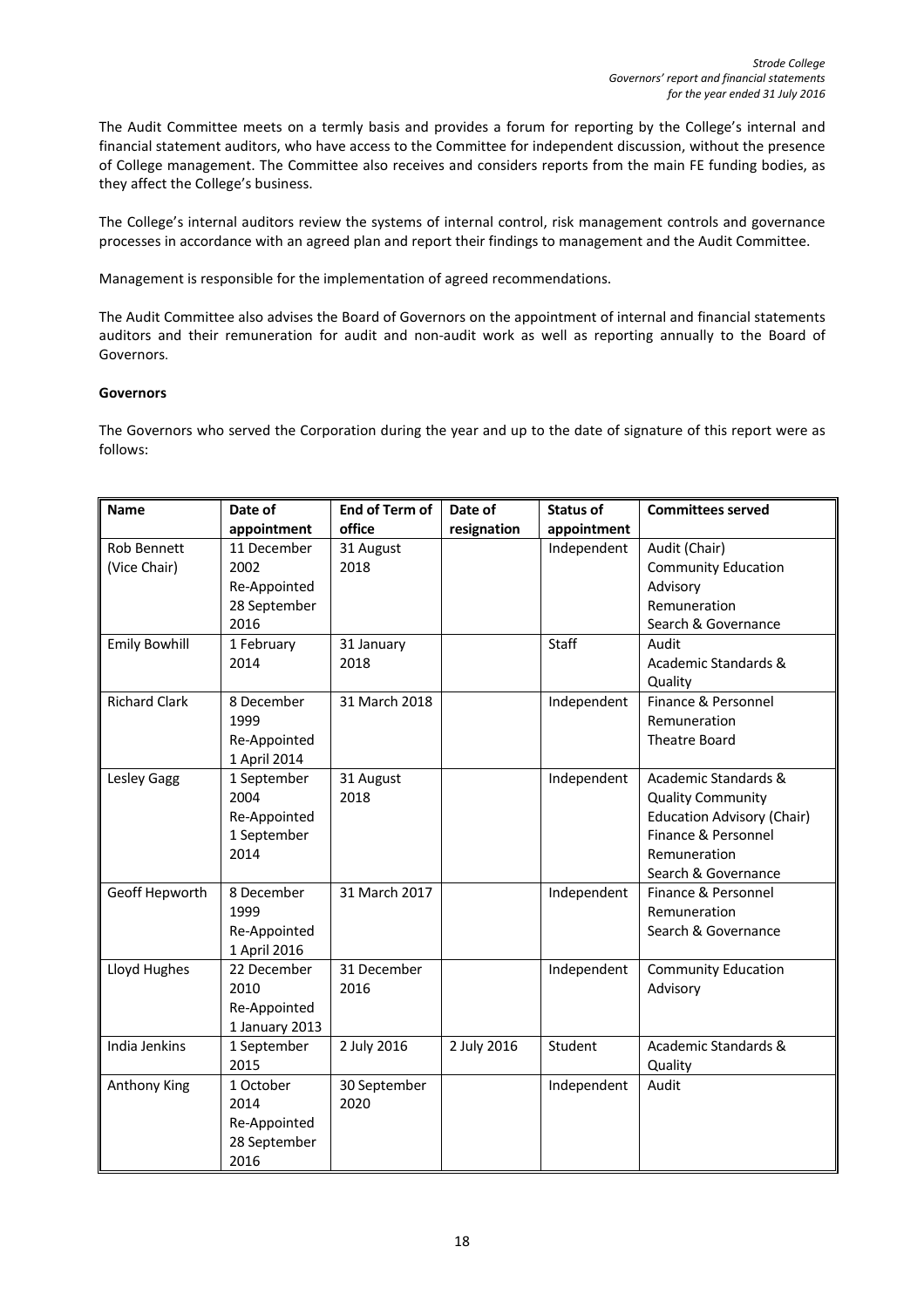The Audit Committee meets on a termly basis and provides a forum for reporting by the College's internal and financial statement auditors, who have access to the Committee for independent discussion, without the presence of College management. The Committee also receives and considers reports from the main FE funding bodies, as they affect the College's business.

The College's internal auditors review the systems of internal control, risk management controls and governance processes in accordance with an agreed plan and report their findings to management and the Audit Committee.

Management is responsible for the implementation of agreed recommendations.

The Audit Committee also advises the Board of Governors on the appointment of internal and financial statements auditors and their remuneration for audit and non-audit work as well as reporting annually to the Board of Governors.

**Governors**

The Governors who served the Corporation during the year and up to the date of signature of this report were as follows:

| Name | Date of appointment | End of Term of office | Date of resignation | Status of appointment | Committees served |
|---|---|---|---|---|---|
| Rob Bennett (Vice Chair) | 11 December 2002 Re-Appointed 28 September 2016 | 31 August 2018 | | Independent | Audit (Chair) Community Education Advisory Remuneration Search & Governance |
| Emily Bowhill | 1 February 2014 | 31 January 2018 | | Staff | Audit Academic Standards & Quality |
| Richard Clark | 8 December 1999 Re-Appointed 1 April 2014 | 31 March 2018 | | Independent | Finance & Personnel Remuneration Theatre Board |
| Lesley Gagg | 1 September 2004 Re-Appointed 1 September 2014 | 31 August 2018 | | Independent | Academic Standards & Quality Community Education Advisory (Chair) Finance & Personnel Remuneration Search & Governance |
| Geoff Hepworth | 8 December 1999 Re-Appointed 1 April 2016 | 31 March 2017 | | Independent | Finance & Personnel Remuneration Search & Governance |
| Lloyd Hughes | 22 December 2010 Re-Appointed 1 January 2013 | 31 December 2016 | | Independent | Community Education Advisory |
| India Jenkins | 1 September 2015 | 2 July 2016 | 2 July 2016 | Student | Academic Standards & Quality |
| Anthony King | 1 October 2014 Re-Appointed 28 September 2016 | 30 September 2020 | | Independent | Audit |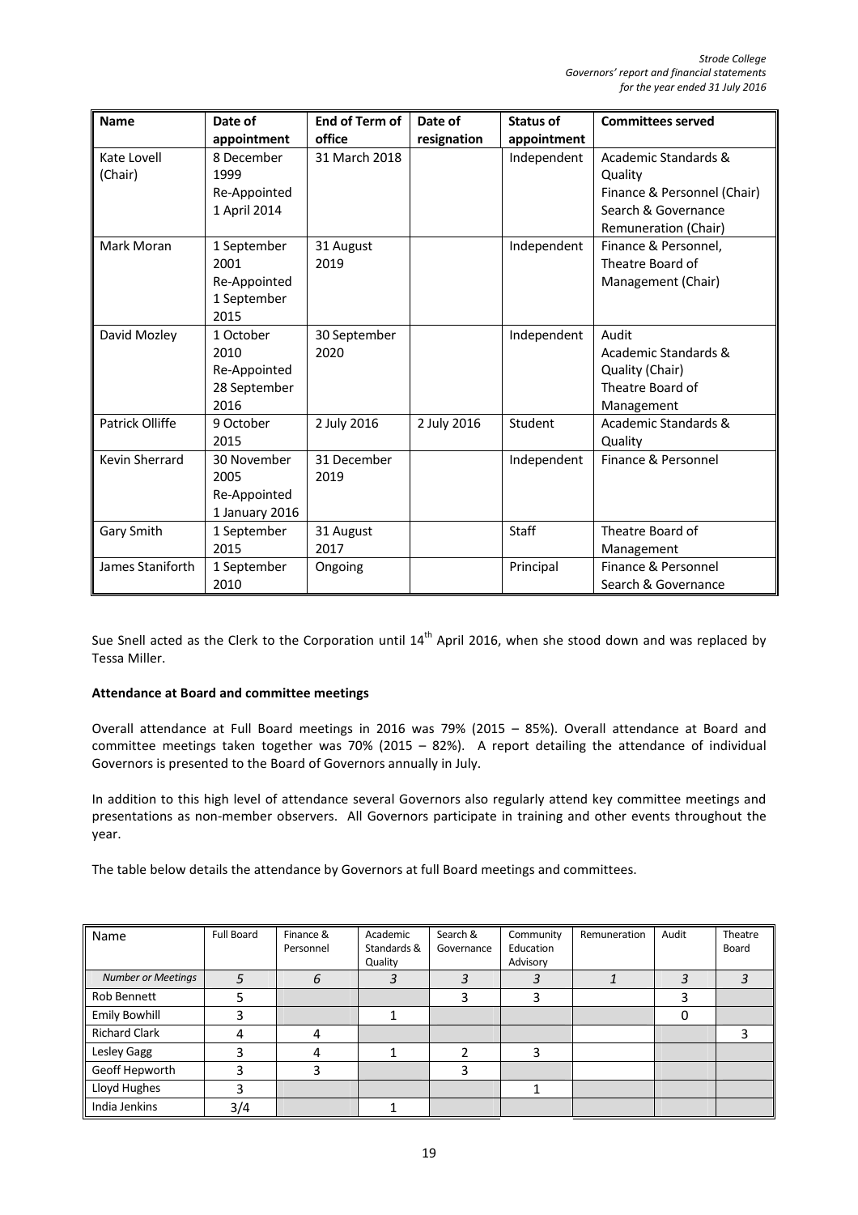| Name | Date of appointment | End of Term of office | Date of resignation | Status of appointment | Committees served |
|---|---|---|---|---|---|
| Kate Lovell (Chair) | 8 December 1999 Re-Appointed 1 April 2014 | 31 March 2018 | | Independent | Academic Standards & Quality<br>Finance & Personnel (Chair)<br>Search & Governance<br>Remuneration (Chair) |
| Mark Moran | 1 September 2001 Re-Appointed 1 September 2015 | 31 August 2019 | | Independent | Finance & Personnel,<br>Theatre Board of Management (Chair) |
| David Mozley | 1 October 2010 Re-Appointed 28 September 2016 | 30 September 2020 | | Independent | Audit<br>Academic Standards & Quality (Chair)<br>Theatre Board of Management |
| Patrick Olliffe | 9 October 2015 | 2 July 2016 | 2 July 2016 | Student | Academic Standards & Quality |
| Kevin Sherrard | 30 November 2005 Re-Appointed 1 January 2016 | 31 December 2019 | | Independent | Finance & Personnel |
| Gary Smith | 1 September 2015 | 31 August 2017 | | Staff | Theatre Board of Management |
| James Staniforth | 1 September 2010 | Ongoing | | Principal | Finance & Personnel<br>Search & Governance |

Sue Snell acted as the Clerk to the Corporation until 14th April 2016, when she stood down and was replaced by Tessa Miller.

**Attendance at Board and committee meetings**

Overall attendance at Full Board meetings in 2016 was 79% (2015 – 85%). Overall attendance at Board and committee meetings taken together was 70% (2015 – 82%). A report detailing the attendance of individual Governors is presented to the Board of Governors annually in July.

In addition to this high level of attendance several Governors also regularly attend key committee meetings and presentations as non-member observers. All Governors participate in training and other events throughout the year.

The table below details the attendance by Governors at full Board meetings and committees.

| Name | Full Board | Finance & Personnel | Academic Standards & Quality | Search & Governance | Community Education Advisory | Remuneration | Audit | Theatre Board |
|---|---|---|---|---|---|---|---|---|
| *Number or Meetings* | *5* | *6* | *3* | *3* | *3* | *1* | *3* | *3* |
| Rob Bennett | 5 | | | 3 | 3 | | 3 | |
| Emily Bowhill | 3 | | 1 | | | | 0 | |
| Richard Clark | 4 | 4 | | | | | | 3 |
| Lesley Gagg | 3 | 4 | 1 | 2 | 3 | | | |
| Geoff Hepworth | 3 | 3 | | 3 | | | | |
| Lloyd Hughes | 3 | | | | 1 | | | |
| India Jenkins | 3/4 | | 1 | | | | | |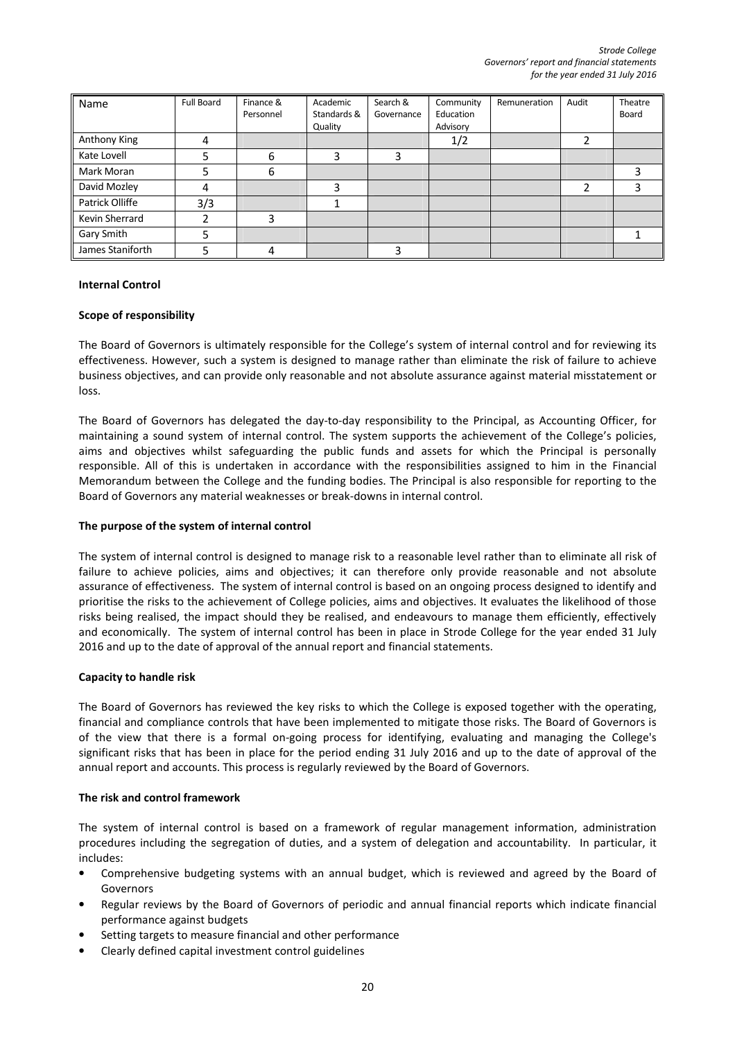| Name | Full Board | Finance & Personnel | Academic Standards & Quality | Search & Governance | Community Education Advisory | Remuneration | Audit | Theatre Board |
|---|---|---|---|---|---|---|---|---|
| Anthony King | 4 | | | | 1/2 | | 2 | |
| Kate Lovell | 5 | 6 | 3 | 3 | | | | |
| Mark Moran | 5 | 6 | | | | | | 3 |
| David Mozley | 4 | | 3 | | | | 2 | 3 |
| Patrick Olliffe | 3/3 | | 1 | | | | | |
| Kevin Sherrard | 2 | 3 | | | | | | |
| Gary Smith | 5 | | | | | | | 1 |
| James Staniforth | 5 | 4 | | 3 | | | | |

**Internal Control**

**Scope of responsibility**

The Board of Governors is ultimately responsible for the College's system of internal control and for reviewing its effectiveness. However, such a system is designed to manage rather than eliminate the risk of failure to achieve business objectives, and can provide only reasonable and not absolute assurance against material misstatement or loss.

The Board of Governors has delegated the day-to-day responsibility to the Principal, as Accounting Officer, for maintaining a sound system of internal control. The system supports the achievement of the College's policies, aims and objectives whilst safeguarding the public funds and assets for which the Principal is personally responsible. All of this is undertaken in accordance with the responsibilities assigned to him in the Financial Memorandum between the College and the funding bodies. The Principal is also responsible for reporting to the Board of Governors any material weaknesses or break-downs in internal control.

**The purpose of the system of internal control**

The system of internal control is designed to manage risk to a reasonable level rather than to eliminate all risk of failure to achieve policies, aims and objectives; it can therefore only provide reasonable and not absolute assurance of effectiveness. The system of internal control is based on an ongoing process designed to identify and prioritise the risks to the achievement of College policies, aims and objectives. It evaluates the likelihood of those risks being realised, the impact should they be realised, and endeavours to manage them efficiently, effectively and economically. The system of internal control has been in place in Strode College for the year ended 31 July 2016 and up to the date of approval of the annual report and financial statements.

**Capacity to handle risk**

The Board of Governors has reviewed the key risks to which the College is exposed together with the operating, financial and compliance controls that have been implemented to mitigate those risks. The Board of Governors is of the view that there is a formal on-going process for identifying, evaluating and managing the College's significant risks that has been in place for the period ending 31 July 2016 and up to the date of approval of the annual report and accounts. This process is regularly reviewed by the Board of Governors.

**The risk and control framework**

The system of internal control is based on a framework of regular management information, administration procedures including the segregation of duties, and a system of delegation and accountability. In particular, it includes:

- Comprehensive budgeting systems with an annual budget, which is reviewed and agreed by the Board of Governors
- Regular reviews by the Board of Governors of periodic and annual financial reports which indicate financial performance against budgets
- Setting targets to measure financial and other performance
- Clearly defined capital investment control guidelines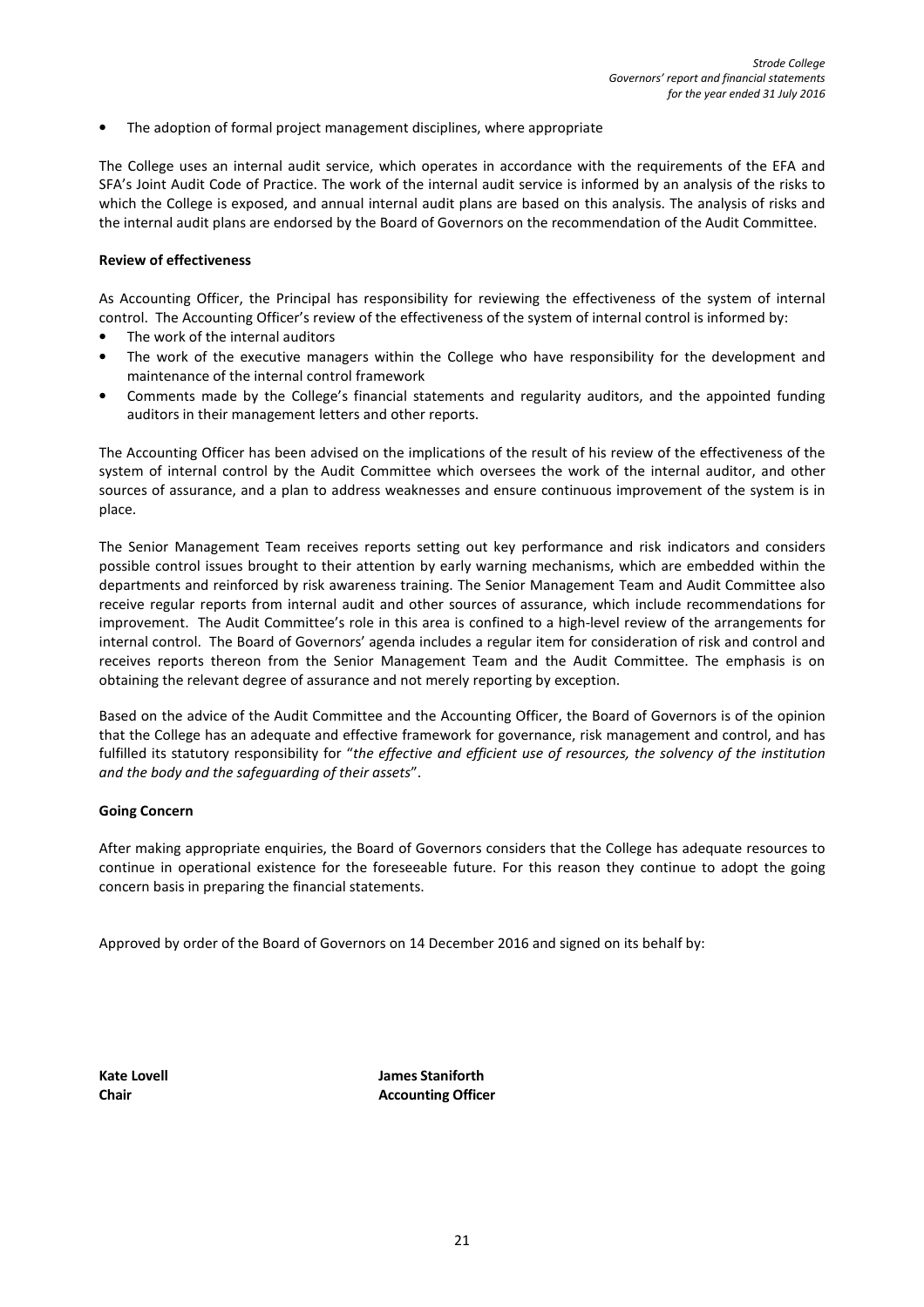- The adoption of formal project management disciplines, where appropriate

The College uses an internal audit service, which operates in accordance with the requirements of the EFA and SFA's Joint Audit Code of Practice. The work of the internal audit service is informed by an analysis of the risks to which the College is exposed, and annual internal audit plans are based on this analysis. The analysis of risks and the internal audit plans are endorsed by the Board of Governors on the recommendation of the Audit Committee.

**Review of effectiveness**

As Accounting Officer, the Principal has responsibility for reviewing the effectiveness of the system of internal control. The Accounting Officer's review of the effectiveness of the system of internal control is informed by:

- The work of the internal auditors
- The work of the executive managers within the College who have responsibility for the development and maintenance of the internal control framework
- Comments made by the College's financial statements and regularity auditors, and the appointed funding auditors in their management letters and other reports.

The Accounting Officer has been advised on the implications of the result of his review of the effectiveness of the system of internal control by the Audit Committee which oversees the work of the internal auditor, and other sources of assurance, and a plan to address weaknesses and ensure continuous improvement of the system is in place.

The Senior Management Team receives reports setting out key performance and risk indicators and considers possible control issues brought to their attention by early warning mechanisms, which are embedded within the departments and reinforced by risk awareness training. The Senior Management Team and Audit Committee also receive regular reports from internal audit and other sources of assurance, which include recommendations for improvement. The Audit Committee's role in this area is confined to a high-level review of the arrangements for internal control. The Board of Governors' agenda includes a regular item for consideration of risk and control and receives reports thereon from the Senior Management Team and the Audit Committee. The emphasis is on obtaining the relevant degree of assurance and not merely reporting by exception.

Based on the advice of the Audit Committee and the Accounting Officer, the Board of Governors is of the opinion that the College has an adequate and effective framework for governance, risk management and control, and has fulfilled its statutory responsibility for "*the effective and efficient use of resources, the solvency of the institution and the body and the safeguarding of their assets*".

**Going Concern**

After making appropriate enquiries, the Board of Governors considers that the College has adequate resources to continue in operational existence for the foreseeable future. For this reason they continue to adopt the going concern basis in preparing the financial statements.

Approved by order of the Board of Governors on 14 December 2016 and signed on its behalf by:

| **Kate Lovell** | **James Staniforth** |
|---|---|
| **Chair** | **Accounting Officer** |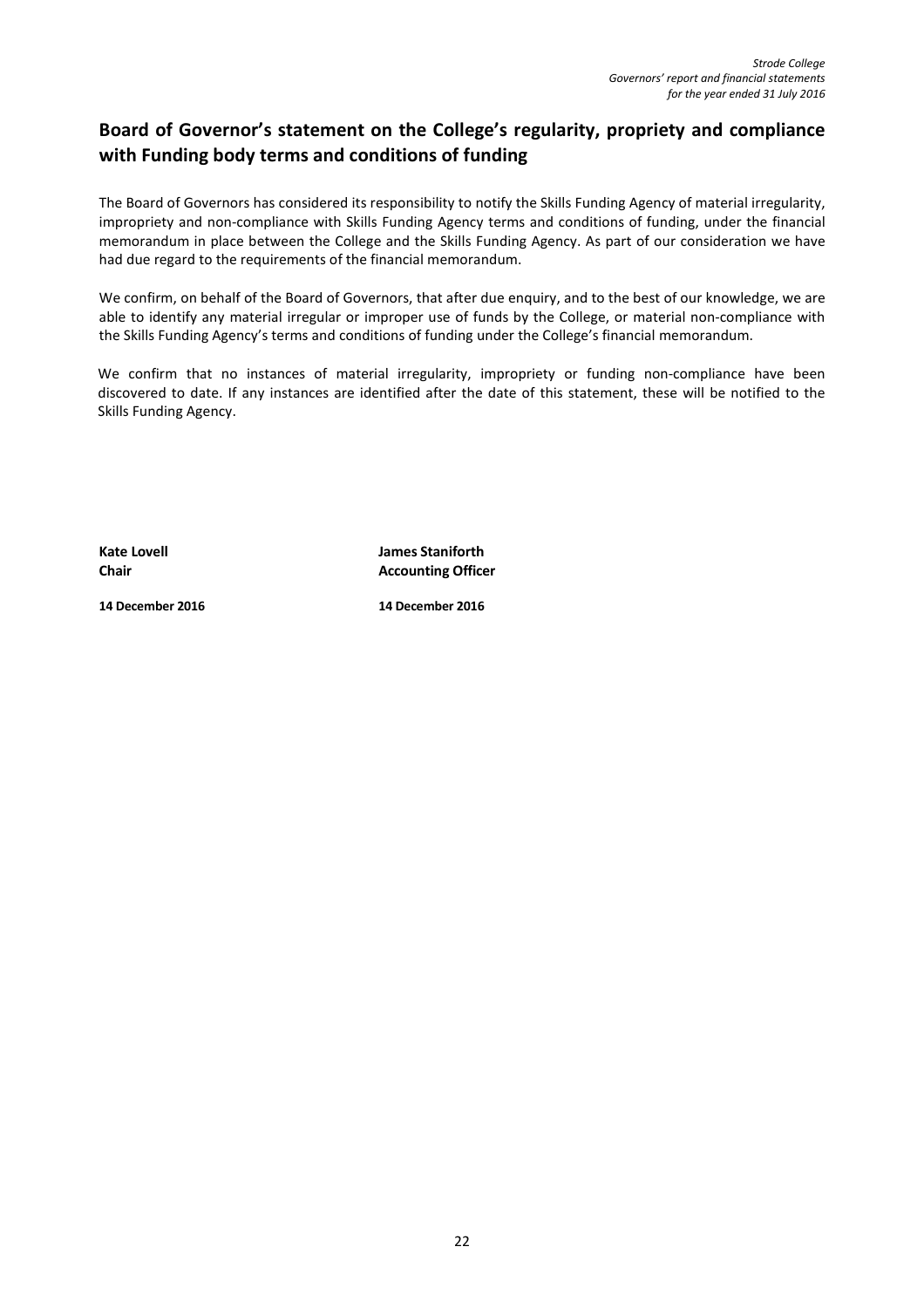## Board of Governor's statement on the College's regularity, propriety and compliance with Funding body terms and conditions of funding

The Board of Governors has considered its responsibility to notify the Skills Funding Agency of material irregularity, impropriety and non-compliance with Skills Funding Agency terms and conditions of funding, under the financial memorandum in place between the College and the Skills Funding Agency. As part of our consideration we have had due regard to the requirements of the financial memorandum.

We confirm, on behalf of the Board of Governors, that after due enquiry, and to the best of our knowledge, we are able to identify any material irregular or improper use of funds by the College, or material non-compliance with the Skills Funding Agency's terms and conditions of funding under the College's financial memorandum.

We confirm that no instances of material irregularity, impropriety or funding non-compliance have been discovered to date. If any instances are identified after the date of this statement, these will be notified to the Skills Funding Agency.

| | |
|---|---|
| **Kate Lovell** | **James Staniforth** |
| **Chair** | **Accounting Officer** |
| **14 December 2016** | **14 December 2016** |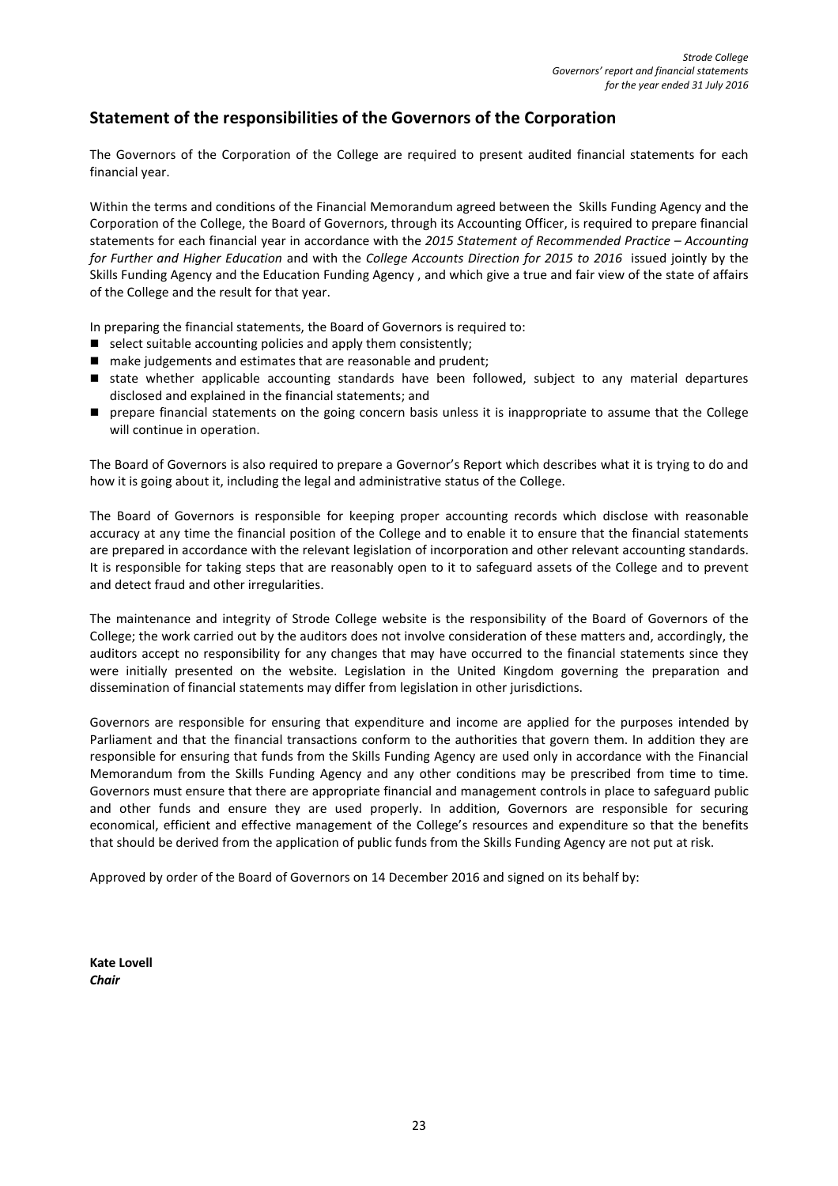## Statement of the responsibilities of the Governors of the Corporation

The Governors of the Corporation of the College are required to present audited financial statements for each financial year.

Within the terms and conditions of the Financial Memorandum agreed between the Skills Funding Agency and the Corporation of the College, the Board of Governors, through its Accounting Officer, is required to prepare financial statements for each financial year in accordance with the *2015 Statement of Recommended Practice – Accounting for Further and Higher Education* and with the *College Accounts Direction for 2015 to 2016* issued jointly by the Skills Funding Agency and the Education Funding Agency , and which give a true and fair view of the state of affairs of the College and the result for that year.

In preparing the financial statements, the Board of Governors is required to:

- select suitable accounting policies and apply them consistently;
- make judgements and estimates that are reasonable and prudent;
- state whether applicable accounting standards have been followed, subject to any material departures disclosed and explained in the financial statements; and
- prepare financial statements on the going concern basis unless it is inappropriate to assume that the College will continue in operation.

The Board of Governors is also required to prepare a Governor's Report which describes what it is trying to do and how it is going about it, including the legal and administrative status of the College.

The Board of Governors is responsible for keeping proper accounting records which disclose with reasonable accuracy at any time the financial position of the College and to enable it to ensure that the financial statements are prepared in accordance with the relevant legislation of incorporation and other relevant accounting standards. It is responsible for taking steps that are reasonably open to it to safeguard assets of the College and to prevent and detect fraud and other irregularities.

The maintenance and integrity of Strode College website is the responsibility of the Board of Governors of the College; the work carried out by the auditors does not involve consideration of these matters and, accordingly, the auditors accept no responsibility for any changes that may have occurred to the financial statements since they were initially presented on the website. Legislation in the United Kingdom governing the preparation and dissemination of financial statements may differ from legislation in other jurisdictions.

Governors are responsible for ensuring that expenditure and income are applied for the purposes intended by Parliament and that the financial transactions conform to the authorities that govern them. In addition they are responsible for ensuring that funds from the Skills Funding Agency are used only in accordance with the Financial Memorandum from the Skills Funding Agency and any other conditions may be prescribed from time to time. Governors must ensure that there are appropriate financial and management controls in place to safeguard public and other funds and ensure they are used properly. In addition, Governors are responsible for securing economical, efficient and effective management of the College's resources and expenditure so that the benefits that should be derived from the application of public funds from the Skills Funding Agency are not put at risk.

Approved by order of the Board of Governors on 14 December 2016 and signed on its behalf by:

**Kate Lovell**
***Chair***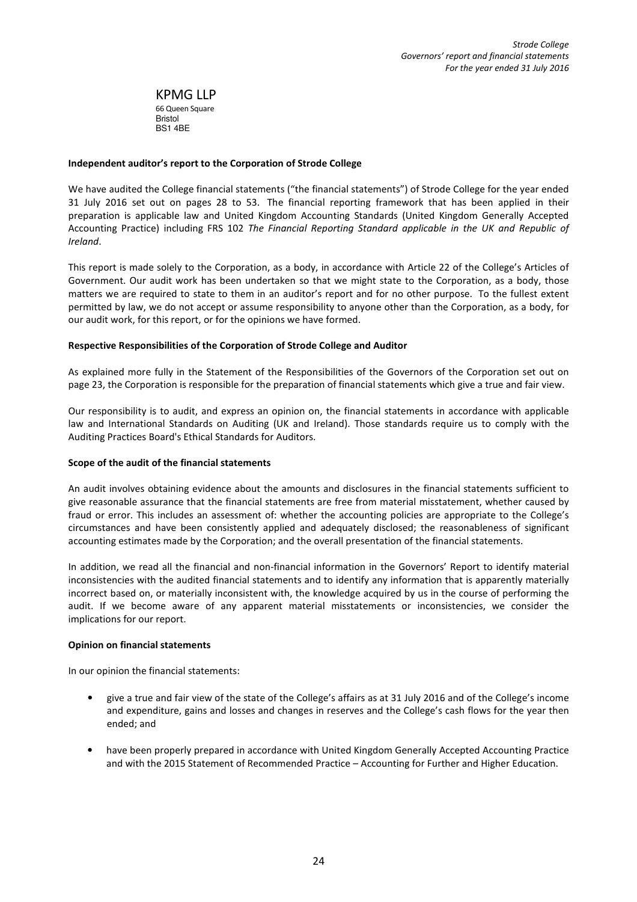KPMG LLP
66 Queen Square
Bristol
BS1 4BE

**Independent auditor's report to the Corporation of Strode College**

We have audited the College financial statements ("the financial statements") of Strode College for the year ended 31 July 2016 set out on pages 28 to 53. The financial reporting framework that has been applied in their preparation is applicable law and United Kingdom Accounting Standards (United Kingdom Generally Accepted Accounting Practice) including FRS 102 *The Financial Reporting Standard applicable in the UK and Republic of Ireland*.

This report is made solely to the Corporation, as a body, in accordance with Article 22 of the College's Articles of Government. Our audit work has been undertaken so that we might state to the Corporation, as a body, those matters we are required to state to them in an auditor's report and for no other purpose. To the fullest extent permitted by law, we do not accept or assume responsibility to anyone other than the Corporation, as a body, for our audit work, for this report, or for the opinions we have formed.

**Respective Responsibilities of the Corporation of Strode College and Auditor**

As explained more fully in the Statement of the Responsibilities of the Governors of the Corporation set out on page 23, the Corporation is responsible for the preparation of financial statements which give a true and fair view.

Our responsibility is to audit, and express an opinion on, the financial statements in accordance with applicable law and International Standards on Auditing (UK and Ireland). Those standards require us to comply with the Auditing Practices Board's Ethical Standards for Auditors.

**Scope of the audit of the financial statements**

An audit involves obtaining evidence about the amounts and disclosures in the financial statements sufficient to give reasonable assurance that the financial statements are free from material misstatement, whether caused by fraud or error. This includes an assessment of: whether the accounting policies are appropriate to the College's circumstances and have been consistently applied and adequately disclosed; the reasonableness of significant accounting estimates made by the Corporation; and the overall presentation of the financial statements.

In addition, we read all the financial and non-financial information in the Governors' Report to identify material inconsistencies with the audited financial statements and to identify any information that is apparently materially incorrect based on, or materially inconsistent with, the knowledge acquired by us in the course of performing the audit. If we become aware of any apparent material misstatements or inconsistencies, we consider the implications for our report.

**Opinion on financial statements**

In our opinion the financial statements:

- give a true and fair view of the state of the College's affairs as at 31 July 2016 and of the College's income and expenditure, gains and losses and changes in reserves and the College's cash flows for the year then ended; and
- have been properly prepared in accordance with United Kingdom Generally Accepted Accounting Practice and with the 2015 Statement of Recommended Practice – Accounting for Further and Higher Education.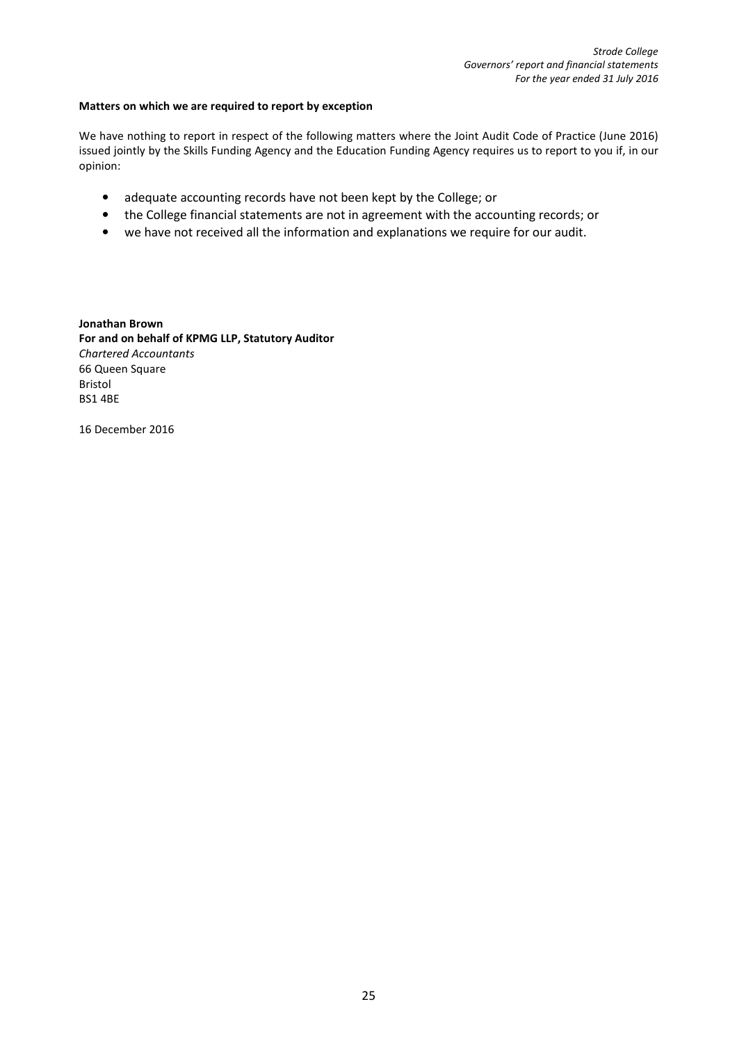**Matters on which we are required to report by exception**

We have nothing to report in respect of the following matters where the Joint Audit Code of Practice (June 2016) issued jointly by the Skills Funding Agency and the Education Funding Agency requires us to report to you if, in our opinion:

- adequate accounting records have not been kept by the College; or
- the College financial statements are not in agreement with the accounting records; or
- we have not received all the information and explanations we require for our audit.

**Jonathan Brown**
**For and on behalf of KPMG LLP, Statutory Auditor**
*Chartered Accountants*
66 Queen Square
Bristol
BS1 4BE

16 December 2016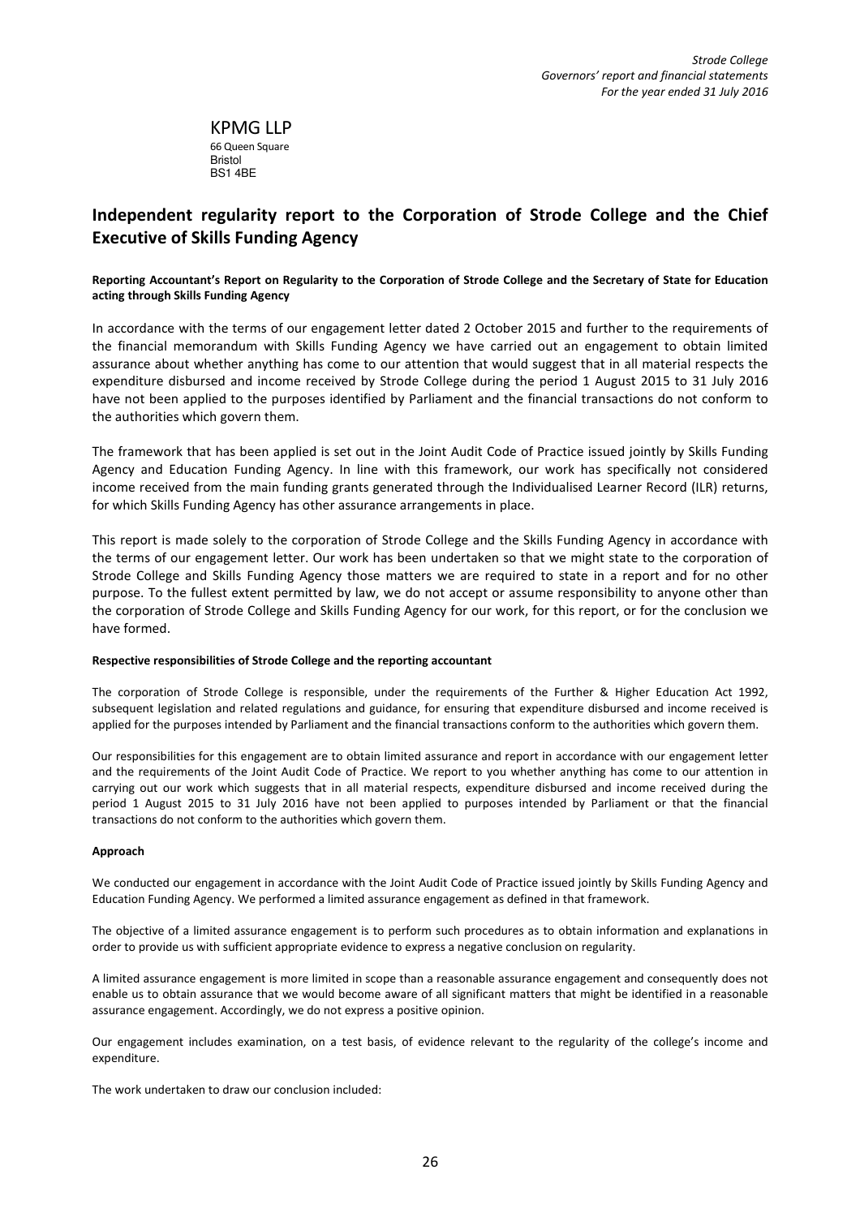KPMG LLP
66 Queen Square
Bristol
BS1 4BE

## Independent regularity report to the Corporation of Strode College and the Chief Executive of Skills Funding Agency

**Reporting Accountant's Report on Regularity to the Corporation of Strode College and the Secretary of State for Education acting through Skills Funding Agency**

In accordance with the terms of our engagement letter dated 2 October 2015 and further to the requirements of the financial memorandum with Skills Funding Agency we have carried out an engagement to obtain limited assurance about whether anything has come to our attention that would suggest that in all material respects the expenditure disbursed and income received by Strode College during the period 1 August 2015 to 31 July 2016 have not been applied to the purposes identified by Parliament and the financial transactions do not conform to the authorities which govern them.

The framework that has been applied is set out in the Joint Audit Code of Practice issued jointly by Skills Funding Agency and Education Funding Agency. In line with this framework, our work has specifically not considered income received from the main funding grants generated through the Individualised Learner Record (ILR) returns, for which Skills Funding Agency has other assurance arrangements in place.

This report is made solely to the corporation of Strode College and the Skills Funding Agency in accordance with the terms of our engagement letter. Our work has been undertaken so that we might state to the corporation of Strode College and Skills Funding Agency those matters we are required to state in a report and for no other purpose. To the fullest extent permitted by law, we do not accept or assume responsibility to anyone other than the corporation of Strode College and Skills Funding Agency for our work, for this report, or for the conclusion we have formed.

**Respective responsibilities of Strode College and the reporting accountant**

The corporation of Strode College is responsible, under the requirements of the Further & Higher Education Act 1992, subsequent legislation and related regulations and guidance, for ensuring that expenditure disbursed and income received is applied for the purposes intended by Parliament and the financial transactions conform to the authorities which govern them.

Our responsibilities for this engagement are to obtain limited assurance and report in accordance with our engagement letter and the requirements of the Joint Audit Code of Practice. We report to you whether anything has come to our attention in carrying out our work which suggests that in all material respects, expenditure disbursed and income received during the period 1 August 2015 to 31 July 2016 have not been applied to purposes intended by Parliament or that the financial transactions do not conform to the authorities which govern them.

**Approach**

We conducted our engagement in accordance with the Joint Audit Code of Practice issued jointly by Skills Funding Agency and Education Funding Agency. We performed a limited assurance engagement as defined in that framework.

The objective of a limited assurance engagement is to perform such procedures as to obtain information and explanations in order to provide us with sufficient appropriate evidence to express a negative conclusion on regularity.

A limited assurance engagement is more limited in scope than a reasonable assurance engagement and consequently does not enable us to obtain assurance that we would become aware of all significant matters that might be identified in a reasonable assurance engagement. Accordingly, we do not express a positive opinion.

Our engagement includes examination, on a test basis, of evidence relevant to the regularity of the college's income and expenditure.

The work undertaken to draw our conclusion included: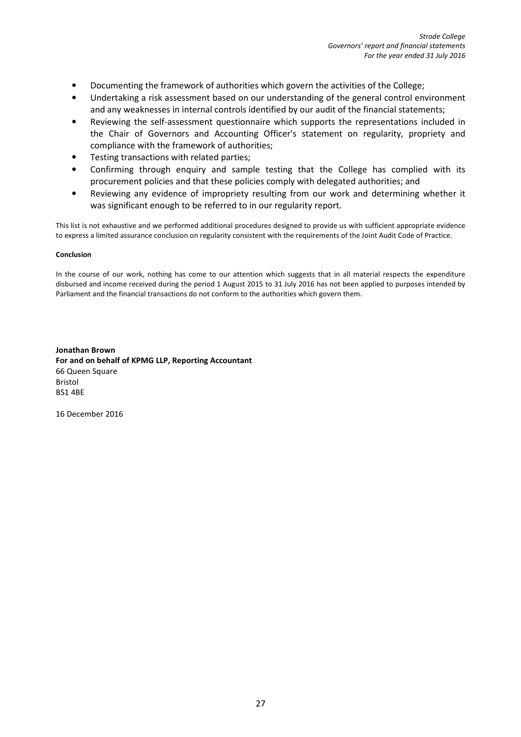- Documenting the framework of authorities which govern the activities of the College;
- Undertaking a risk assessment based on our understanding of the general control environment and any weaknesses in internal controls identified by our audit of the financial statements;
- Reviewing the self-assessment questionnaire which supports the representations included in the Chair of Governors and Accounting Officer's statement on regularity, propriety and compliance with the framework of authorities;
- Testing transactions with related parties;
- Confirming through enquiry and sample testing that the College has complied with its procurement policies and that these policies comply with delegated authorities; and
- Reviewing any evidence of impropriety resulting from our work and determining whether it was significant enough to be referred to in our regularity report.

This list is not exhaustive and we performed additional procedures designed to provide us with sufficient appropriate evidence to express a limited assurance conclusion on regularity consistent with the requirements of the Joint Audit Code of Practice.

**Conclusion**

In the course of our work, nothing has come to our attention which suggests that in all material respects the expenditure disbursed and income received during the period 1 August 2015 to 31 July 2016 has not been applied to purposes intended by Parliament and the financial transactions do not conform to the authorities which govern them.

**Jonathan Brown**
**For and on behalf of KPMG LLP, Reporting Accountant**
66 Queen Square
Bristol
BS1 4BE

16 December 2016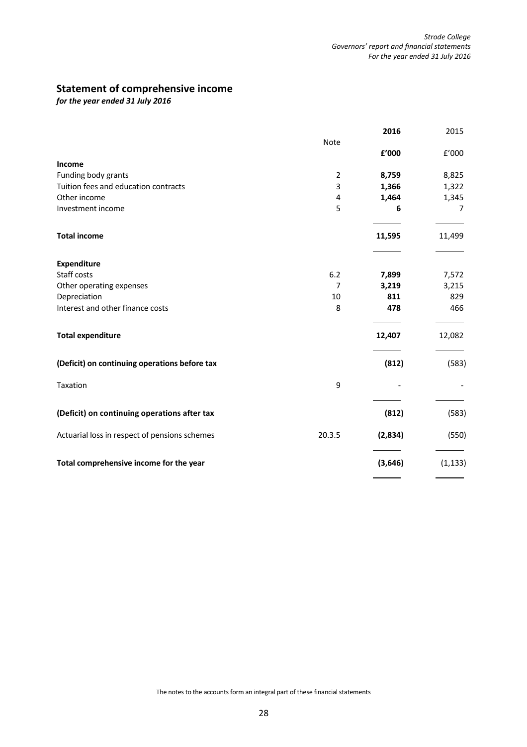# Statement of comprehensive income

*for the year ended 31 July 2016*

| | Note | **2016** | 2015 |
|---|---|---|---|
| | | **£'000** | £'000 |
| **Income** | | | |
| Funding body grants | 2 | **8,759** | 8,825 |
| Tuition fees and education contracts | 3 | **1,366** | 1,322 |
| Other income | 4 | **1,464** | 1,345 |
| Investment income | 5 | **6** | 7 |
| **Total income** | | **11,595** | 11,499 |
| **Expenditure** | | | |
| Staff costs | 6.2 | **7,899** | 7,572 |
| Other operating expenses | 7 | **3,219** | 3,215 |
| Depreciation | 10 | **811** | 829 |
| Interest and other finance costs | 8 | **478** | 466 |
| **Total expenditure** | | **12,407** | 12,082 |
| **(Deficit) on continuing operations before tax** | | **(812)** | (583) |
| Taxation | 9 | - | - |
| **(Deficit) on continuing operations after tax** | | **(812)** | (583) |
| Actuarial loss in respect of pensions schemes | 20.3.5 | **(2,834)** | (550) |
| **Total comprehensive income for the year** | | **(3,646)** | (1,133) |

The notes to the accounts form an integral part of these financial statements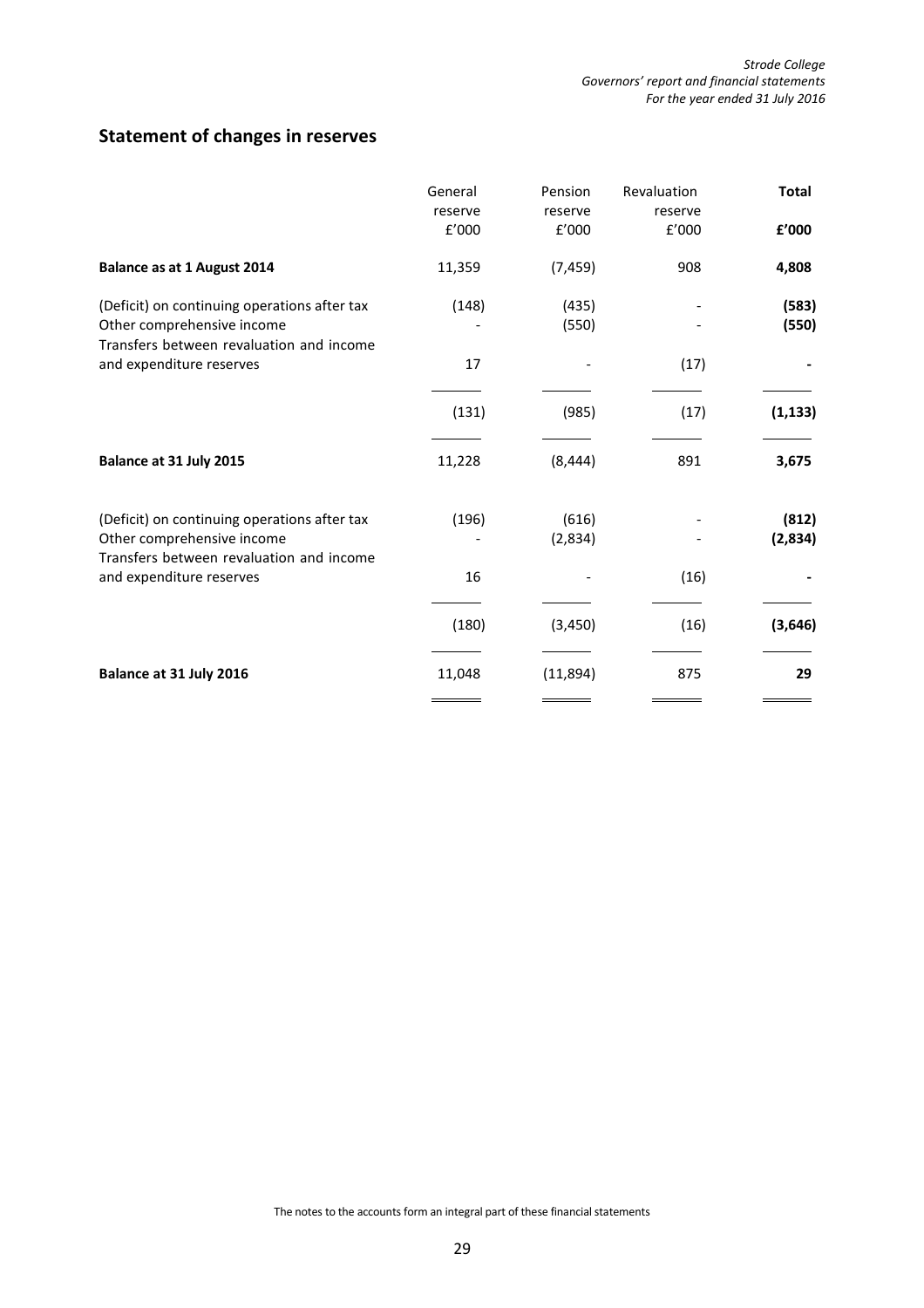## Statement of changes in reserves

| | General reserve £'000 | Pension reserve £'000 | Revaluation reserve £'000 | **Total £'000** |
|---|---|---|---|---|
| **Balance as at 1 August 2014** | 11,359 | (7,459) | 908 | **4,808** |
| (Deficit) on continuing operations after tax | (148) | (435) | - | **(583)** |
| Other comprehensive income | - | (550) | - | **(550)** |
| Transfers between revaluation and income and expenditure reserves | 17 | - | (17) | **-** |
| | (131) | (985) | (17) | **(1,133)** |
| **Balance at 31 July 2015** | 11,228 | (8,444) | 891 | **3,675** |
| (Deficit) on continuing operations after tax | (196) | (616) | - | **(812)** |
| Other comprehensive income | - | (2,834) | - | **(2,834)** |
| Transfers between revaluation and income and expenditure reserves | 16 | - | (16) | **-** |
| | (180) | (3,450) | (16) | **(3,646)** |
| **Balance at 31 July 2016** | 11,048 | (11,894) | 875 | **29** |

The notes to the accounts form an integral part of these financial statements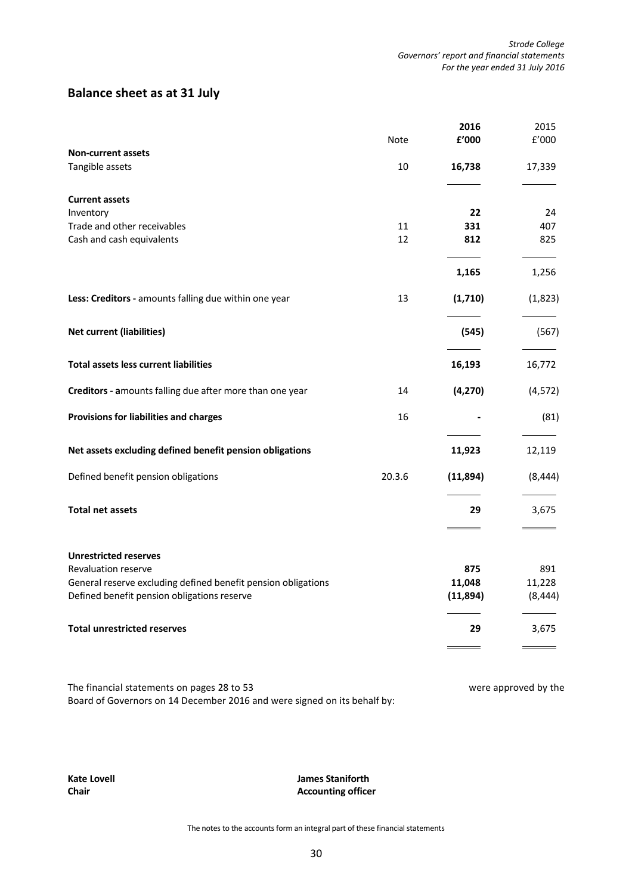## Balance sheet as at 31 July

| | Note | 2016 £'000 | 2015 £'000 |
|---|---|---|---|
| **Non-current assets** | | | |
| Tangible assets | 10 | **16,738** | 17,339 |
| **Current assets** | | | |
| Inventory | | **22** | 24 |
| Trade and other receivables | 11 | **331** | 407 |
| Cash and cash equivalents | 12 | **812** | 825 |
| | | **1,165** | 1,256 |
| **Less: Creditors -** amounts falling due within one year | 13 | **(1,710)** | (1,823) |
| **Net current (liabilities)** | | **(545)** | (567) |
| **Total assets less current liabilities** | | **16,193** | 16,772 |
| **Creditors - a**mounts falling due after more than one year | 14 | **(4,270)** | (4,572) |
| **Provisions for liabilities and charges** | 16 | **-** | (81) |
| **Net assets excluding defined benefit pension obligations** | | **11,923** | 12,119 |
| Defined benefit pension obligations | 20.3.6 | **(11,894)** | (8,444) |
| **Total net assets** | | **29** | 3,675 |
| **Unrestricted reserves** | | | |
| Revaluation reserve | | **875** | 891 |
| General reserve excluding defined benefit pension obligations | | **11,048** | 11,228 |
| Defined benefit pension obligations reserve | | **(11,894)** | (8,444) |
| **Total unrestricted reserves** | | **29** | 3,675 |

The financial statements on pages 28 to 53 were approved by the Board of Governors on 14 December 2016 and were signed on its behalf by:

**Kate Lovell**
**Chair**

**James Staniforth**
**Accounting officer**

The notes to the accounts form an integral part of these financial statements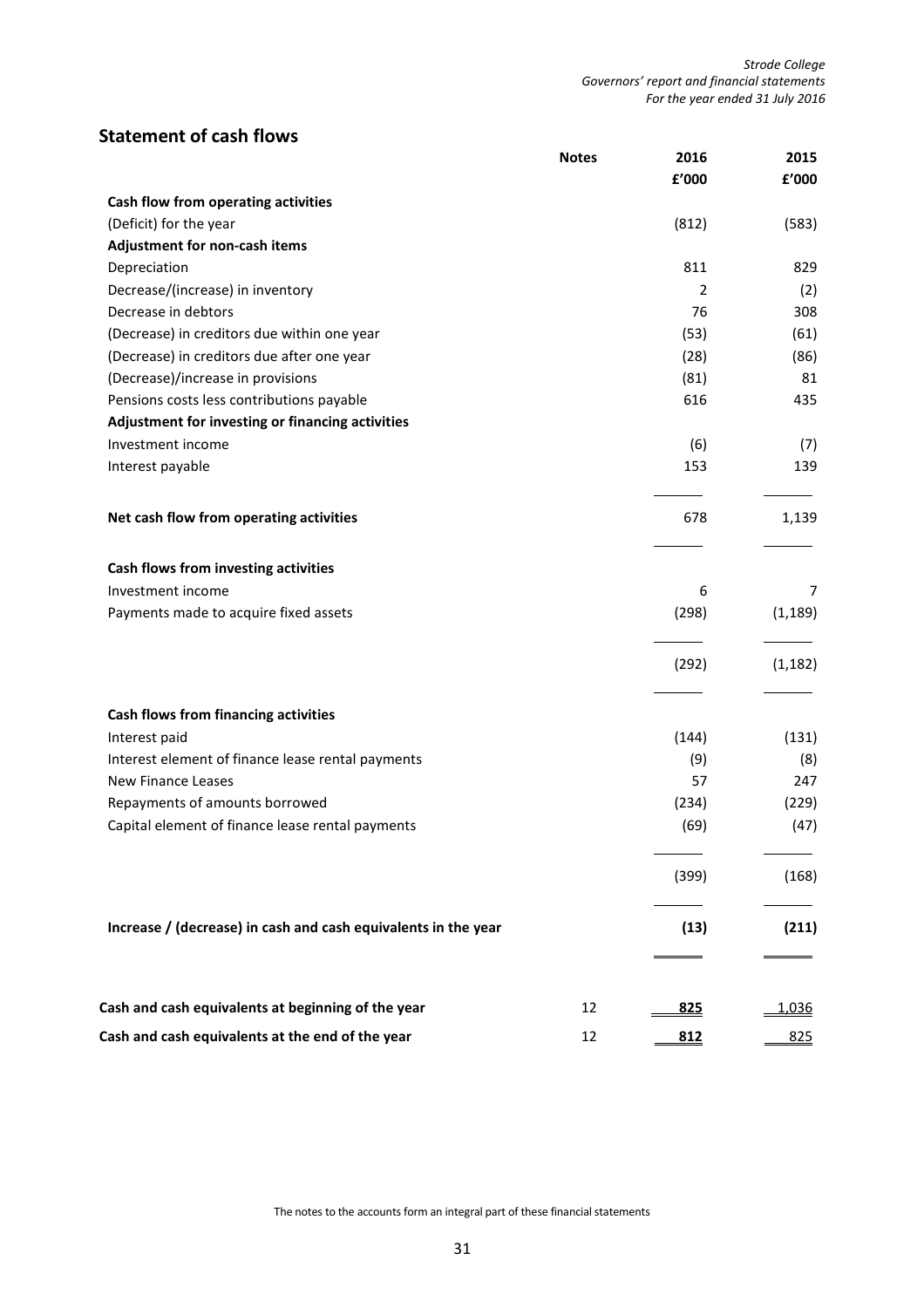## Statement of cash flows

| | Notes | 2016 | 2015 |
|---|---|---|---|
| | | £'000 | £'000 |
| **Cash flow from operating activities** | | | |
| (Deficit) for the year | | (812) | (583) |
| **Adjustment for non-cash items** | | | |
| Depreciation | | 811 | 829 |
| Decrease/(increase) in inventory | | 2 | (2) |
| Decrease in debtors | | 76 | 308 |
| (Decrease) in creditors due within one year | | (53) | (61) |
| (Decrease) in creditors due after one year | | (28) | (86) |
| (Decrease)/increase in provisions | | (81) | 81 |
| Pensions costs less contributions payable | | 616 | 435 |
| **Adjustment for investing or financing activities** | | | |
| Investment income | | (6) | (7) |
| Interest payable | | 153 | 139 |
| **Net cash flow from operating activities** | | 678 | 1,139 |
| **Cash flows from investing activities** | | | |
| Investment income | | 6 | 7 |
| Payments made to acquire fixed assets | | (298) | (1,189) |
| | | (292) | (1,182) |
| **Cash flows from financing activities** | | | |
| Interest paid | | (144) | (131) |
| Interest element of finance lease rental payments | | (9) | (8) |
| New Finance Leases | | 57 | 247 |
| Repayments of amounts borrowed | | (234) | (229) |
| Capital element of finance lease rental payments | | (69) | (47) |
| | | (399) | (168) |
| **Increase / (decrease) in cash and cash equivalents in the year** | | **(13)** | **(211)** |
| **Cash and cash equivalents at beginning of the year** | 12 | **825** | 1,036 |
| **Cash and cash equivalents at the end of the year** | 12 | **812** | 825 |

The notes to the accounts form an integral part of these financial statements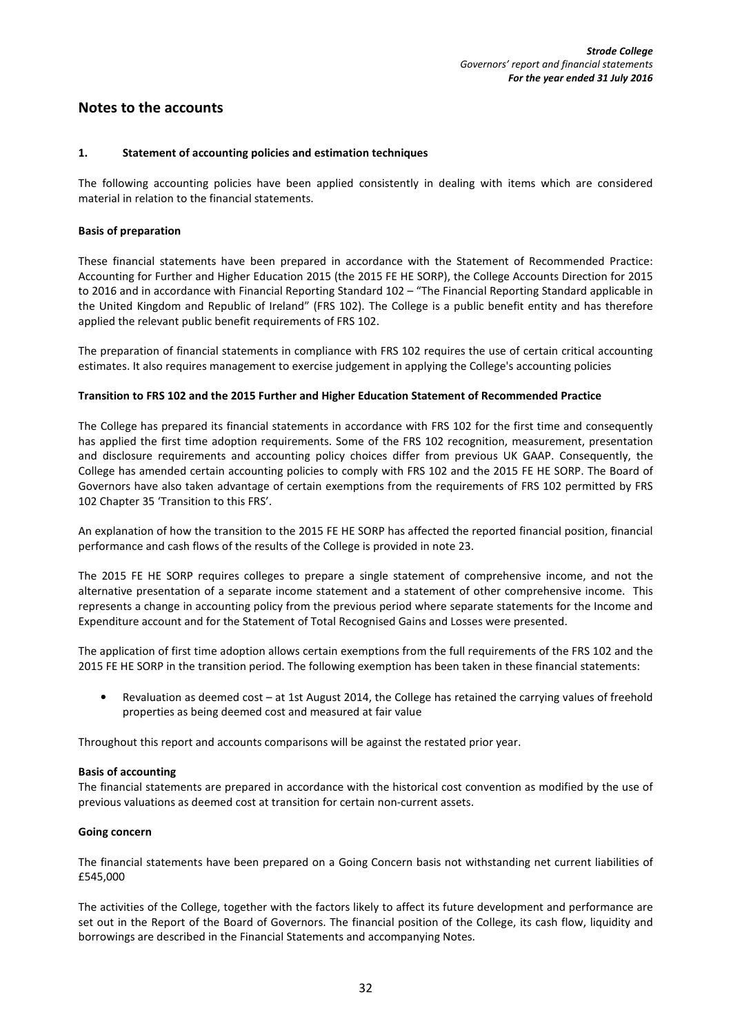# Notes to the accounts

## 1. Statement of accounting policies and estimation techniques

The following accounting policies have been applied consistently in dealing with items which are considered material in relation to the financial statements.

### Basis of preparation

These financial statements have been prepared in accordance with the Statement of Recommended Practice: Accounting for Further and Higher Education 2015 (the 2015 FE HE SORP), the College Accounts Direction for 2015 to 2016 and in accordance with Financial Reporting Standard 102 – "The Financial Reporting Standard applicable in the United Kingdom and Republic of Ireland" (FRS 102). The College is a public benefit entity and has therefore applied the relevant public benefit requirements of FRS 102.

The preparation of financial statements in compliance with FRS 102 requires the use of certain critical accounting estimates. It also requires management to exercise judgement in applying the College's accounting policies

### Transition to FRS 102 and the 2015 Further and Higher Education Statement of Recommended Practice

The College has prepared its financial statements in accordance with FRS 102 for the first time and consequently has applied the first time adoption requirements. Some of the FRS 102 recognition, measurement, presentation and disclosure requirements and accounting policy choices differ from previous UK GAAP. Consequently, the College has amended certain accounting policies to comply with FRS 102 and the 2015 FE HE SORP. The Board of Governors have also taken advantage of certain exemptions from the requirements of FRS 102 permitted by FRS 102 Chapter 35 'Transition to this FRS'.

An explanation of how the transition to the 2015 FE HE SORP has affected the reported financial position, financial performance and cash flows of the results of the College is provided in note 23.

The 2015 FE HE SORP requires colleges to prepare a single statement of comprehensive income, and not the alternative presentation of a separate income statement and a statement of other comprehensive income. This represents a change in accounting policy from the previous period where separate statements for the Income and Expenditure account and for the Statement of Total Recognised Gains and Losses were presented.

The application of first time adoption allows certain exemptions from the full requirements of the FRS 102 and the 2015 FE HE SORP in the transition period. The following exemption has been taken in these financial statements:

- Revaluation as deemed cost – at 1st August 2014, the College has retained the carrying values of freehold properties as being deemed cost and measured at fair value

Throughout this report and accounts comparisons will be against the restated prior year.

### Basis of accounting

The financial statements are prepared in accordance with the historical cost convention as modified by the use of previous valuations as deemed cost at transition for certain non-current assets.

### Going concern

The financial statements have been prepared on a Going Concern basis not withstanding net current liabilities of £545,000

The activities of the College, together with the factors likely to affect its future development and performance are set out in the Report of the Board of Governors. The financial position of the College, its cash flow, liquidity and borrowings are described in the Financial Statements and accompanying Notes.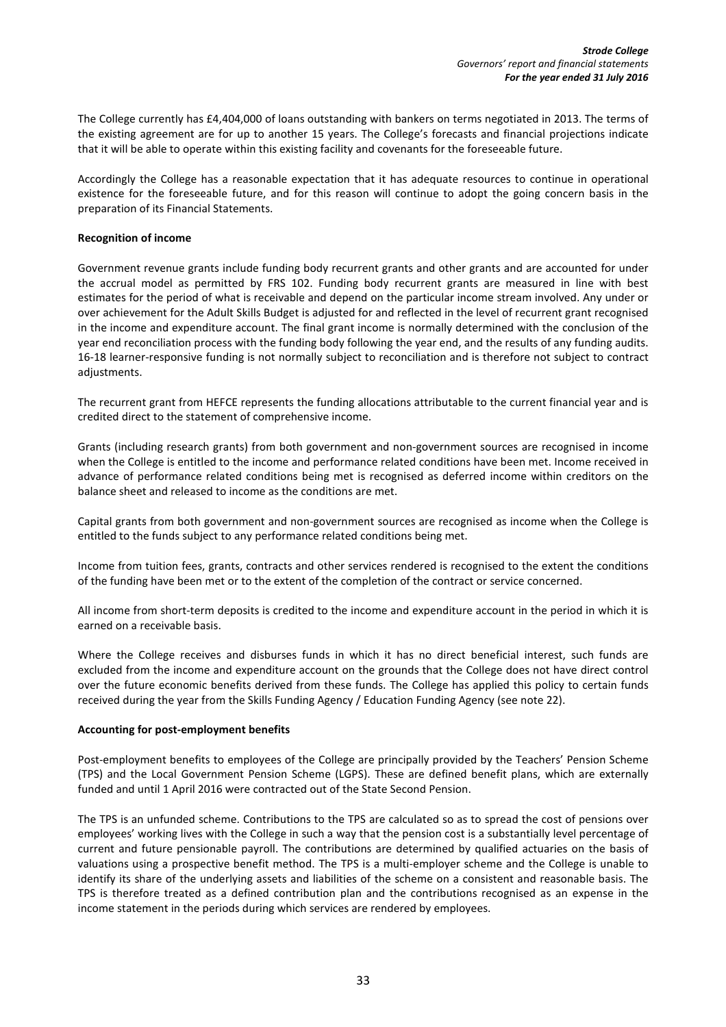The College currently has £4,404,000 of loans outstanding with bankers on terms negotiated in 2013. The terms of the existing agreement are for up to another 15 years. The College's forecasts and financial projections indicate that it will be able to operate within this existing facility and covenants for the foreseeable future.

Accordingly the College has a reasonable expectation that it has adequate resources to continue in operational existence for the foreseeable future, and for this reason will continue to adopt the going concern basis in the preparation of its Financial Statements.

**Recognition of income**

Government revenue grants include funding body recurrent grants and other grants and are accounted for under the accrual model as permitted by FRS 102. Funding body recurrent grants are measured in line with best estimates for the period of what is receivable and depend on the particular income stream involved. Any under or over achievement for the Adult Skills Budget is adjusted for and reflected in the level of recurrent grant recognised in the income and expenditure account. The final grant income is normally determined with the conclusion of the year end reconciliation process with the funding body following the year end, and the results of any funding audits. 16-18 learner-responsive funding is not normally subject to reconciliation and is therefore not subject to contract adjustments.

The recurrent grant from HEFCE represents the funding allocations attributable to the current financial year and is credited direct to the statement of comprehensive income.

Grants (including research grants) from both government and non-government sources are recognised in income when the College is entitled to the income and performance related conditions have been met. Income received in advance of performance related conditions being met is recognised as deferred income within creditors on the balance sheet and released to income as the conditions are met.

Capital grants from both government and non-government sources are recognised as income when the College is entitled to the funds subject to any performance related conditions being met.

Income from tuition fees, grants, contracts and other services rendered is recognised to the extent the conditions of the funding have been met or to the extent of the completion of the contract or service concerned.

All income from short-term deposits is credited to the income and expenditure account in the period in which it is earned on a receivable basis.

Where the College receives and disburses funds in which it has no direct beneficial interest, such funds are excluded from the income and expenditure account on the grounds that the College does not have direct control over the future economic benefits derived from these funds. The College has applied this policy to certain funds received during the year from the Skills Funding Agency / Education Funding Agency (see note 22).

**Accounting for post-employment benefits**

Post-employment benefits to employees of the College are principally provided by the Teachers' Pension Scheme (TPS) and the Local Government Pension Scheme (LGPS). These are defined benefit plans, which are externally funded and until 1 April 2016 were contracted out of the State Second Pension.

The TPS is an unfunded scheme. Contributions to the TPS are calculated so as to spread the cost of pensions over employees' working lives with the College in such a way that the pension cost is a substantially level percentage of current and future pensionable payroll. The contributions are determined by qualified actuaries on the basis of valuations using a prospective benefit method. The TPS is a multi-employer scheme and the College is unable to identify its share of the underlying assets and liabilities of the scheme on a consistent and reasonable basis. The TPS is therefore treated as a defined contribution plan and the contributions recognised as an expense in the income statement in the periods during which services are rendered by employees.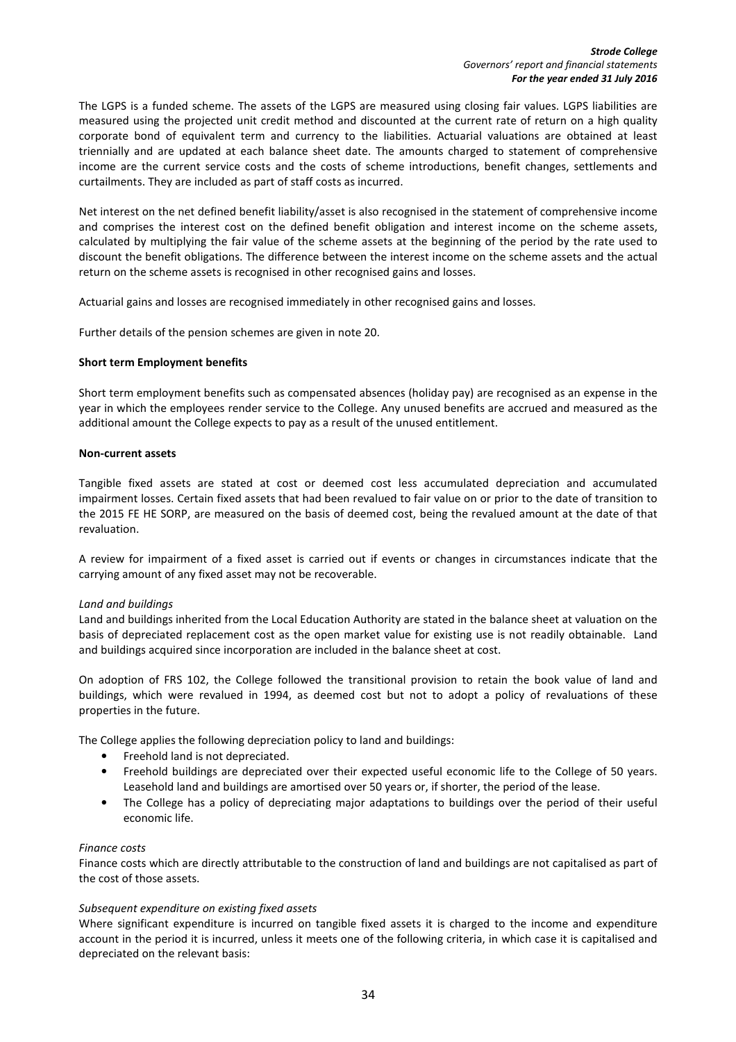The LGPS is a funded scheme. The assets of the LGPS are measured using closing fair values. LGPS liabilities are measured using the projected unit credit method and discounted at the current rate of return on a high quality corporate bond of equivalent term and currency to the liabilities. Actuarial valuations are obtained at least triennially and are updated at each balance sheet date. The amounts charged to statement of comprehensive income are the current service costs and the costs of scheme introductions, benefit changes, settlements and curtailments. They are included as part of staff costs as incurred.

Net interest on the net defined benefit liability/asset is also recognised in the statement of comprehensive income and comprises the interest cost on the defined benefit obligation and interest income on the scheme assets, calculated by multiplying the fair value of the scheme assets at the beginning of the period by the rate used to discount the benefit obligations. The difference between the interest income on the scheme assets and the actual return on the scheme assets is recognised in other recognised gains and losses.

Actuarial gains and losses are recognised immediately in other recognised gains and losses.

Further details of the pension schemes are given in note 20.

**Short term Employment benefits**

Short term employment benefits such as compensated absences (holiday pay) are recognised as an expense in the year in which the employees render service to the College. Any unused benefits are accrued and measured as the additional amount the College expects to pay as a result of the unused entitlement.

**Non-current assets**

Tangible fixed assets are stated at cost or deemed cost less accumulated depreciation and accumulated impairment losses. Certain fixed assets that had been revalued to fair value on or prior to the date of transition to the 2015 FE HE SORP, are measured on the basis of deemed cost, being the revalued amount at the date of that revaluation.

A review for impairment of a fixed asset is carried out if events or changes in circumstances indicate that the carrying amount of any fixed asset may not be recoverable.

*Land and buildings*

Land and buildings inherited from the Local Education Authority are stated in the balance sheet at valuation on the basis of depreciated replacement cost as the open market value for existing use is not readily obtainable. Land and buildings acquired since incorporation are included in the balance sheet at cost.

On adoption of FRS 102, the College followed the transitional provision to retain the book value of land and buildings, which were revalued in 1994, as deemed cost but not to adopt a policy of revaluations of these properties in the future.

The College applies the following depreciation policy to land and buildings:

- Freehold land is not depreciated.
- Freehold buildings are depreciated over their expected useful economic life to the College of 50 years. Leasehold land and buildings are amortised over 50 years or, if shorter, the period of the lease.
- The College has a policy of depreciating major adaptations to buildings over the period of their useful economic life.

*Finance costs*

Finance costs which are directly attributable to the construction of land and buildings are not capitalised as part of the cost of those assets.

*Subsequent expenditure on existing fixed assets*

Where significant expenditure is incurred on tangible fixed assets it is charged to the income and expenditure account in the period it is incurred, unless it meets one of the following criteria, in which case it is capitalised and depreciated on the relevant basis: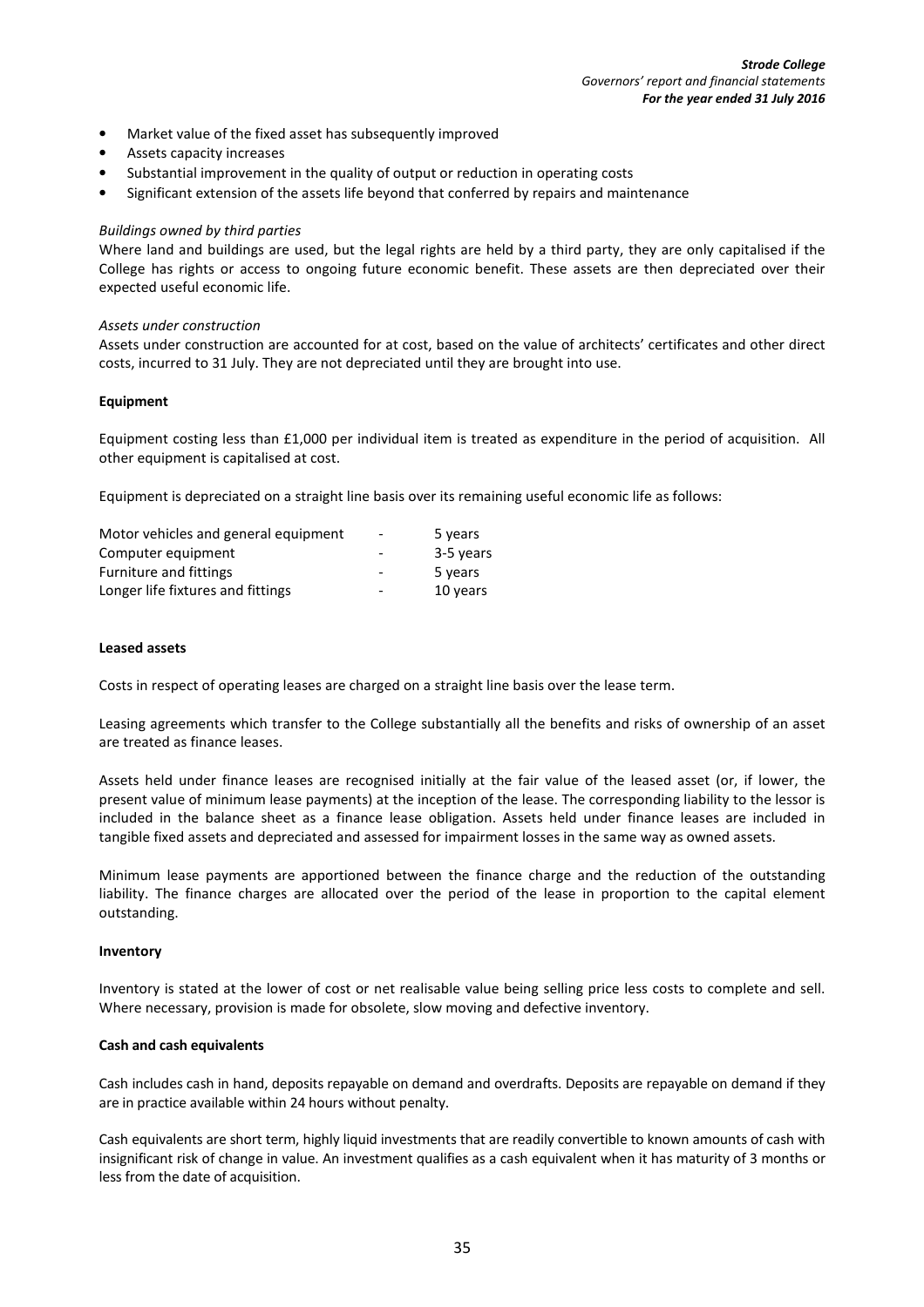- Market value of the fixed asset has subsequently improved
- Assets capacity increases
- Substantial improvement in the quality of output or reduction in operating costs
- Significant extension of the assets life beyond that conferred by repairs and maintenance

*Buildings owned by third parties*

Where land and buildings are used, but the legal rights are held by a third party, they are only capitalised if the College has rights or access to ongoing future economic benefit. These assets are then depreciated over their expected useful economic life.

*Assets under construction*

Assets under construction are accounted for at cost, based on the value of architects' certificates and other direct costs, incurred to 31 July. They are not depreciated until they are brought into use.

**Equipment**

Equipment costing less than £1,000 per individual item is treated as expenditure in the period of acquisition. All other equipment is capitalised at cost.

Equipment is depreciated on a straight line basis over its remaining useful economic life as follows:

| | | |
|---|---|---|
| Motor vehicles and general equipment | - | 5 years |
| Computer equipment | - | 3-5 years |
| Furniture and fittings | - | 5 years |
| Longer life fixtures and fittings | - | 10 years |

**Leased assets**

Costs in respect of operating leases are charged on a straight line basis over the lease term.

Leasing agreements which transfer to the College substantially all the benefits and risks of ownership of an asset are treated as finance leases.

Assets held under finance leases are recognised initially at the fair value of the leased asset (or, if lower, the present value of minimum lease payments) at the inception of the lease. The corresponding liability to the lessor is included in the balance sheet as a finance lease obligation. Assets held under finance leases are included in tangible fixed assets and depreciated and assessed for impairment losses in the same way as owned assets.

Minimum lease payments are apportioned between the finance charge and the reduction of the outstanding liability. The finance charges are allocated over the period of the lease in proportion to the capital element outstanding.

**Inventory**

Inventory is stated at the lower of cost or net realisable value being selling price less costs to complete and sell. Where necessary, provision is made for obsolete, slow moving and defective inventory.

**Cash and cash equivalents**

Cash includes cash in hand, deposits repayable on demand and overdrafts. Deposits are repayable on demand if they are in practice available within 24 hours without penalty.

Cash equivalents are short term, highly liquid investments that are readily convertible to known amounts of cash with insignificant risk of change in value. An investment qualifies as a cash equivalent when it has maturity of 3 months or less from the date of acquisition.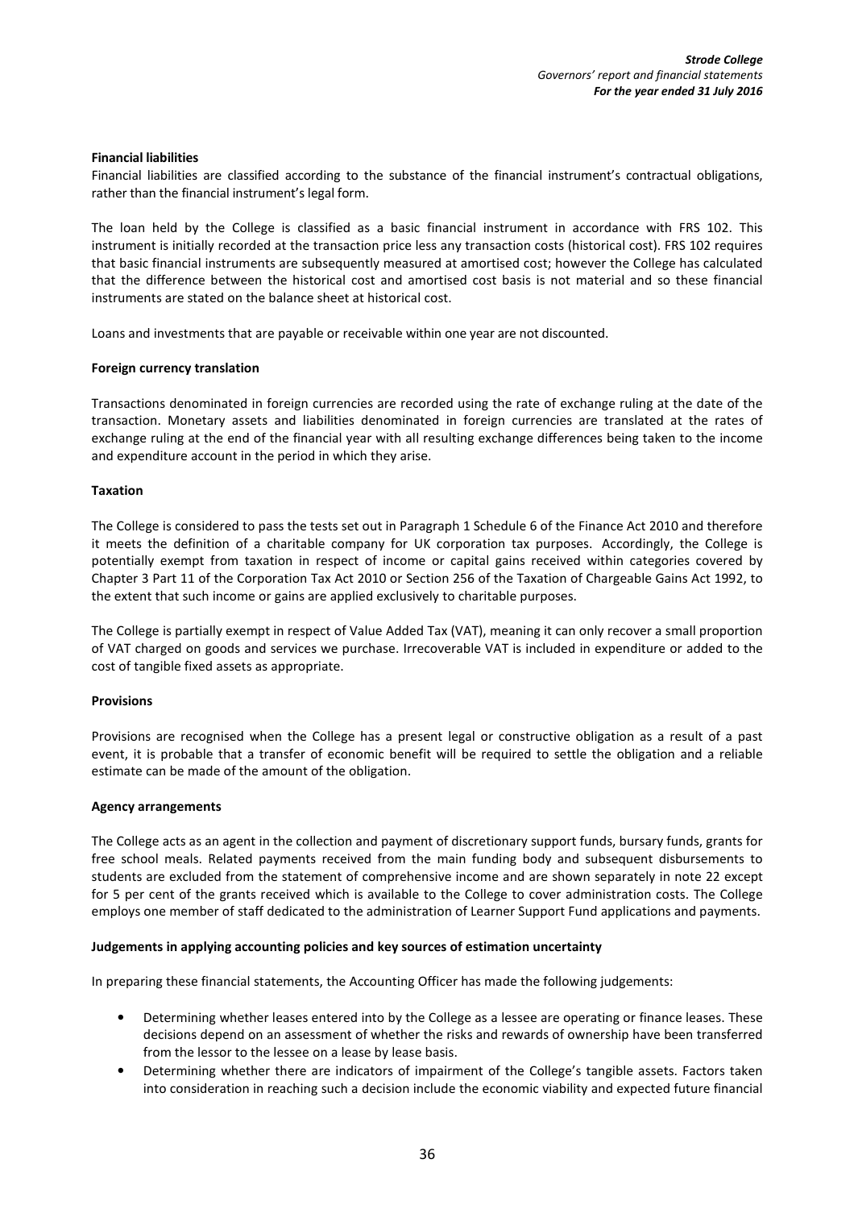**Financial liabilities**

Financial liabilities are classified according to the substance of the financial instrument's contractual obligations, rather than the financial instrument's legal form.

The loan held by the College is classified as a basic financial instrument in accordance with FRS 102. This instrument is initially recorded at the transaction price less any transaction costs (historical cost). FRS 102 requires that basic financial instruments are subsequently measured at amortised cost; however the College has calculated that the difference between the historical cost and amortised cost basis is not material and so these financial instruments are stated on the balance sheet at historical cost.

Loans and investments that are payable or receivable within one year are not discounted.

**Foreign currency translation**

Transactions denominated in foreign currencies are recorded using the rate of exchange ruling at the date of the transaction. Monetary assets and liabilities denominated in foreign currencies are translated at the rates of exchange ruling at the end of the financial year with all resulting exchange differences being taken to the income and expenditure account in the period in which they arise.

**Taxation**

The College is considered to pass the tests set out in Paragraph 1 Schedule 6 of the Finance Act 2010 and therefore it meets the definition of a charitable company for UK corporation tax purposes. Accordingly, the College is potentially exempt from taxation in respect of income or capital gains received within categories covered by Chapter 3 Part 11 of the Corporation Tax Act 2010 or Section 256 of the Taxation of Chargeable Gains Act 1992, to the extent that such income or gains are applied exclusively to charitable purposes.

The College is partially exempt in respect of Value Added Tax (VAT), meaning it can only recover a small proportion of VAT charged on goods and services we purchase. Irrecoverable VAT is included in expenditure or added to the cost of tangible fixed assets as appropriate.

**Provisions**

Provisions are recognised when the College has a present legal or constructive obligation as a result of a past event, it is probable that a transfer of economic benefit will be required to settle the obligation and a reliable estimate can be made of the amount of the obligation.

**Agency arrangements**

The College acts as an agent in the collection and payment of discretionary support funds, bursary funds, grants for free school meals. Related payments received from the main funding body and subsequent disbursements to students are excluded from the statement of comprehensive income and are shown separately in note 22 except for 5 per cent of the grants received which is available to the College to cover administration costs. The College employs one member of staff dedicated to the administration of Learner Support Fund applications and payments.

**Judgements in applying accounting policies and key sources of estimation uncertainty**

In preparing these financial statements, the Accounting Officer has made the following judgements:

- Determining whether leases entered into by the College as a lessee are operating or finance leases. These decisions depend on an assessment of whether the risks and rewards of ownership have been transferred from the lessor to the lessee on a lease by lease basis.
- Determining whether there are indicators of impairment of the College's tangible assets. Factors taken into consideration in reaching such a decision include the economic viability and expected future financial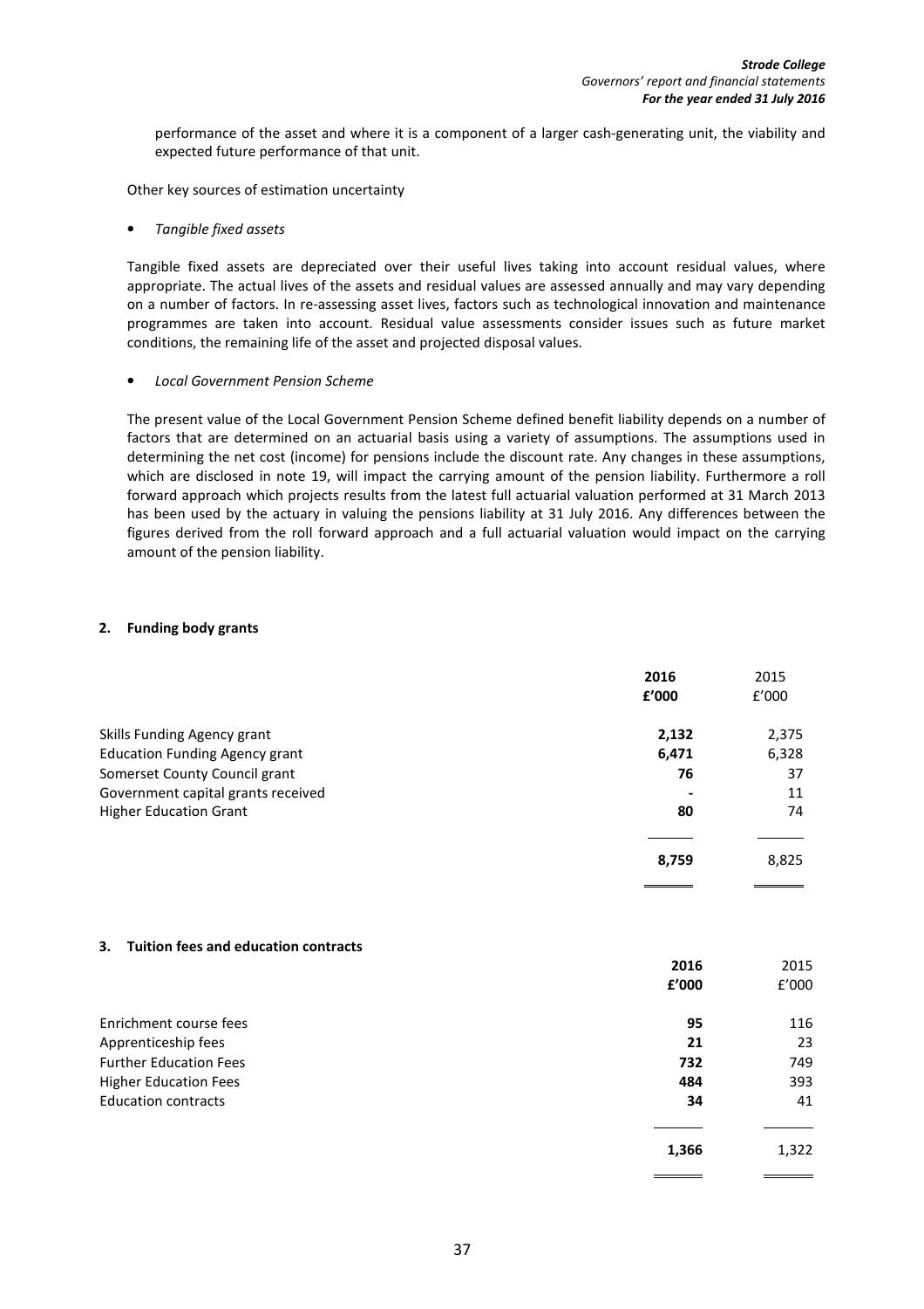performance of the asset and where it is a component of a larger cash-generating unit, the viability and expected future performance of that unit.

Other key sources of estimation uncertainty

- *Tangible fixed assets*

Tangible fixed assets are depreciated over their useful lives taking into account residual values, where appropriate. The actual lives of the assets and residual values are assessed annually and may vary depending on a number of factors. In re-assessing asset lives, factors such as technological innovation and maintenance programmes are taken into account. Residual value assessments consider issues such as future market conditions, the remaining life of the asset and projected disposal values.

- *Local Government Pension Scheme*

The present value of the Local Government Pension Scheme defined benefit liability depends on a number of factors that are determined on an actuarial basis using a variety of assumptions. The assumptions used in determining the net cost (income) for pensions include the discount rate. Any changes in these assumptions, which are disclosed in note 19, will impact the carrying amount of the pension liability. Furthermore a roll forward approach which projects results from the latest full actuarial valuation performed at 31 March 2013 has been used by the actuary in valuing the pensions liability at 31 July 2016. Any differences between the figures derived from the roll forward approach and a full actuarial valuation would impact on the carrying amount of the pension liability.

## 2. Funding body grants

| | **2016** | 2015 |
|---|---|---|
| | **£'000** | £'000 |
| Skills Funding Agency grant | **2,132** | 2,375 |
| Education Funding Agency grant | **6,471** | 6,328 |
| Somerset County Council grant | **76** | 37 |
| Government capital grants received | **-** | 11 |
| Higher Education Grant | **80** | 74 |
| | **8,759** | 8,825 |

## 3. Tuition fees and education contracts

| | **2016** | 2015 |
|---|---|---|
| | **£'000** | £'000 |
| Enrichment course fees | **95** | 116 |
| Apprenticeship fees | **21** | 23 |
| Further Education Fees | **732** | 749 |
| Higher Education Fees | **484** | 393 |
| Education contracts | **34** | 41 |
| | **1,366** | 1,322 |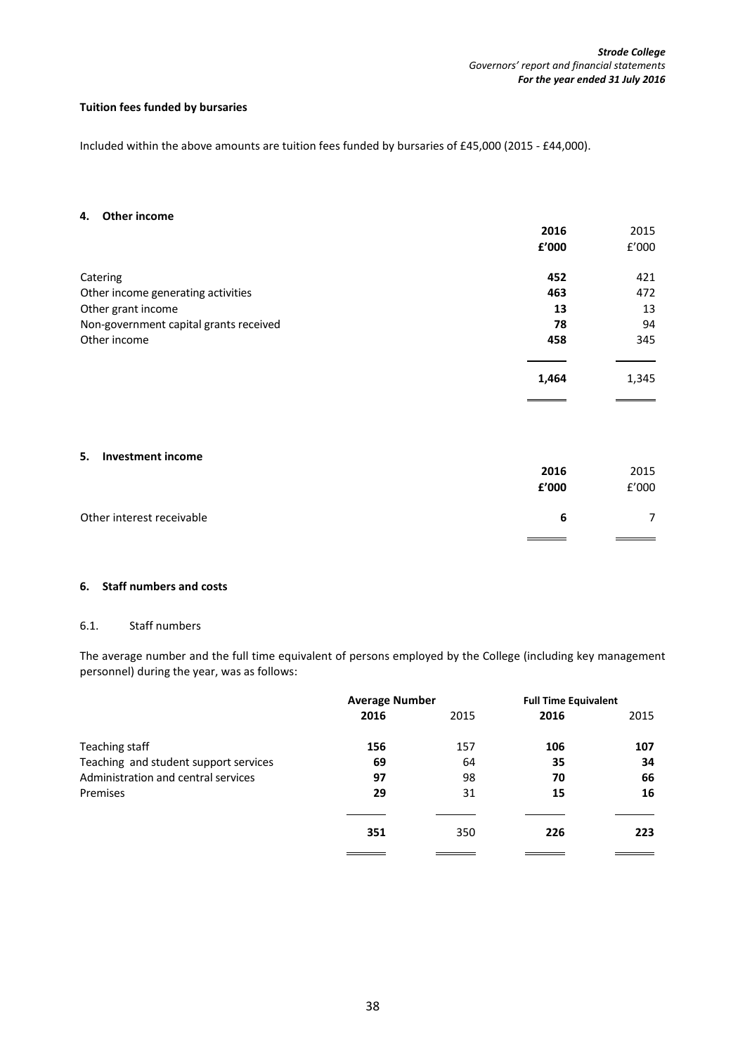**Tuition fees funded by bursaries**

Included within the above amounts are tuition fees funded by bursaries of £45,000 (2015 - £44,000).

## 4. Other income

| | 2016 | 2015 |
|---|---|---|
| | £'000 | £'000 |
| Catering | 452 | 421 |
| Other income generating activities | 463 | 472 |
| Other grant income | 13 | 13 |
| Non-government capital grants received | 78 | 94 |
| Other income | 458 | 345 |
| | 1,464 | 1,345 |

## 5. Investment income

| | 2016 | 2015 |
|---|---|---|
| | £'000 | £'000 |
| Other interest receivable | 6 | 7 |

## 6. Staff numbers and costs

### 6.1. Staff numbers

The average number and the full time equivalent of persons employed by the College (including key management personnel) during the year, was as follows:

| | Average Number | | Full Time Equivalent | |
|---|---|---|---|---|
| | 2016 | 2015 | 2016 | 2015 |
| Teaching staff | 156 | 157 | 106 | 107 |
| Teaching and student support services | 69 | 64 | 35 | 34 |
| Administration and central services | 97 | 98 | 70 | 66 |
| Premises | 29 | 31 | 15 | 16 |
| | 351 | 350 | 226 | 223 |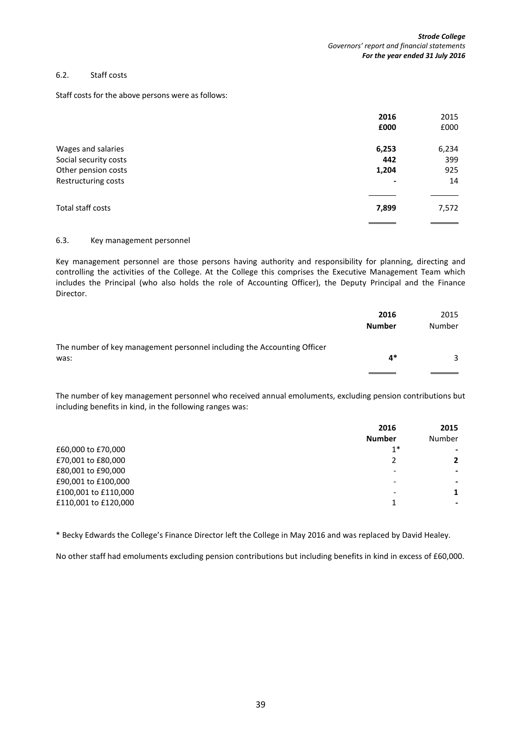### 6.2. Staff costs

Staff costs for the above persons were as follows:

| | 2016 £000 | 2015 £000 |
|---|---|---|
| Wages and salaries | **6,253** | 6,234 |
| Social security costs | **442** | 399 |
| Other pension costs | **1,204** | 925 |
| Restructuring costs | **-** | 14 |
| Total staff costs | **7,899** | 7,572 |

### 6.3. Key management personnel

Key management personnel are those persons having authority and responsibility for planning, directing and controlling the activities of the College. At the College this comprises the Executive Management Team which includes the Principal (who also holds the role of Accounting Officer), the Deputy Principal and the Finance Director.

| | 2016 Number | 2015 Number |
|---|---|---|
| The number of key management personnel including the Accounting Officer was: | **4*** | 3 |

The number of key management personnel who received annual emoluments, excluding pension contributions but including benefits in kind, in the following ranges was:

| | 2016 Number | 2015 Number |
|---|---|---|
| £60,000 to £70,000 | 1* | - |
| £70,001 to £80,000 | 2 | 2 |
| £80,001 to £90,000 | - | - |
| £90,001 to £100,000 | - | - |
| £100,001 to £110,000 | - | 1 |
| £110,001 to £120,000 | 1 | - |

* Becky Edwards the College's Finance Director left the College in May 2016 and was replaced by David Healey.

No other staff had emoluments excluding pension contributions but including benefits in kind in excess of £60,000.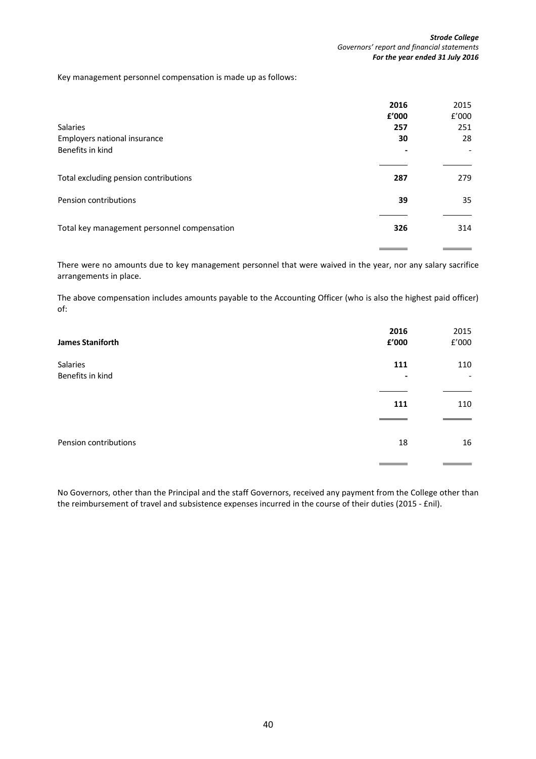Key management personnel compensation is made up as follows:

| | **2016** | 2015 |
|---|---|---|
| | **£'000** | £'000 |
| Salaries | **257** | 251 |
| Employers national insurance | **30** | 28 |
| Benefits in kind | **-** | - |
| Total excluding pension contributions | **287** | 279 |
| Pension contributions | **39** | 35 |
| Total key management personnel compensation | **326** | 314 |

There were no amounts due to key management personnel that were waived in the year, nor any salary sacrifice arrangements in place.

The above compensation includes amounts payable to the Accounting Officer (who is also the highest paid officer) of:

| **James Staniforth** | **2016** **£'000** | 2015 £'000 |
|---|---|---|
| Salaries | **111** | 110 |
| Benefits in kind | **-** | - |
| | **111** | 110 |
| Pension contributions | 18 | 16 |

No Governors, other than the Principal and the staff Governors, received any payment from the College other than the reimbursement of travel and subsistence expenses incurred in the course of their duties (2015 - £nil).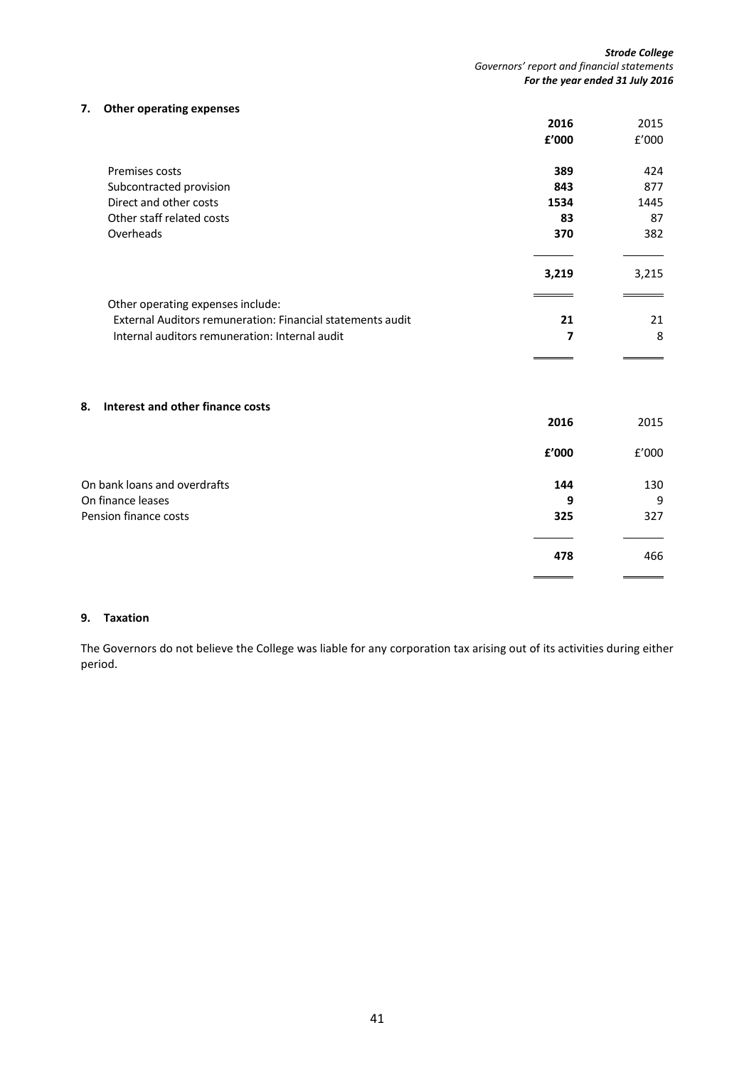## 7. Other operating expenses

| | 2016 | 2015 |
|---|---|---|
| | £'000 | £'000 |
| Premises costs | 389 | 424 |
| Subcontracted provision | 843 | 877 |
| Direct and other costs | 1534 | 1445 |
| Other staff related costs | 83 | 87 |
| Overheads | 370 | 382 |
| | 3,219 | 3,215 |
| Other operating expenses include: | | |
| External Auditors remuneration: Financial statements audit | 21 | 21 |
| Internal auditors remuneration: Internal audit | 7 | 8 |

## 8. Interest and other finance costs

| | 2016 | 2015 |
|---|---|---|
| | £'000 | £'000 |
| On bank loans and overdrafts | 144 | 130 |
| On finance leases | 9 | 9 |
| Pension finance costs | 325 | 327 |
| | 478 | 466 |

## 9. Taxation

The Governors do not believe the College was liable for any corporation tax arising out of its activities during either period.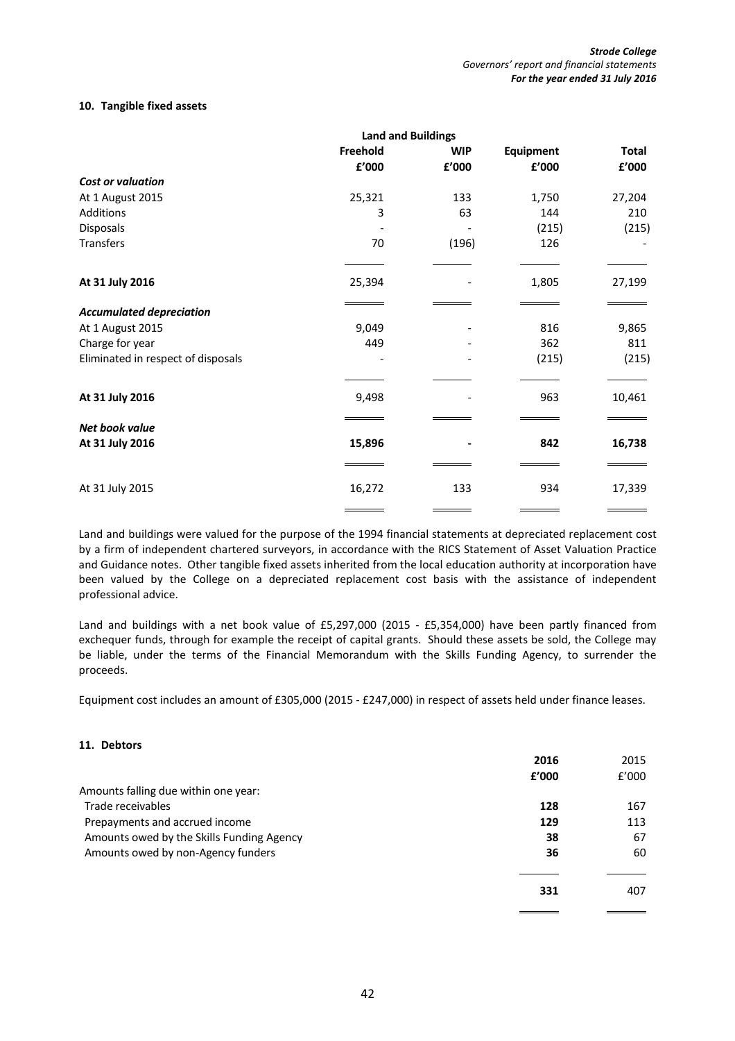#### 10. Tangible fixed assets

| | Land and Buildings | | | |
|---|---|---|---|---|
| | Freehold £'000 | WIP £'000 | Equipment £'000 | Total £'000 |
| ***Cost or valuation*** | | | | |
| At 1 August 2015 | 25,321 | 133 | 1,750 | 27,204 |
| Additions | 3 | 63 | 144 | 210 |
| Disposals | - | - | (215) | (215) |
| Transfers | 70 | (196) | 126 | - |
| **At 31 July 2016** | 25,394 | - | 1,805 | 27,199 |
| ***Accumulated depreciation*** | | | | |
| At 1 August 2015 | 9,049 | - | 816 | 9,865 |
| Charge for year | 449 | - | 362 | 811 |
| Eliminated in respect of disposals | - | - | (215) | (215) |
| **At 31 July 2016** | 9,498 | - | 963 | 10,461 |
| ***Net book value*** | | | | |
| **At 31 July 2016** | **15,896** | **-** | **842** | **16,738** |
| At 31 July 2015 | 16,272 | 133 | 934 | 17,339 |

Land and buildings were valued for the purpose of the 1994 financial statements at depreciated replacement cost by a firm of independent chartered surveyors, in accordance with the RICS Statement of Asset Valuation Practice and Guidance notes. Other tangible fixed assets inherited from the local education authority at incorporation have been valued by the College on a depreciated replacement cost basis with the assistance of independent professional advice.

Land and buildings with a net book value of £5,297,000 (2015 - £5,354,000) have been partly financed from exchequer funds, through for example the receipt of capital grants. Should these assets be sold, the College may be liable, under the terms of the Financial Memorandum with the Skills Funding Agency, to surrender the proceeds.

Equipment cost includes an amount of £305,000 (2015 - £247,000) in respect of assets held under finance leases.

#### 11. Debtors

| | 2016 £'000 | 2015 £'000 |
|---|---|---|
| Amounts falling due within one year: | | |
| Trade receivables | **128** | 167 |
| Prepayments and accrued income | **129** | 113 |
| Amounts owed by the Skills Funding Agency | **38** | 67 |
| Amounts owed by non-Agency funders | **36** | 60 |
| | **331** | 407 |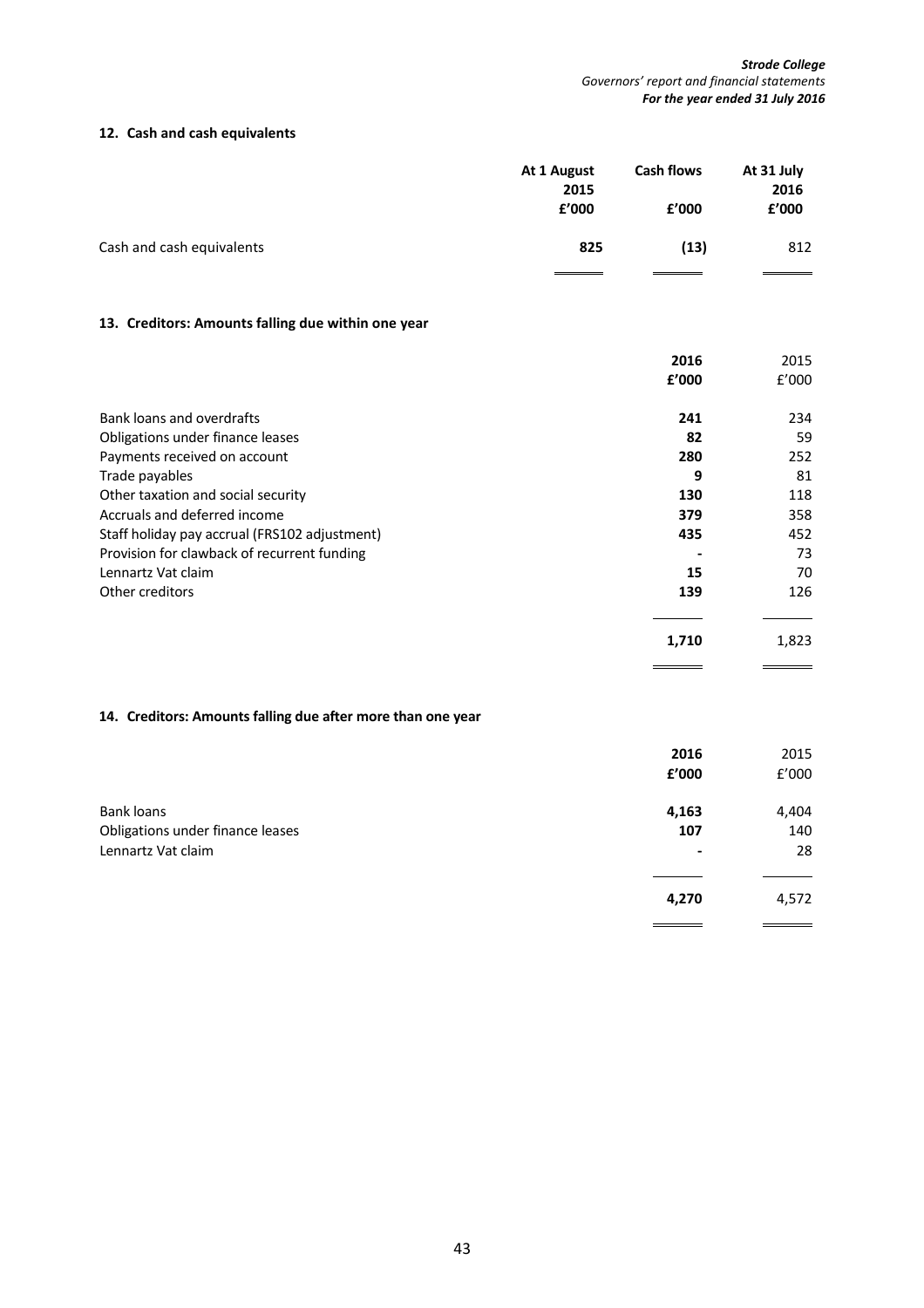## 12. Cash and cash equivalents

| | At 1 August 2015 £'000 | Cash flows £'000 | At 31 July 2016 £'000 |
|---|---|---|---|
| Cash and cash equivalents | **825** | **(13)** | 812 |

## 13. Creditors: Amounts falling due within one year

| | 2016 £'000 | 2015 £'000 |
|---|---|---|
| Bank loans and overdrafts | **241** | 234 |
| Obligations under finance leases | **82** | 59 |
| Payments received on account | **280** | 252 |
| Trade payables | **9** | 81 |
| Other taxation and social security | **130** | 118 |
| Accruals and deferred income | **379** | 358 |
| Staff holiday pay accrual (FRS102 adjustment) | **435** | 452 |
| Provision for clawback of recurrent funding | **-** | 73 |
| Lennartz Vat claim | **15** | 70 |
| Other creditors | **139** | 126 |
| | **1,710** | 1,823 |

## 14. Creditors: Amounts falling due after more than one year

| | 2016 £'000 | 2015 £'000 |
|---|---|---|
| Bank loans | **4,163** | 4,404 |
| Obligations under finance leases | **107** | 140 |
| Lennartz Vat claim | **-** | 28 |
| | **4,270** | 4,572 |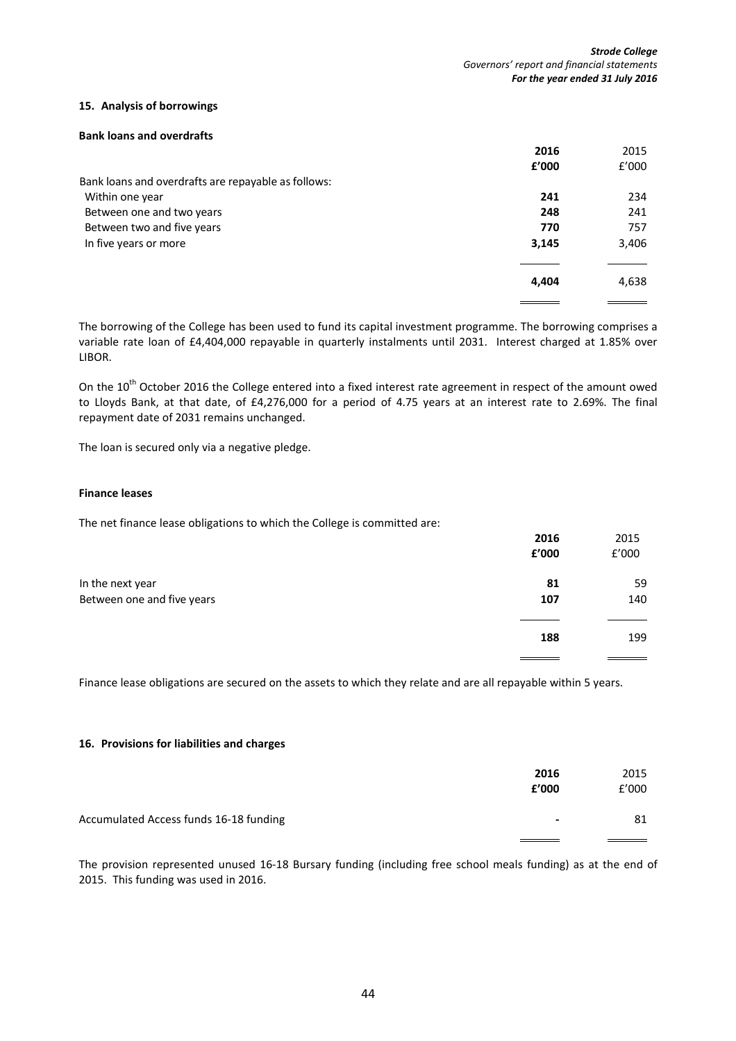## 15. Analysis of borrowings

### Bank loans and overdrafts

| | **2016** | 2015 |
|---|---|---|
| | **£'000** | £'000 |
| Bank loans and overdrafts are repayable as follows: | | |
| Within one year | **241** | 234 |
| Between one and two years | **248** | 241 |
| Between two and five years | **770** | 757 |
| In five years or more | **3,145** | 3,406 |
| | **4,404** | 4,638 |

The borrowing of the College has been used to fund its capital investment programme. The borrowing comprises a variable rate loan of £4,404,000 repayable in quarterly instalments until 2031. Interest charged at 1.85% over LIBOR.

On the 10th October 2016 the College entered into a fixed interest rate agreement in respect of the amount owed to Lloyds Bank, at that date, of £4,276,000 for a period of 4.75 years at an interest rate to 2.69%. The final repayment date of 2031 remains unchanged.

The loan is secured only via a negative pledge.

### Finance leases

The net finance lease obligations to which the College is committed are:

| | **2016** | 2015 |
|---|---|---|
| | **£'000** | £'000 |
| In the next year | **81** | 59 |
| Between one and five years | **107** | 140 |
| | **188** | 199 |

Finance lease obligations are secured on the assets to which they relate and are all repayable within 5 years.

## 16. Provisions for liabilities and charges

| | **2016** | 2015 |
|---|---|---|
| | **£'000** | £'000 |
| Accumulated Access funds 16-18 funding | **-** | 81 |

The provision represented unused 16-18 Bursary funding (including free school meals funding) as at the end of 2015. This funding was used in 2016.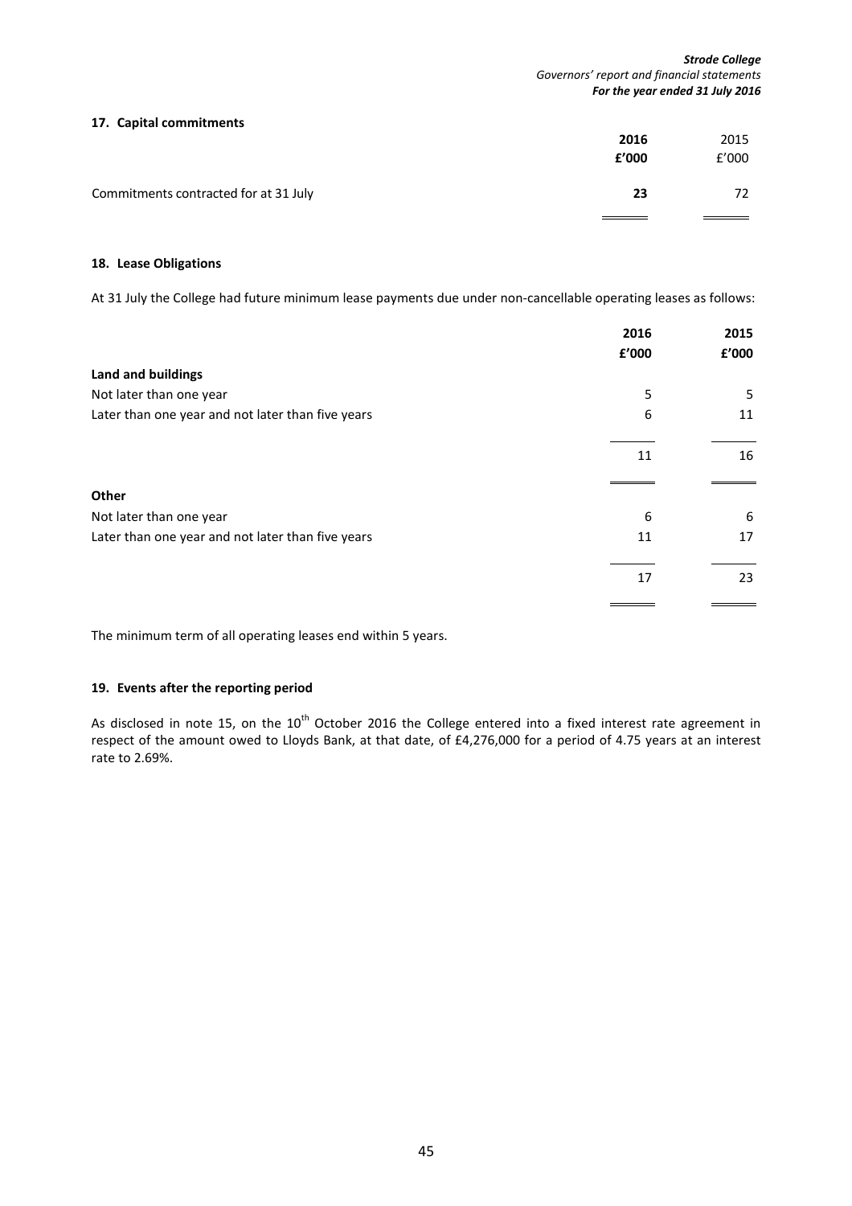## 17. Capital commitments

| | 2016 £'000 | 2015 £'000 |
|---|---|---|
| Commitments contracted for at 31 July | **23** | 72 |

## 18. Lease Obligations

At 31 July the College had future minimum lease payments due under non-cancellable operating leases as follows:

| | 2016 £'000 | 2015 £'000 |
|---|---|---|
| **Land and buildings** | | |
| Not later than one year | 5 | 5 |
| Later than one year and not later than five years | 6 | 11 |
| | 11 | 16 |
| **Other** | | |
| Not later than one year | 6 | 6 |
| Later than one year and not later than five years | 11 | 17 |
| | 17 | 23 |

The minimum term of all operating leases end within 5 years.

## 19. Events after the reporting period

As disclosed in note 15, on the 10th October 2016 the College entered into a fixed interest rate agreement in respect of the amount owed to Lloyds Bank, at that date, of £4,276,000 for a period of 4.75 years at an interest rate to 2.69%.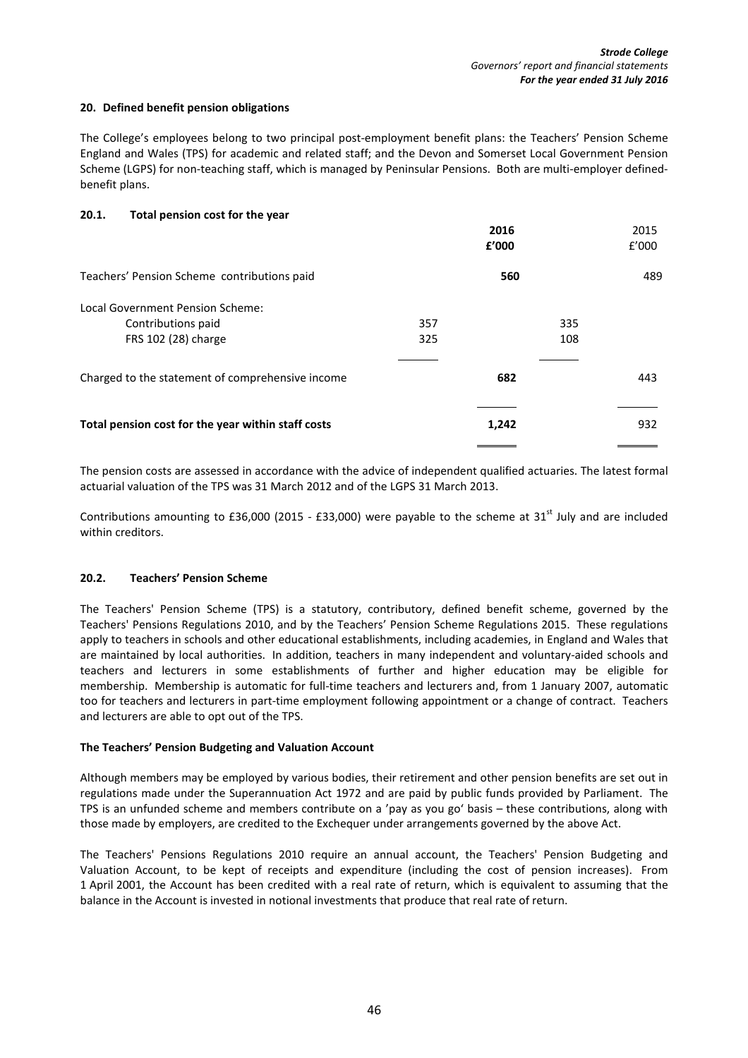## 20. Defined benefit pension obligations

The College's employees belong to two principal post-employment benefit plans: the Teachers' Pension Scheme England and Wales (TPS) for academic and related staff; and the Devon and Somerset Local Government Pension Scheme (LGPS) for non-teaching staff, which is managed by Peninsular Pensions. Both are multi-employer defined-benefit plans.

### 20.1. Total pension cost for the year

| | | **2016** | | 2015 |
|---|---|---|---|---|
| | | **£'000** | | £'000 |
| Teachers' Pension Scheme contributions paid | | **560** | | 489 |
| Local Government Pension Scheme: | | | | |
| Contributions paid | 357 | | 335 | |
| FRS 102 (28) charge | 325 | | 108 | |
| Charged to the statement of comprehensive income | | **682** | | 443 |
| **Total pension cost for the year within staff costs** | | **1,242** | | 932 |

The pension costs are assessed in accordance with the advice of independent qualified actuaries. The latest formal actuarial valuation of the TPS was 31 March 2012 and of the LGPS 31 March 2013.

Contributions amounting to £36,000 (2015 - £33,000) were payable to the scheme at 31st July and are included within creditors.

### 20.2. Teachers' Pension Scheme

The Teachers' Pension Scheme (TPS) is a statutory, contributory, defined benefit scheme, governed by the Teachers' Pensions Regulations 2010, and by the Teachers' Pension Scheme Regulations 2015. These regulations apply to teachers in schools and other educational establishments, including academies, in England and Wales that are maintained by local authorities. In addition, teachers in many independent and voluntary-aided schools and teachers and lecturers in some establishments of further and higher education may be eligible for membership. Membership is automatic for full-time teachers and lecturers and, from 1 January 2007, automatic too for teachers and lecturers in part-time employment following appointment or a change of contract. Teachers and lecturers are able to opt out of the TPS.

**The Teachers' Pension Budgeting and Valuation Account**

Although members may be employed by various bodies, their retirement and other pension benefits are set out in regulations made under the Superannuation Act 1972 and are paid by public funds provided by Parliament. The TPS is an unfunded scheme and members contribute on a 'pay as you go' basis – these contributions, along with those made by employers, are credited to the Exchequer under arrangements governed by the above Act.

The Teachers' Pensions Regulations 2010 require an annual account, the Teachers' Pension Budgeting and Valuation Account, to be kept of receipts and expenditure (including the cost of pension increases). From 1 April 2001, the Account has been credited with a real rate of return, which is equivalent to assuming that the balance in the Account is invested in notional investments that produce that real rate of return.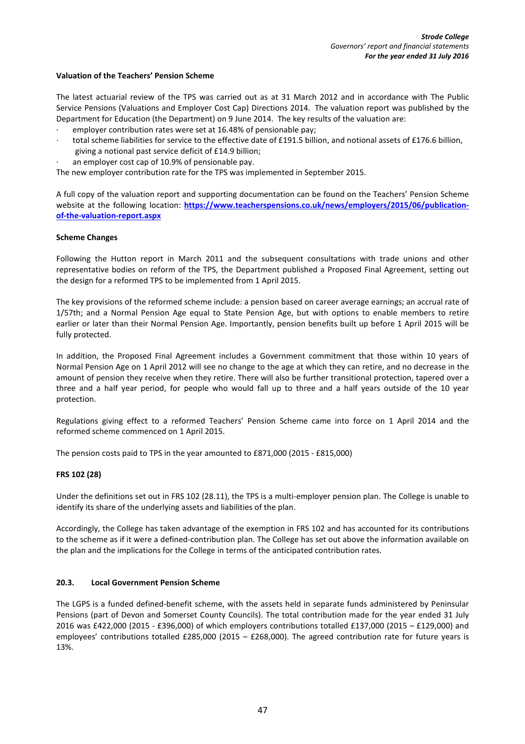**Valuation of the Teachers' Pension Scheme**

The latest actuarial review of the TPS was carried out as at 31 March 2012 and in accordance with The Public Service Pensions (Valuations and Employer Cost Cap) Directions 2014. The valuation report was published by the Department for Education (the Department) on 9 June 2014. The key results of the valuation are:

- employer contribution rates were set at 16.48% of pensionable pay;
- total scheme liabilities for service to the effective date of £191.5 billion, and notional assets of £176.6 billion, giving a notional past service deficit of £14.9 billion;
- an employer cost cap of 10.9% of pensionable pay.

The new employer contribution rate for the TPS was implemented in September 2015.

A full copy of the valuation report and supporting documentation can be found on the Teachers' Pension Scheme website at the following location: **https://www.teacherspensions.co.uk/news/employers/2015/06/publication-of-the-valuation-report.aspx**

**Scheme Changes**

Following the Hutton report in March 2011 and the subsequent consultations with trade unions and other representative bodies on reform of the TPS, the Department published a Proposed Final Agreement, setting out the design for a reformed TPS to be implemented from 1 April 2015.

The key provisions of the reformed scheme include: a pension based on career average earnings; an accrual rate of 1/57th; and a Normal Pension Age equal to State Pension Age, but with options to enable members to retire earlier or later than their Normal Pension Age. Importantly, pension benefits built up before 1 April 2015 will be fully protected.

In addition, the Proposed Final Agreement includes a Government commitment that those within 10 years of Normal Pension Age on 1 April 2012 will see no change to the age at which they can retire, and no decrease in the amount of pension they receive when they retire. There will also be further transitional protection, tapered over a three and a half year period, for people who would fall up to three and a half years outside of the 10 year protection.

Regulations giving effect to a reformed Teachers' Pension Scheme came into force on 1 April 2014 and the reformed scheme commenced on 1 April 2015.

The pension costs paid to TPS in the year amounted to £871,000 (2015 - £815,000)

**FRS 102 (28)**

Under the definitions set out in FRS 102 (28.11), the TPS is a multi-employer pension plan. The College is unable to identify its share of the underlying assets and liabilities of the plan.

Accordingly, the College has taken advantage of the exemption in FRS 102 and has accounted for its contributions to the scheme as if it were a defined-contribution plan. The College has set out above the information available on the plan and the implications for the College in terms of the anticipated contribution rates.

**20.3. Local Government Pension Scheme**

The LGPS is a funded defined-benefit scheme, with the assets held in separate funds administered by Peninsular Pensions (part of Devon and Somerset County Councils). The total contribution made for the year ended 31 July 2016 was £422,000 (2015 - £396,000) of which employers contributions totalled £137,000 (2015 – £129,000) and employees' contributions totalled £285,000 (2015 – £268,000). The agreed contribution rate for future years is 13%.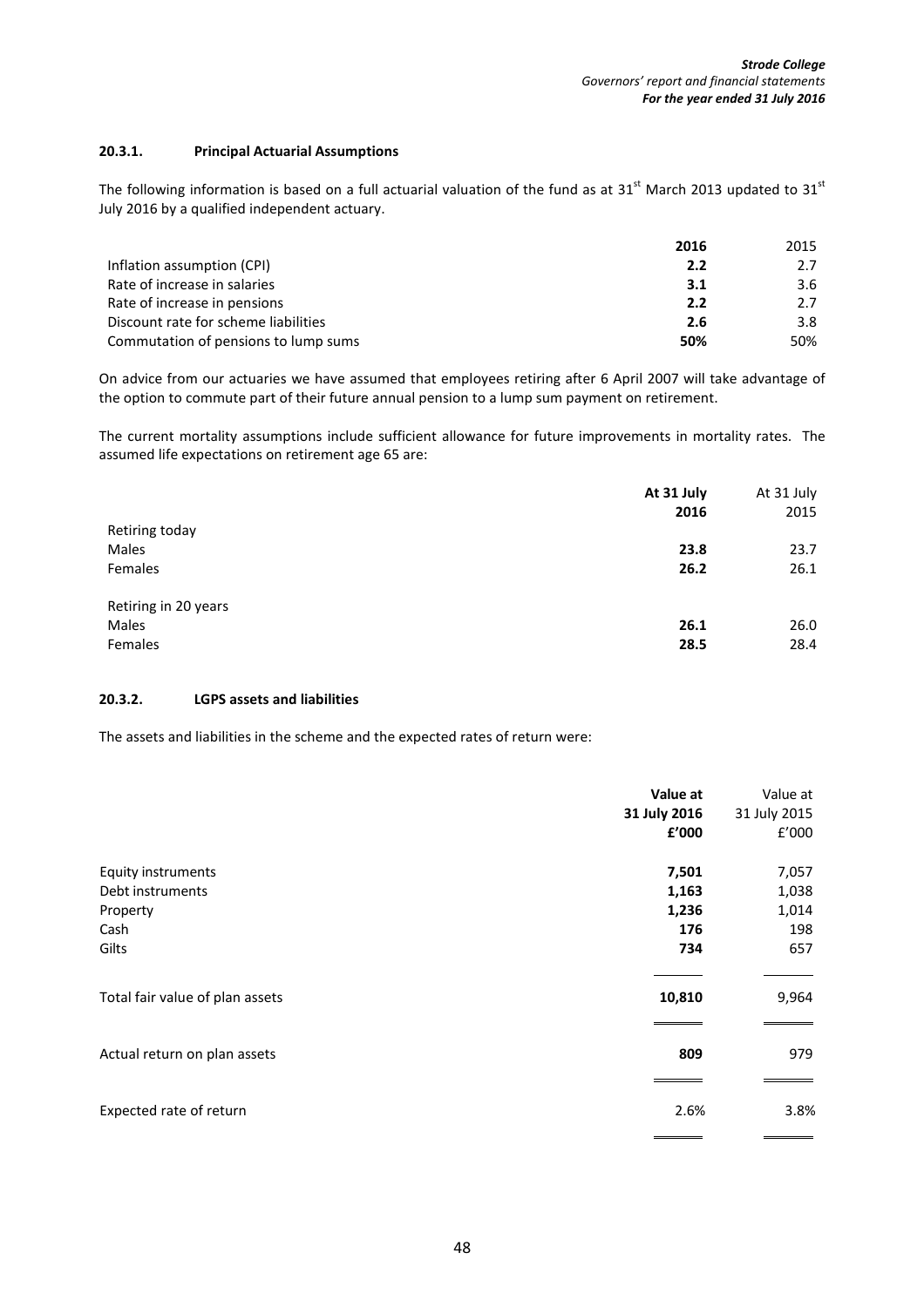#### 20.3.1. Principal Actuarial Assumptions

The following information is based on a full actuarial valuation of the fund as at 31st March 2013 updated to 31st July 2016 by a qualified independent actuary.

| | **2016** | 2015 |
|---|---|---|
| Inflation assumption (CPI) | **2.2** | 2.7 |
| Rate of increase in salaries | **3.1** | 3.6 |
| Rate of increase in pensions | **2.2** | 2.7 |
| Discount rate for scheme liabilities | **2.6** | 3.8 |
| Commutation of pensions to lump sums | **50%** | 50% |

On advice from our actuaries we have assumed that employees retiring after 6 April 2007 will take advantage of the option to commute part of their future annual pension to a lump sum payment on retirement.

The current mortality assumptions include sufficient allowance for future improvements in mortality rates. The assumed life expectations on retirement age 65 are:

| | **At 31 July 2016** | At 31 July 2015 |
|---|---|---|
| Retiring today | | |
| Males | **23.8** | 23.7 |
| Females | **26.2** | 26.1 |
| | | |
| Retiring in 20 years | | |
| Males | **26.1** | 26.0 |
| Females | **28.5** | 28.4 |

#### 20.3.2. LGPS assets and liabilities

The assets and liabilities in the scheme and the expected rates of return were:

| | **Value at 31 July 2016 £'000** | Value at 31 July 2015 £'000 |
|---|---|---|
| Equity instruments | **7,501** | 7,057 |
| Debt instruments | **1,163** | 1,038 |
| Property | **1,236** | 1,014 |
| Cash | **176** | 198 |
| Gilts | **734** | 657 |
| Total fair value of plan assets | **10,810** | 9,964 |
| Actual return on plan assets | **809** | 979 |
| Expected rate of return | 2.6% | 3.8% |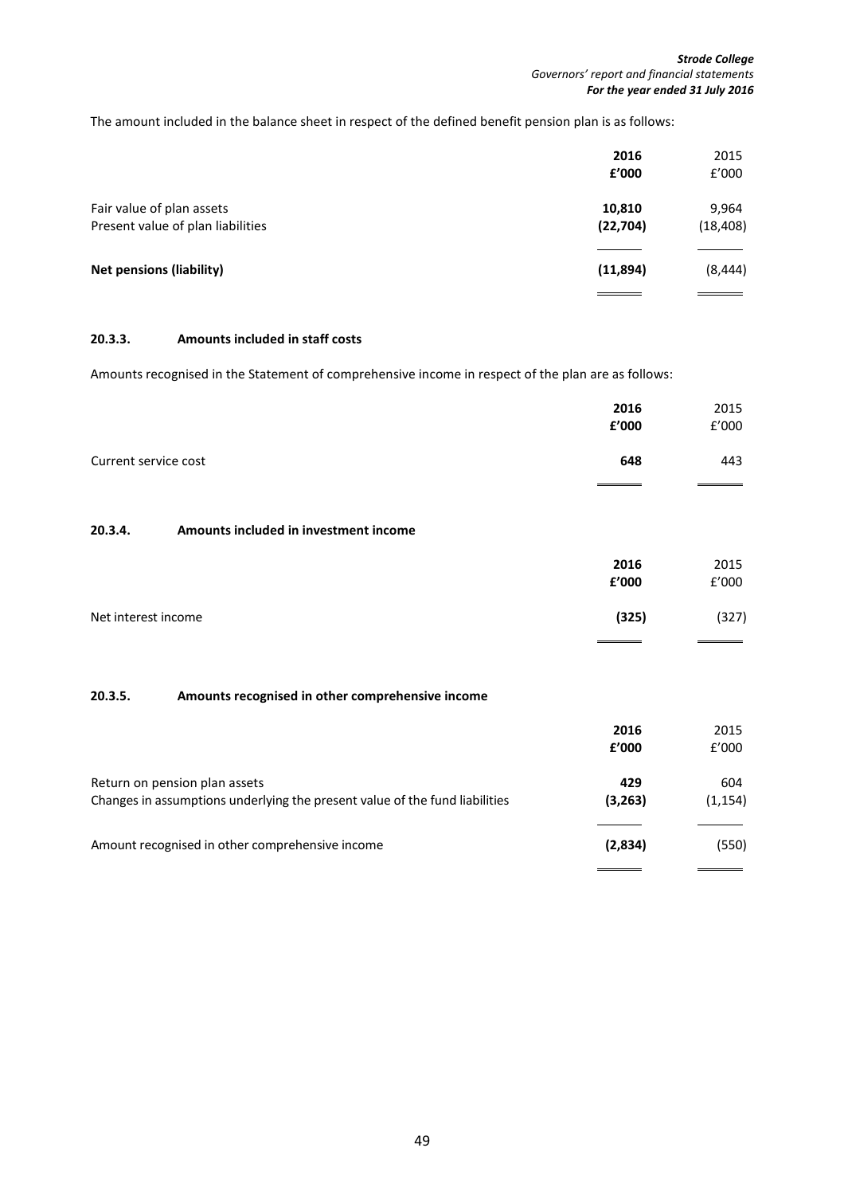The amount included in the balance sheet in respect of the defined benefit pension plan is as follows:

| | **2016** | 2015 |
|---|---|---|
| | **£'000** | £'000 |
| Fair value of plan assets | **10,810** | 9,964 |
| Present value of plan liabilities | **(22,704)** | (18,408) |
| **Net pensions (liability)** | **(11,894)** | (8,444) |

#### 20.3.3. Amounts included in staff costs

Amounts recognised in the Statement of comprehensive income in respect of the plan are as follows:

| | **2016** | 2015 |
|---|---|---|
| | **£'000** | £'000 |
| Current service cost | **648** | 443 |

#### 20.3.4. Amounts included in investment income

| | **2016** | 2015 |
|---|---|---|
| | **£'000** | £'000 |
| Net interest income | **(325)** | (327) |

#### 20.3.5. Amounts recognised in other comprehensive income

| | **2016** | 2015 |
|---|---|---|
| | **£'000** | £'000 |
| Return on pension plan assets | **429** | 604 |
| Changes in assumptions underlying the present value of the fund liabilities | **(3,263)** | (1,154) |
| Amount recognised in other comprehensive income | **(2,834)** | (550) |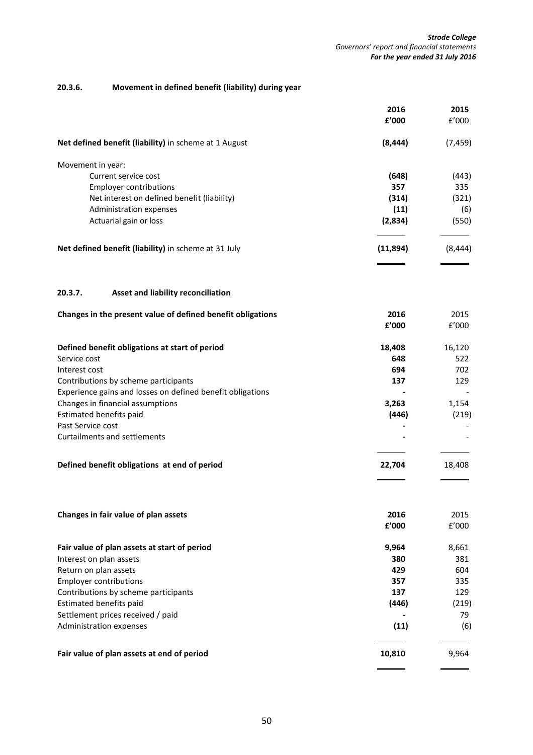### 20.3.6. Movement in defined benefit (liability) during year

| | 2016<br>£'000 | 2015<br>£'000 |
|---|---|---|
| **Net defined benefit (liability)** in scheme at 1 August | **(8,444)** | (7,459) |
| Movement in year: | | |
| Current service cost | **(648)** | (443) |
| Employer contributions | **357** | 335 |
| Net interest on defined benefit (liability) | **(314)** | (321) |
| Administration expenses | **(11)** | (6) |
| Actuarial gain or loss | **(2,834)** | (550) |
| **Net defined benefit (liability)** in scheme at 31 July | **(11,894)** | (8,444) |

### 20.3.7. Asset and liability reconciliation

| **Changes in the present value of defined benefit obligations** | 2016<br>£'000 | 2015<br>£'000 |
|---|---|---|
| **Defined benefit obligations at start of period** | **18,408** | 16,120 |
| Service cost | **648** | 522 |
| Interest cost | **694** | 702 |
| Contributions by scheme participants | **137** | 129 |
| Experience gains and losses on defined benefit obligations | **-** | - |
| Changes in financial assumptions | **3,263** | 1,154 |
| Estimated benefits paid | **(446)** | (219) |
| Past Service cost | **-** | - |
| Curtailments and settlements | **-** | - |
| **Defined benefit obligations at end of period** | **22,704** | 18,408 |

| **Changes in fair value of plan assets** | 2016<br>£'000 | 2015<br>£'000 |
|---|---|---|
| **Fair value of plan assets at start of period** | **9,964** | 8,661 |
| Interest on plan assets | **380** | 381 |
| Return on plan assets | **429** | 604 |
| Employer contributions | **357** | 335 |
| Contributions by scheme participants | **137** | 129 |
| Estimated benefits paid | **(446)** | (219) |
| Settlement prices received / paid | **-** | 79 |
| Administration expenses | **(11)** | (6) |
| **Fair value of plan assets at end of period** | **10,810** | 9,964 |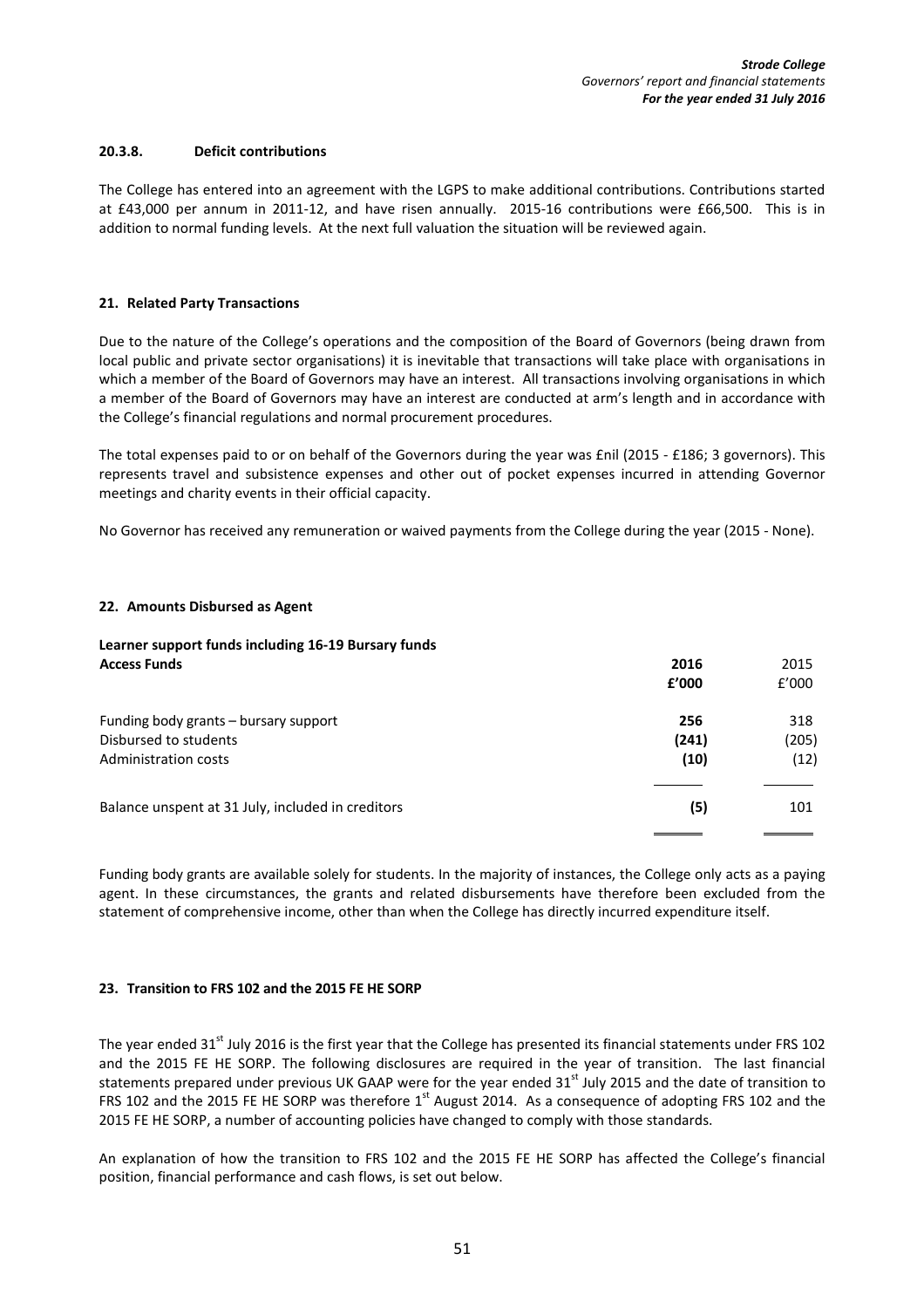#### 20.3.8. Deficit contributions

The College has entered into an agreement with the LGPS to make additional contributions. Contributions started at £43,000 per annum in 2011-12, and have risen annually. 2015-16 contributions were £66,500. This is in addition to normal funding levels. At the next full valuation the situation will be reviewed again.

## 21. Related Party Transactions

Due to the nature of the College's operations and the composition of the Board of Governors (being drawn from local public and private sector organisations) it is inevitable that transactions will take place with organisations in which a member of the Board of Governors may have an interest. All transactions involving organisations in which a member of the Board of Governors may have an interest are conducted at arm's length and in accordance with the College's financial regulations and normal procurement procedures.

The total expenses paid to or on behalf of the Governors during the year was £nil (2015 - £186; 3 governors). This represents travel and subsistence expenses and other out of pocket expenses incurred in attending Governor meetings and charity events in their official capacity.

No Governor has received any remuneration or waived payments from the College during the year (2015 - None).

## 22. Amounts Disbursed as Agent

**Learner support funds including 16-19 Bursary funds**

| **Access Funds** | **2016** | 2015 |
|---|---|---|
| | **£'000** | £'000 |
| Funding body grants – bursary support | **256** | 318 |
| Disbursed to students | **(241)** | (205) |
| Administration costs | **(10)** | (12) |
| Balance unspent at 31 July, included in creditors | **(5)** | 101 |

Funding body grants are available solely for students. In the majority of instances, the College only acts as a paying agent. In these circumstances, the grants and related disbursements have therefore been excluded from the statement of comprehensive income, other than when the College has directly incurred expenditure itself.

## 23. Transition to FRS 102 and the 2015 FE HE SORP

The year ended 31st July 2016 is the first year that the College has presented its financial statements under FRS 102 and the 2015 FE HE SORP. The following disclosures are required in the year of transition. The last financial statements prepared under previous UK GAAP were for the year ended 31st July 2015 and the date of transition to FRS 102 and the 2015 FE HE SORP was therefore 1st August 2014. As a consequence of adopting FRS 102 and the 2015 FE HE SORP, a number of accounting policies have changed to comply with those standards.

An explanation of how the transition to FRS 102 and the 2015 FE HE SORP has affected the College's financial position, financial performance and cash flows, is set out below.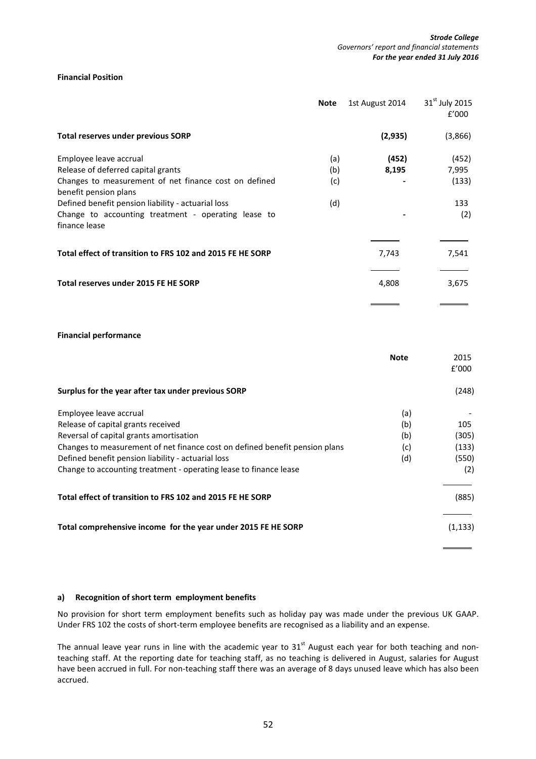### Financial Position

| | Note | 1st August 2014 | 31st July 2015 £'000 |
|---|---|---|---|
| **Total reserves under previous SORP** | | **(2,935)** | (3,866) |
| Employee leave accrual | (a) | **(452)** | (452) |
| Release of deferred capital grants | (b) | **8,195** | 7,995 |
| Changes to measurement of net finance cost on defined benefit pension plans | (c) | **-** | (133) |
| Defined benefit pension liability - actuarial loss | (d) | | 133 |
| Change to accounting treatment - operating lease to finance lease | | **-** | (2) |
| **Total effect of transition to FRS 102 and 2015 FE HE SORP** | | 7,743 | 7,541 |
| **Total reserves under 2015 FE HE SORP** | | 4,808 | 3,675 |

### Financial performance

| | Note | 2015 £'000 |
|---|---|---|
| **Surplus for the year after tax under previous SORP** | | (248) |
| Employee leave accrual | (a) | - |
| Release of capital grants received | (b) | 105 |
| Reversal of capital grants amortisation | (b) | (305) |
| Changes to measurement of net finance cost on defined benefit pension plans | (c) | (133) |
| Defined benefit pension liability - actuarial loss | (d) | (550) |
| Change to accounting treatment - operating lease to finance lease | | (2) |
| **Total effect of transition to FRS 102 and 2015 FE HE SORP** | | (885) |
| **Total comprehensive income for the year under 2015 FE HE SORP** | | (1,133) |

#### a) Recognition of short term employment benefits

No provision for short term employment benefits such as holiday pay was made under the previous UK GAAP. Under FRS 102 the costs of short-term employee benefits are recognised as a liability and an expense.

The annual leave year runs in line with the academic year to 31st August each year for both teaching and non-teaching staff. At the reporting date for teaching staff, as no teaching is delivered in August, salaries for August have been accrued in full. For non-teaching staff there was an average of 8 days unused leave which has also been accrued.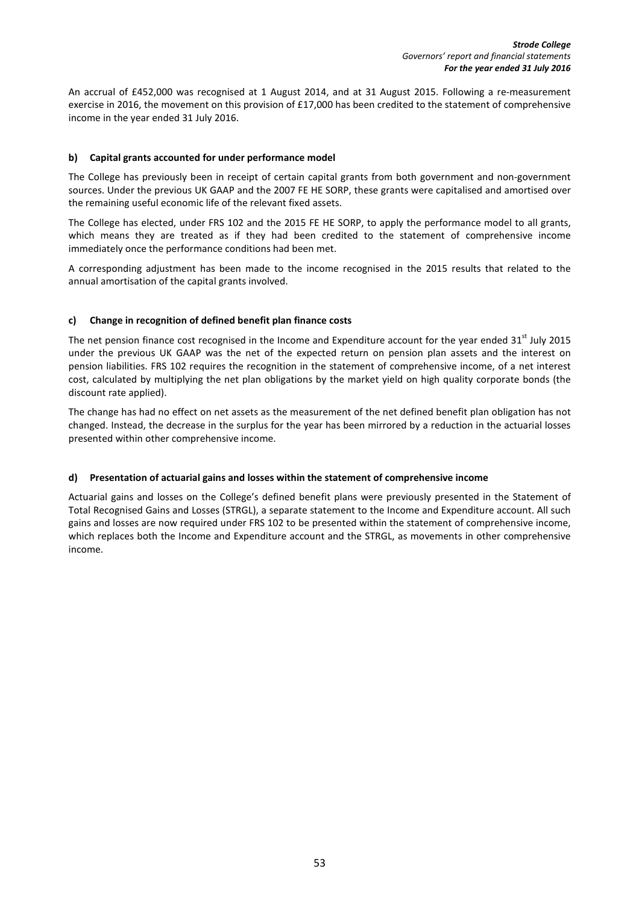An accrual of £452,000 was recognised at 1 August 2014, and at 31 August 2015. Following a re-measurement exercise in 2016, the movement on this provision of £17,000 has been credited to the statement of comprehensive income in the year ended 31 July 2016.

**b) Capital grants accounted for under performance model**

The College has previously been in receipt of certain capital grants from both government and non-government sources. Under the previous UK GAAP and the 2007 FE HE SORP, these grants were capitalised and amortised over the remaining useful economic life of the relevant fixed assets.

The College has elected, under FRS 102 and the 2015 FE HE SORP, to apply the performance model to all grants, which means they are treated as if they had been credited to the statement of comprehensive income immediately once the performance conditions had been met.

A corresponding adjustment has been made to the income recognised in the 2015 results that related to the annual amortisation of the capital grants involved.

**c) Change in recognition of defined benefit plan finance costs**

The net pension finance cost recognised in the Income and Expenditure account for the year ended 31st July 2015 under the previous UK GAAP was the net of the expected return on pension plan assets and the interest on pension liabilities. FRS 102 requires the recognition in the statement of comprehensive income, of a net interest cost, calculated by multiplying the net plan obligations by the market yield on high quality corporate bonds (the discount rate applied).

The change has had no effect on net assets as the measurement of the net defined benefit plan obligation has not changed. Instead, the decrease in the surplus for the year has been mirrored by a reduction in the actuarial losses presented within other comprehensive income.

**d) Presentation of actuarial gains and losses within the statement of comprehensive income**

Actuarial gains and losses on the College's defined benefit plans were previously presented in the Statement of Total Recognised Gains and Losses (STRGL), a separate statement to the Income and Expenditure account. All such gains and losses are now required under FRS 102 to be presented within the statement of comprehensive income, which replaces both the Income and Expenditure account and the STRGL, as movements in other comprehensive income.